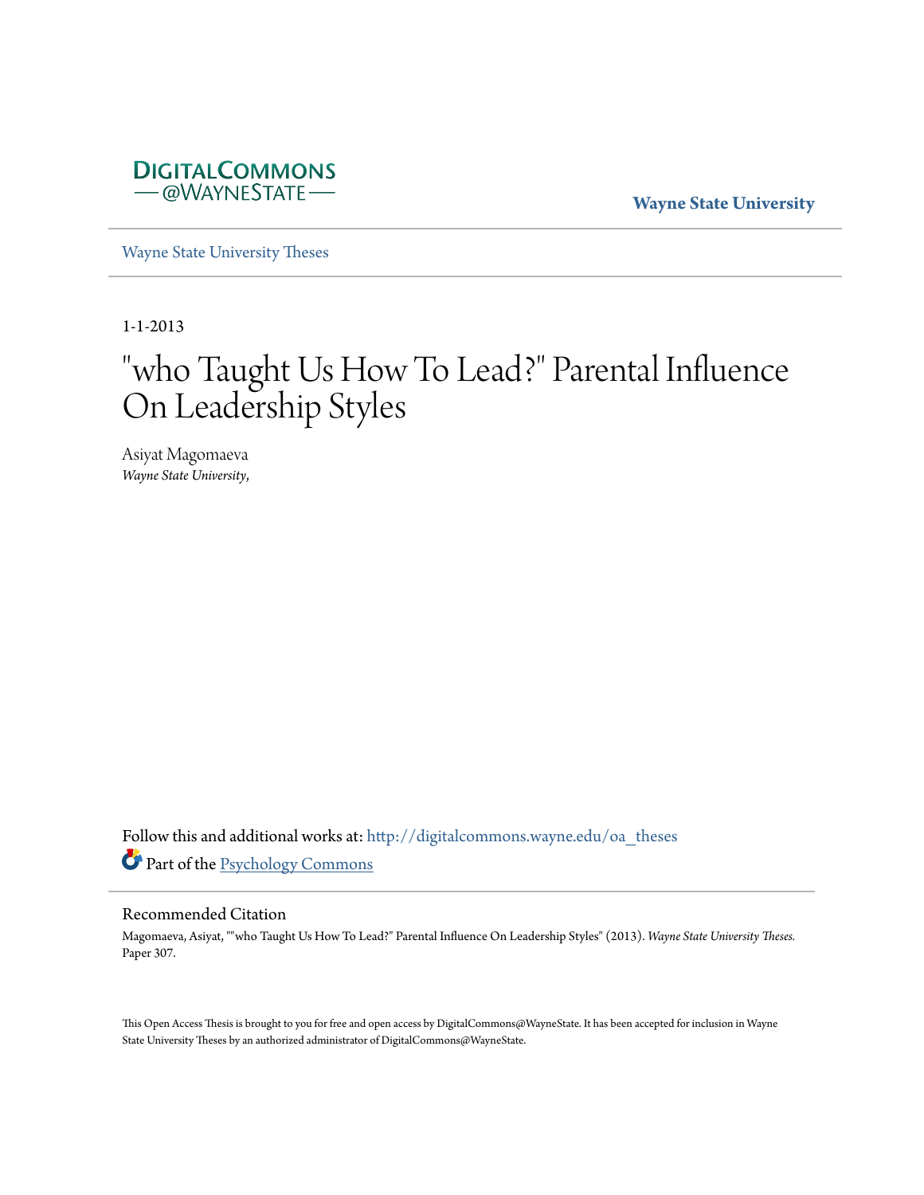DIGITALCOMMONS
— @WAYNESTATE —

**Wayne State University**

Wayne State University Theses

1-1-2013

# "who Taught Us How To Lead?" Parental Influence On Leadership Styles

Asiyat Magomaeva
*Wayne State University,*

Follow this and additional works at: http://digitalcommons.wayne.edu/oa_theses

Part of the Psychology Commons

## Recommended Citation

Magomaeva, Asiyat, ""who Taught Us How To Lead?" Parental Influence On Leadership Styles" (2013). *Wayne State University Theses.* Paper 307.

This Open Access Thesis is brought to you for free and open access by DigitalCommons@WayneState. It has been accepted for inclusion in Wayne State University Theses by an authorized administrator of DigitalCommons@WayneState.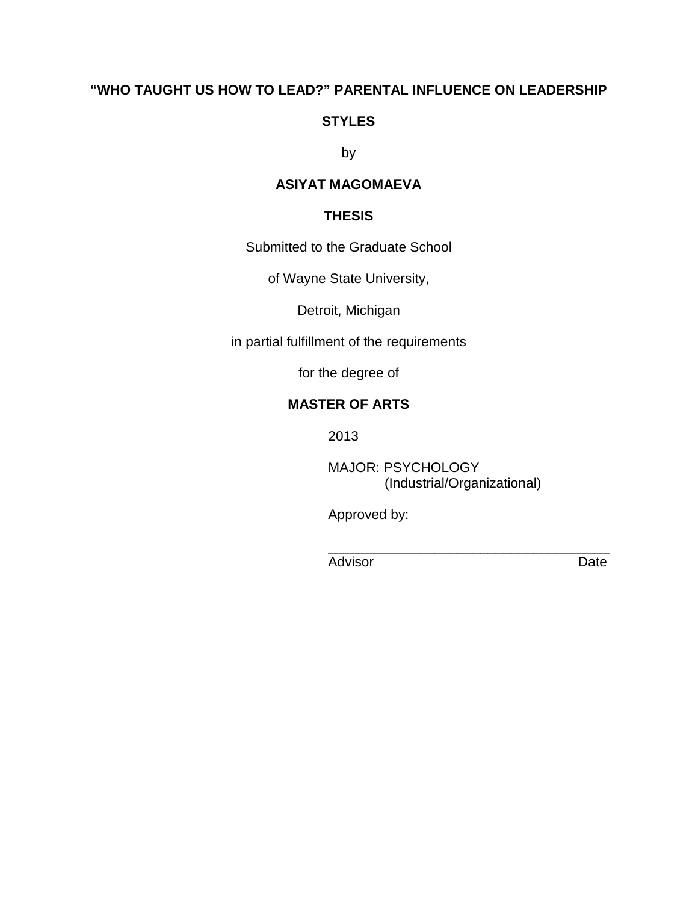**“WHO TAUGHT US HOW TO LEAD?” PARENTAL INFLUENCE ON LEADERSHIP STYLES**

by

**ASIYAT MAGOMAEVA**

**THESIS**

Submitted to the Graduate School

of Wayne State University,

Detroit, Michigan

in partial fulfillment of the requirements

for the degree of

**MASTER OF ARTS**

2013

MAJOR: PSYCHOLOGY
(Industrial/Organizational)

Approved by:

_____________________________________
Advisor                                                    Date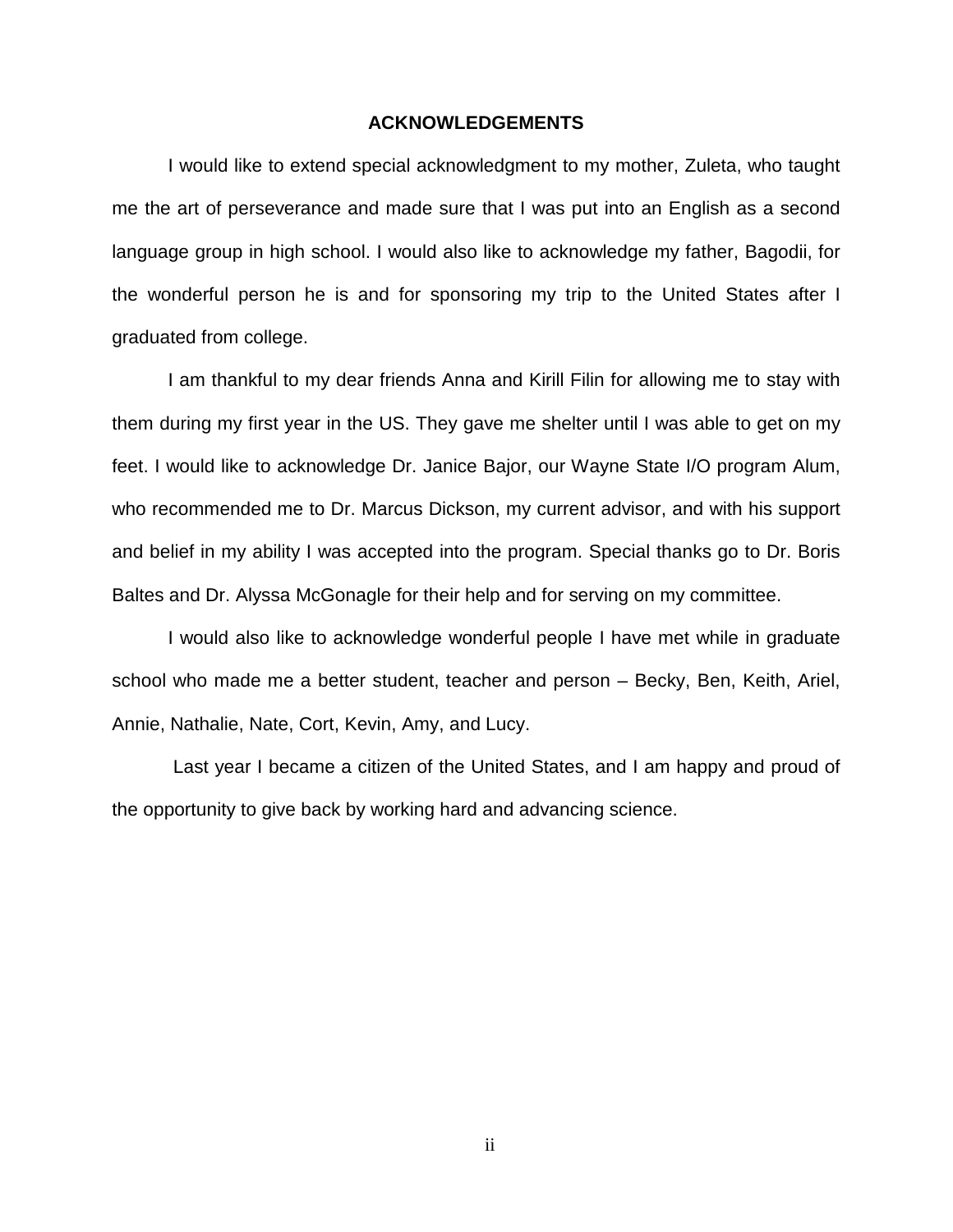# ACKNOWLEDGEMENTS

I would like to extend special acknowledgment to my mother, Zuleta, who taught me the art of perseverance and made sure that I was put into an English as a second language group in high school. I would also like to acknowledge my father, Bagodii, for the wonderful person he is and for sponsoring my trip to the United States after I graduated from college.

I am thankful to my dear friends Anna and Kirill Filin for allowing me to stay with them during my first year in the US. They gave me shelter until I was able to get on my feet. I would like to acknowledge Dr. Janice Bajor, our Wayne State I/O program Alum, who recommended me to Dr. Marcus Dickson, my current advisor, and with his support and belief in my ability I was accepted into the program. Special thanks go to Dr. Boris Baltes and Dr. Alyssa McGonagle for their help and for serving on my committee.

I would also like to acknowledge wonderful people I have met while in graduate school who made me a better student, teacher and person – Becky, Ben, Keith, Ariel, Annie, Nathalie, Nate, Cort, Kevin, Amy, and Lucy.

Last year I became a citizen of the United States, and I am happy and proud of the opportunity to give back by working hard and advancing science.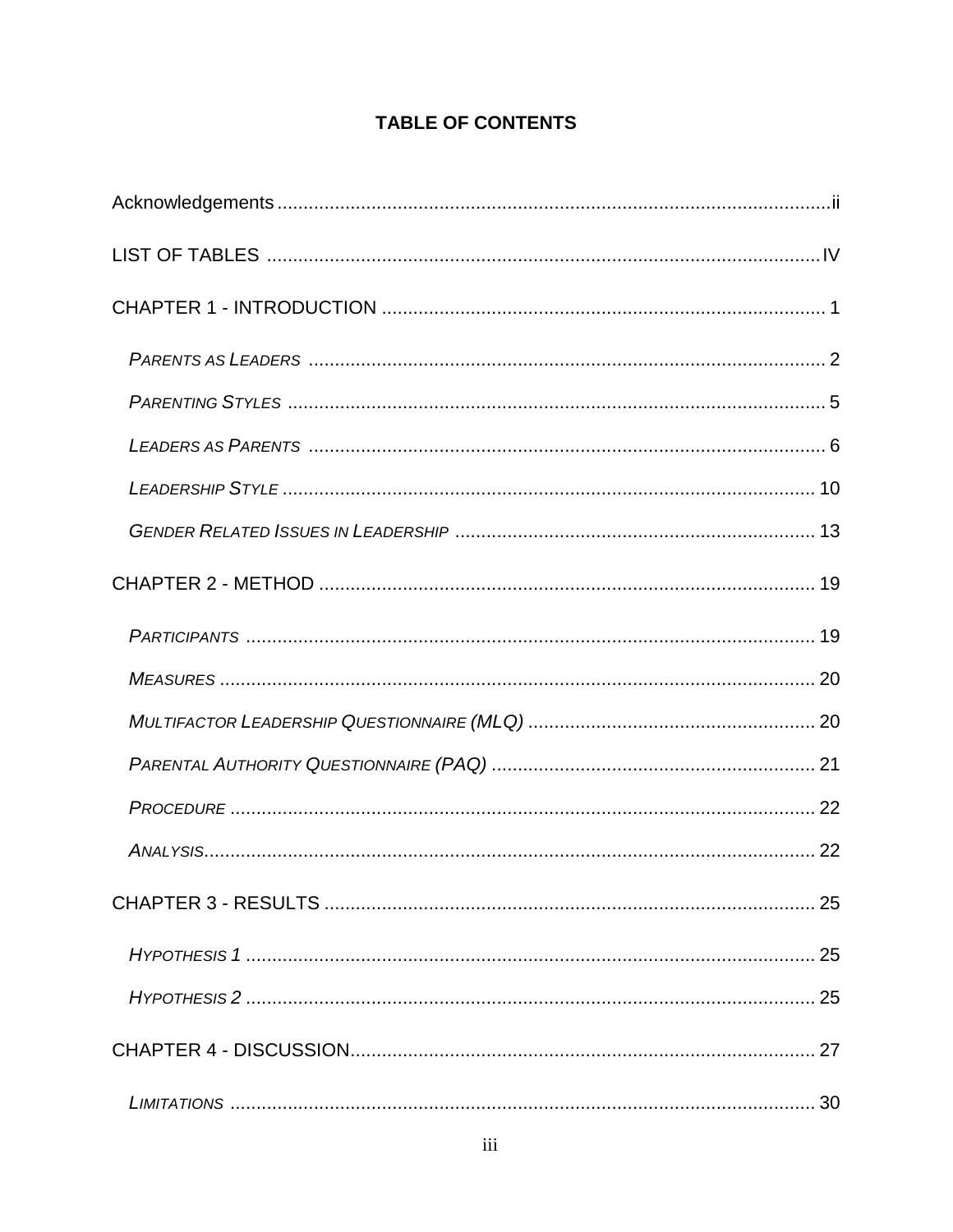**TABLE OF CONTENTS**

Acknowledgements .......... ii

LIST OF TABLES .......... IV

CHAPTER 1 - INTRODUCTION .......... 1

- *Parents as Leaders* .......... 2
- *Parenting Styles* .......... 5
- *Leaders as Parents* .......... 6
- *Leadership Style* .......... 10
- *Gender Related Issues in Leadership* .......... 13

CHAPTER 2 - METHOD .......... 19

- *Participants* .......... 19
- *Measures* .......... 20
- *Multifactor Leadership Questionnaire (MLQ)* .......... 20
- *Parental Authority Questionnaire (PAQ)* .......... 21
- *Procedure* .......... 22
- *Analysis* .......... 22

CHAPTER 3 - RESULTS .......... 25

- *Hypothesis 1* .......... 25
- *Hypothesis 2* .......... 25

CHAPTER 4 - DISCUSSION .......... 27

- *Limitations* .......... 30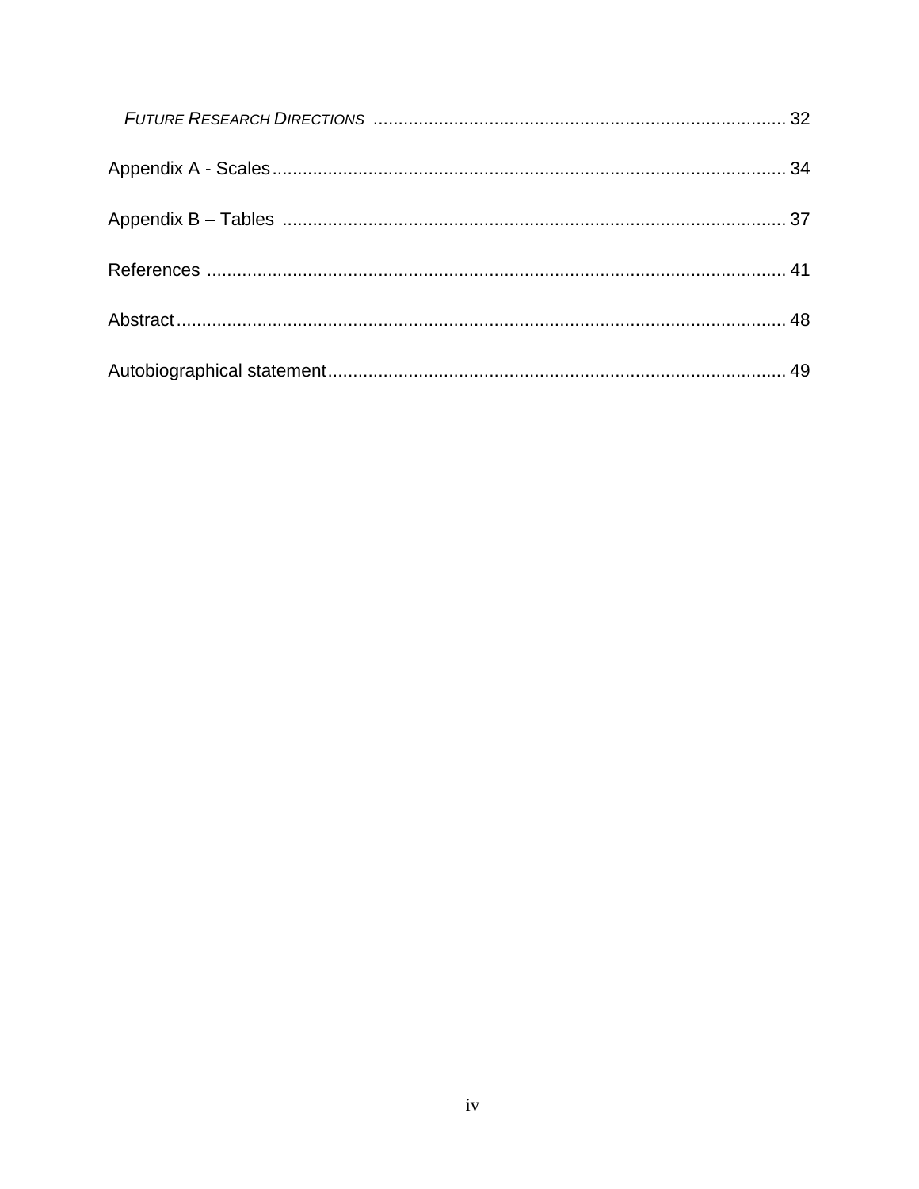*FUTURE RESEARCH DIRECTIONS* .................................................................................. 32

Appendix A - Scales...................................................................................................... 34

Appendix B – Tables .................................................................................................... 37

References .................................................................................................................. 41

Abstract........................................................................................................................ 48

Autobiographical statement.......................................................................................... 49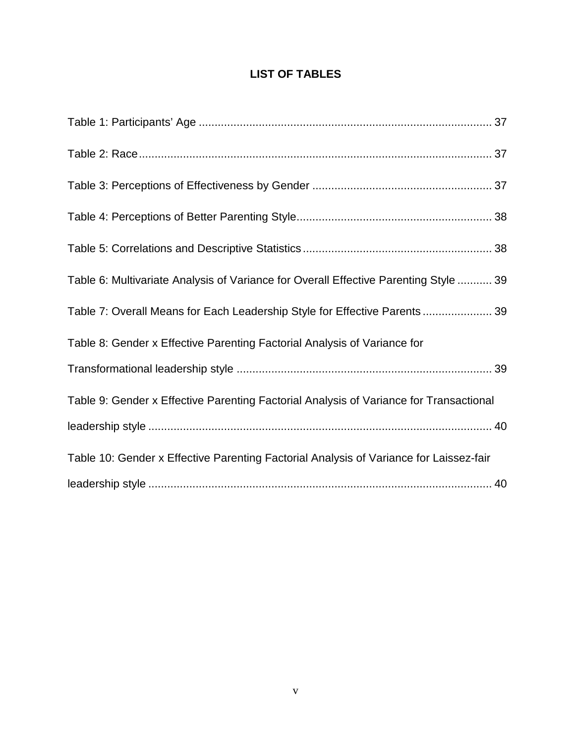# LIST OF TABLES

Table 1: Participants' Age ............................................................................................ 37

Table 2: Race............................................................................................................... 37

Table 3: Perceptions of Effectiveness by Gender ........................................................ 37

Table 4: Perceptions of Better Parenting Style............................................................. 38

Table 5: Correlations and Descriptive Statistics ........................................................... 38

Table 6: Multivariate Analysis of Variance for Overall Effective Parenting Style ........... 39

Table 7: Overall Means for Each Leadership Style for Effective Parents ...................... 39

Table 8: Gender x Effective Parenting Factorial Analysis of Variance for Transformational leadership style ................................................................................ 39

Table 9: Gender x Effective Parenting Factorial Analysis of Variance for Transactional leadership style ............................................................................................................ 40

Table 10: Gender x Effective Parenting Factorial Analysis of Variance for Laissez-fair leadership style ............................................................................................................ 40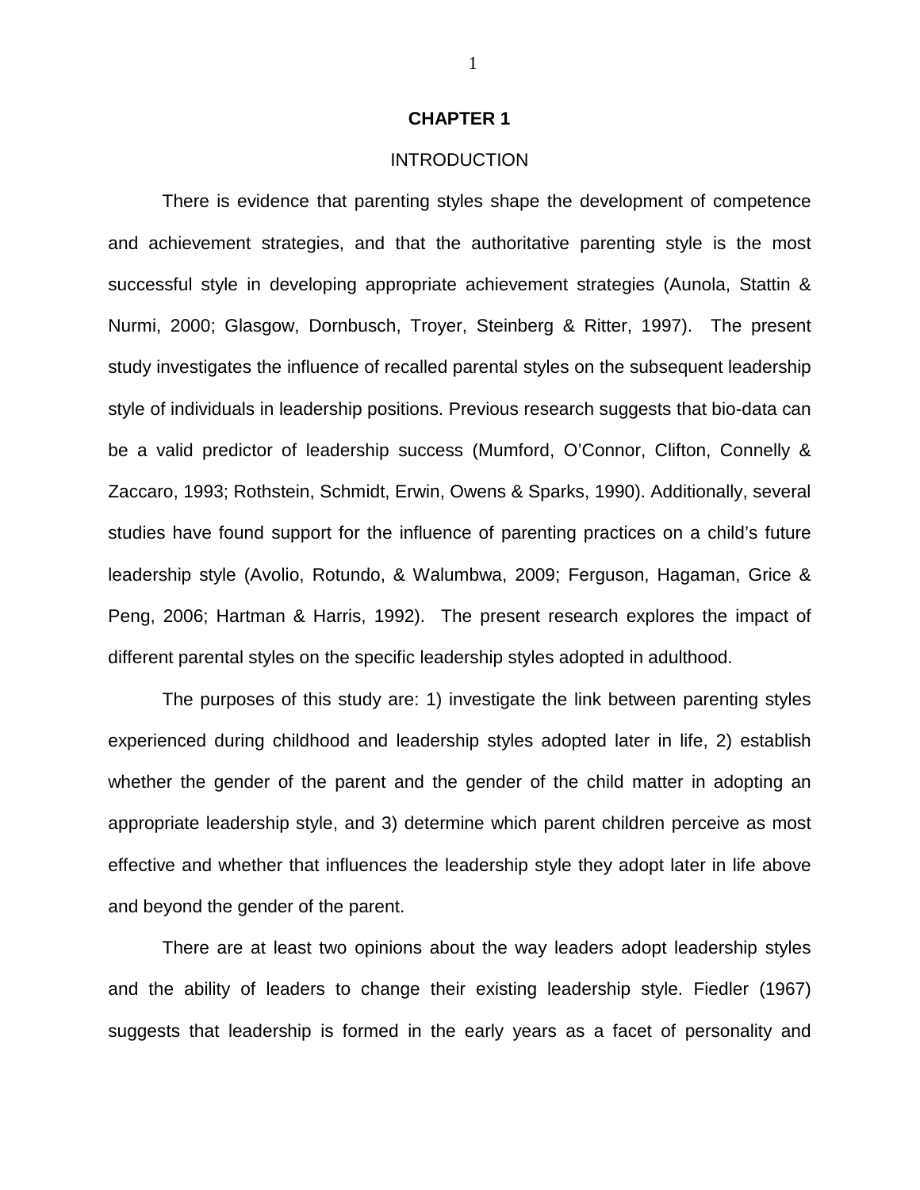# CHAPTER 1

## INTRODUCTION

There is evidence that parenting styles shape the development of competence and achievement strategies, and that the authoritative parenting style is the most successful style in developing appropriate achievement strategies (Aunola, Stattin & Nurmi, 2000; Glasgow, Dornbusch, Troyer, Steinberg & Ritter, 1997). The present study investigates the influence of recalled parental styles on the subsequent leadership style of individuals in leadership positions. Previous research suggests that bio-data can be a valid predictor of leadership success (Mumford, O'Connor, Clifton, Connelly & Zaccaro, 1993; Rothstein, Schmidt, Erwin, Owens & Sparks, 1990). Additionally, several studies have found support for the influence of parenting practices on a child's future leadership style (Avolio, Rotundo, & Walumbwa, 2009; Ferguson, Hagaman, Grice & Peng, 2006; Hartman & Harris, 1992). The present research explores the impact of different parental styles on the specific leadership styles adopted in adulthood.

The purposes of this study are: 1) investigate the link between parenting styles experienced during childhood and leadership styles adopted later in life, 2) establish whether the gender of the parent and the gender of the child matter in adopting an appropriate leadership style, and 3) determine which parent children perceive as most effective and whether that influences the leadership style they adopt later in life above and beyond the gender of the parent.

There are at least two opinions about the way leaders adopt leadership styles and the ability of leaders to change their existing leadership style. Fiedler (1967) suggests that leadership is formed in the early years as a facet of personality and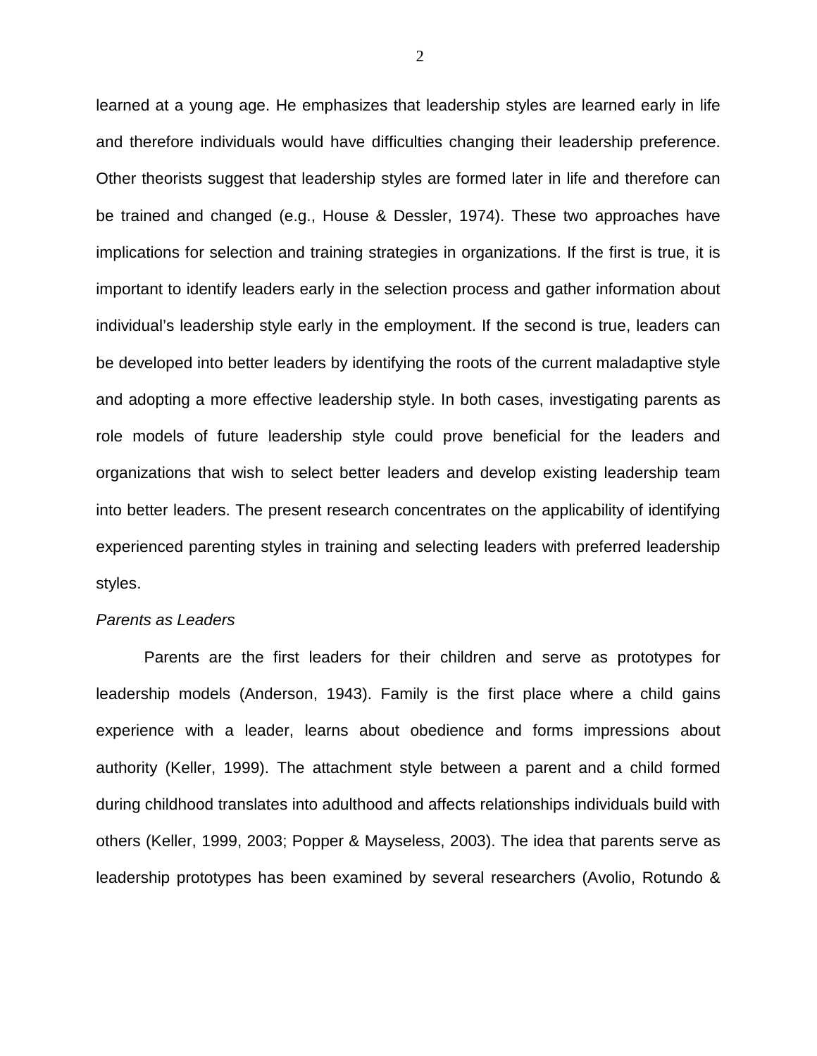learned at a young age. He emphasizes that leadership styles are learned early in life and therefore individuals would have difficulties changing their leadership preference. Other theorists suggest that leadership styles are formed later in life and therefore can be trained and changed (e.g., House & Dessler, 1974). These two approaches have implications for selection and training strategies in organizations. If the first is true, it is important to identify leaders early in the selection process and gather information about individual's leadership style early in the employment. If the second is true, leaders can be developed into better leaders by identifying the roots of the current maladaptive style and adopting a more effective leadership style. In both cases, investigating parents as role models of future leadership style could prove beneficial for the leaders and organizations that wish to select better leaders and develop existing leadership team into better leaders. The present research concentrates on the applicability of identifying experienced parenting styles in training and selecting leaders with preferred leadership styles.

*Parents as Leaders*

Parents are the first leaders for their children and serve as prototypes for leadership models (Anderson, 1943). Family is the first place where a child gains experience with a leader, learns about obedience and forms impressions about authority (Keller, 1999). The attachment style between a parent and a child formed during childhood translates into adulthood and affects relationships individuals build with others (Keller, 1999, 2003; Popper & Mayseless, 2003). The idea that parents serve as leadership prototypes has been examined by several researchers (Avolio, Rotundo &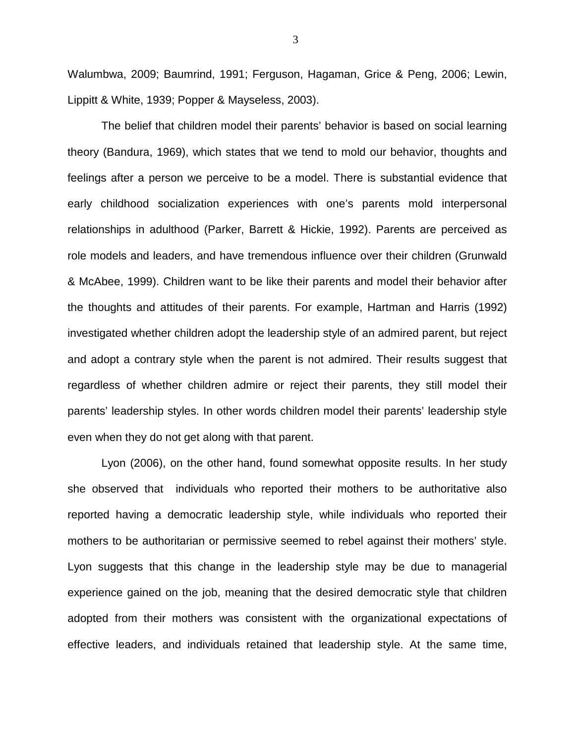Walumbwa, 2009; Baumrind, 1991; Ferguson, Hagaman, Grice & Peng, 2006; Lewin, Lippitt & White, 1939; Popper & Mayseless, 2003).

The belief that children model their parents' behavior is based on social learning theory (Bandura, 1969), which states that we tend to mold our behavior, thoughts and feelings after a person we perceive to be a model. There is substantial evidence that early childhood socialization experiences with one's parents mold interpersonal relationships in adulthood (Parker, Barrett & Hickie, 1992). Parents are perceived as role models and leaders, and have tremendous influence over their children (Grunwald & McAbee, 1999). Children want to be like their parents and model their behavior after the thoughts and attitudes of their parents. For example, Hartman and Harris (1992) investigated whether children adopt the leadership style of an admired parent, but reject and adopt a contrary style when the parent is not admired. Their results suggest that regardless of whether children admire or reject their parents, they still model their parents' leadership styles. In other words children model their parents' leadership style even when they do not get along with that parent.

Lyon (2006), on the other hand, found somewhat opposite results. In her study she observed that individuals who reported their mothers to be authoritative also reported having a democratic leadership style, while individuals who reported their mothers to be authoritarian or permissive seemed to rebel against their mothers' style. Lyon suggests that this change in the leadership style may be due to managerial experience gained on the job, meaning that the desired democratic style that children adopted from their mothers was consistent with the organizational expectations of effective leaders, and individuals retained that leadership style. At the same time,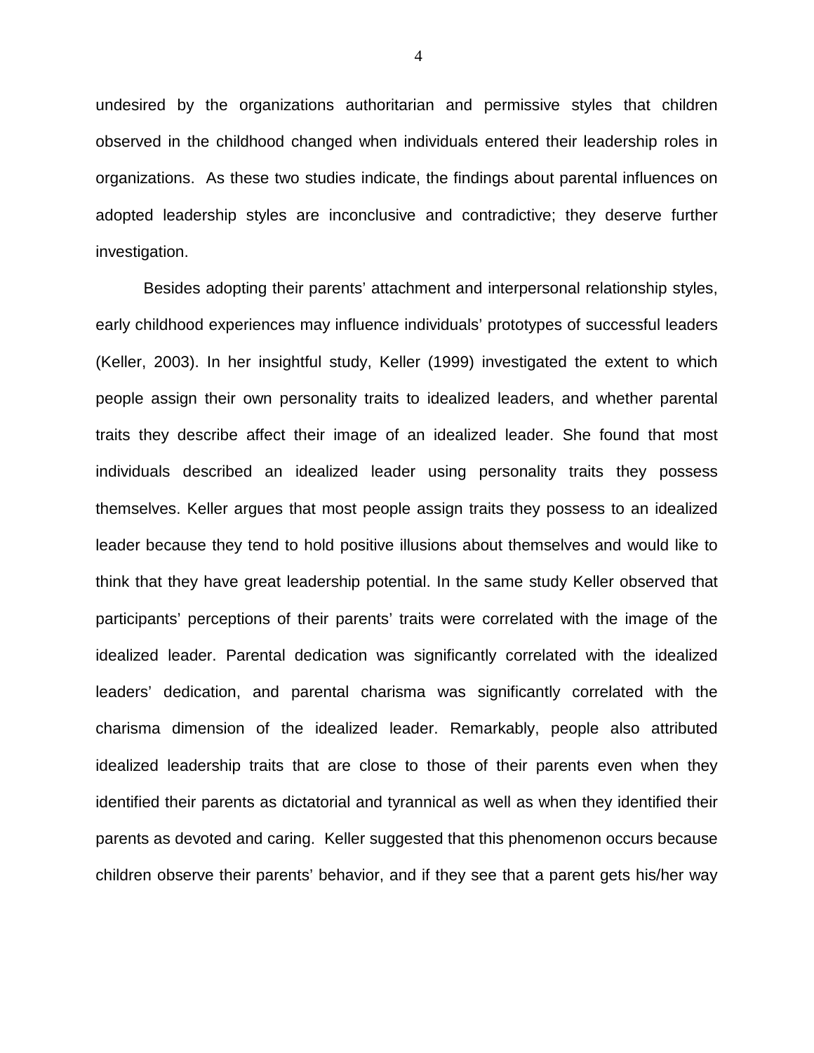undesired by the organizations authoritarian and permissive styles that children observed in the childhood changed when individuals entered their leadership roles in organizations. As these two studies indicate, the findings about parental influences on adopted leadership styles are inconclusive and contradictive; they deserve further investigation.

Besides adopting their parents' attachment and interpersonal relationship styles, early childhood experiences may influence individuals' prototypes of successful leaders (Keller, 2003). In her insightful study, Keller (1999) investigated the extent to which people assign their own personality traits to idealized leaders, and whether parental traits they describe affect their image of an idealized leader. She found that most individuals described an idealized leader using personality traits they possess themselves. Keller argues that most people assign traits they possess to an idealized leader because they tend to hold positive illusions about themselves and would like to think that they have great leadership potential. In the same study Keller observed that participants' perceptions of their parents' traits were correlated with the image of the idealized leader. Parental dedication was significantly correlated with the idealized leaders' dedication, and parental charisma was significantly correlated with the charisma dimension of the idealized leader. Remarkably, people also attributed idealized leadership traits that are close to those of their parents even when they identified their parents as dictatorial and tyrannical as well as when they identified their parents as devoted and caring. Keller suggested that this phenomenon occurs because children observe their parents' behavior, and if they see that a parent gets his/her way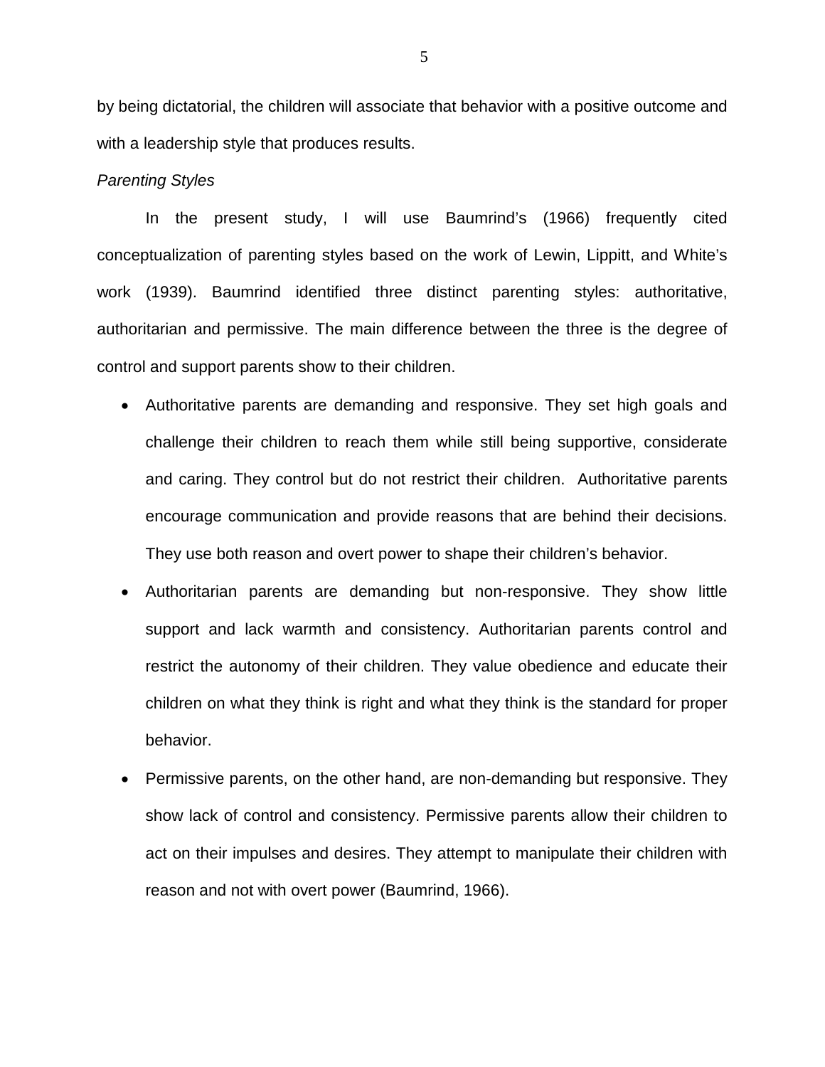by being dictatorial, the children will associate that behavior with a positive outcome and with a leadership style that produces results.

*Parenting Styles*

In the present study, I will use Baumrind's (1966) frequently cited conceptualization of parenting styles based on the work of Lewin, Lippitt, and White's work (1939). Baumrind identified three distinct parenting styles: authoritative, authoritarian and permissive. The main difference between the three is the degree of control and support parents show to their children.

- Authoritative parents are demanding and responsive. They set high goals and challenge their children to reach them while still being supportive, considerate and caring. They control but do not restrict their children. Authoritative parents encourage communication and provide reasons that are behind their decisions. They use both reason and overt power to shape their children's behavior.
- Authoritarian parents are demanding but non-responsive. They show little support and lack warmth and consistency. Authoritarian parents control and restrict the autonomy of their children. They value obedience and educate their children on what they think is right and what they think is the standard for proper behavior.
- Permissive parents, on the other hand, are non-demanding but responsive. They show lack of control and consistency. Permissive parents allow their children to act on their impulses and desires. They attempt to manipulate their children with reason and not with overt power (Baumrind, 1966).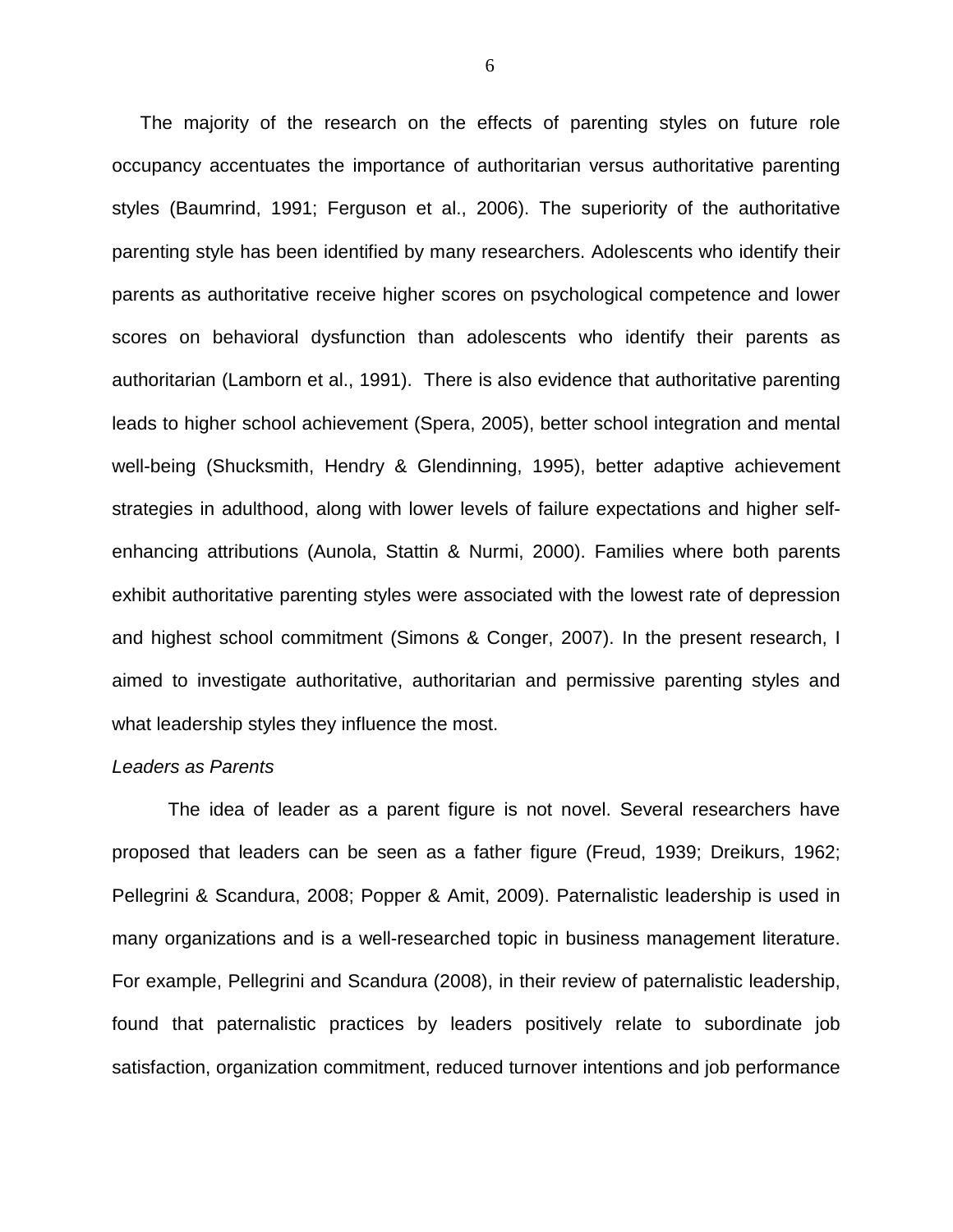The majority of the research on the effects of parenting styles on future role occupancy accentuates the importance of authoritarian versus authoritative parenting styles (Baumrind, 1991; Ferguson et al., 2006). The superiority of the authoritative parenting style has been identified by many researchers. Adolescents who identify their parents as authoritative receive higher scores on psychological competence and lower scores on behavioral dysfunction than adolescents who identify their parents as authoritarian (Lamborn et al., 1991). There is also evidence that authoritative parenting leads to higher school achievement (Spera, 2005), better school integration and mental well-being (Shucksmith, Hendry & Glendinning, 1995), better adaptive achievement strategies in adulthood, along with lower levels of failure expectations and higher self-enhancing attributions (Aunola, Stattin & Nurmi, 2000). Families where both parents exhibit authoritative parenting styles were associated with the lowest rate of depression and highest school commitment (Simons & Conger, 2007). In the present research, I aimed to investigate authoritative, authoritarian and permissive parenting styles and what leadership styles they influence the most.

*Leaders as Parents*

The idea of leader as a parent figure is not novel. Several researchers have proposed that leaders can be seen as a father figure (Freud, 1939; Dreikurs, 1962; Pellegrini & Scandura, 2008; Popper & Amit, 2009). Paternalistic leadership is used in many organizations and is a well-researched topic in business management literature. For example, Pellegrini and Scandura (2008), in their review of paternalistic leadership, found that paternalistic practices by leaders positively relate to subordinate job satisfaction, organization commitment, reduced turnover intentions and job performance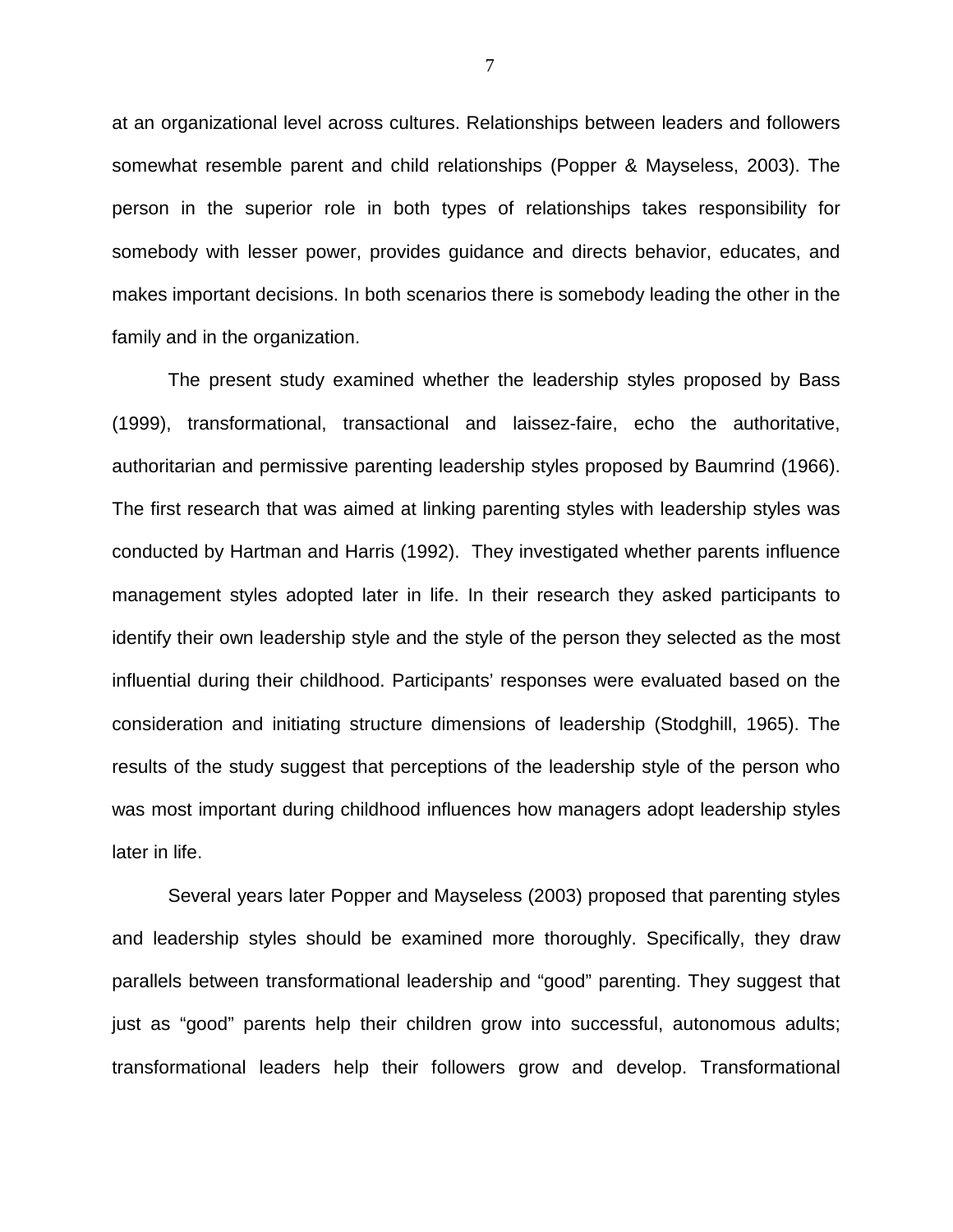at an organizational level across cultures. Relationships between leaders and followers somewhat resemble parent and child relationships (Popper & Mayseless, 2003). The person in the superior role in both types of relationships takes responsibility for somebody with lesser power, provides guidance and directs behavior, educates, and makes important decisions. In both scenarios there is somebody leading the other in the family and in the organization.

The present study examined whether the leadership styles proposed by Bass (1999), transformational, transactional and laissez-faire, echo the authoritative, authoritarian and permissive parenting leadership styles proposed by Baumrind (1966). The first research that was aimed at linking parenting styles with leadership styles was conducted by Hartman and Harris (1992). They investigated whether parents influence management styles adopted later in life. In their research they asked participants to identify their own leadership style and the style of the person they selected as the most influential during their childhood. Participants' responses were evaluated based on the consideration and initiating structure dimensions of leadership (Stodghill, 1965). The results of the study suggest that perceptions of the leadership style of the person who was most important during childhood influences how managers adopt leadership styles later in life.

Several years later Popper and Mayseless (2003) proposed that parenting styles and leadership styles should be examined more thoroughly. Specifically, they draw parallels between transformational leadership and "good" parenting. They suggest that just as "good" parents help their children grow into successful, autonomous adults; transformational leaders help their followers grow and develop. Transformational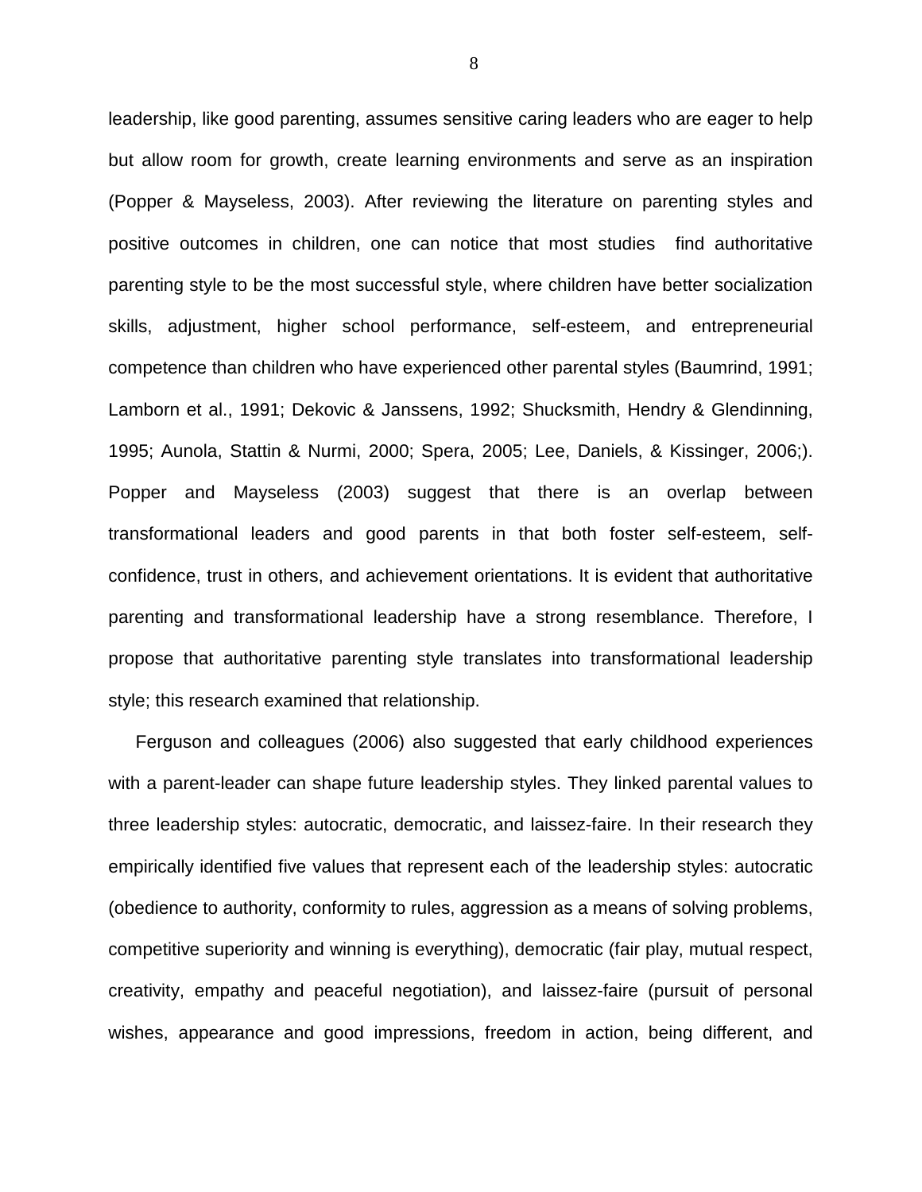leadership, like good parenting, assumes sensitive caring leaders who are eager to help but allow room for growth, create learning environments and serve as an inspiration (Popper & Mayseless, 2003). After reviewing the literature on parenting styles and positive outcomes in children, one can notice that most studies find authoritative parenting style to be the most successful style, where children have better socialization skills, adjustment, higher school performance, self-esteem, and entrepreneurial competence than children who have experienced other parental styles (Baumrind, 1991; Lamborn et al., 1991; Dekovic & Janssens, 1992; Shucksmith, Hendry & Glendinning, 1995; Aunola, Stattin & Nurmi, 2000; Spera, 2005; Lee, Daniels, & Kissinger, 2006;). Popper and Mayseless (2003) suggest that there is an overlap between transformational leaders and good parents in that both foster self-esteem, self-confidence, trust in others, and achievement orientations. It is evident that authoritative parenting and transformational leadership have a strong resemblance. Therefore, I propose that authoritative parenting style translates into transformational leadership style; this research examined that relationship.

Ferguson and colleagues (2006) also suggested that early childhood experiences with a parent-leader can shape future leadership styles. They linked parental values to three leadership styles: autocratic, democratic, and laissez-faire. In their research they empirically identified five values that represent each of the leadership styles: autocratic (obedience to authority, conformity to rules, aggression as a means of solving problems, competitive superiority and winning is everything), democratic (fair play, mutual respect, creativity, empathy and peaceful negotiation), and laissez-faire (pursuit of personal wishes, appearance and good impressions, freedom in action, being different, and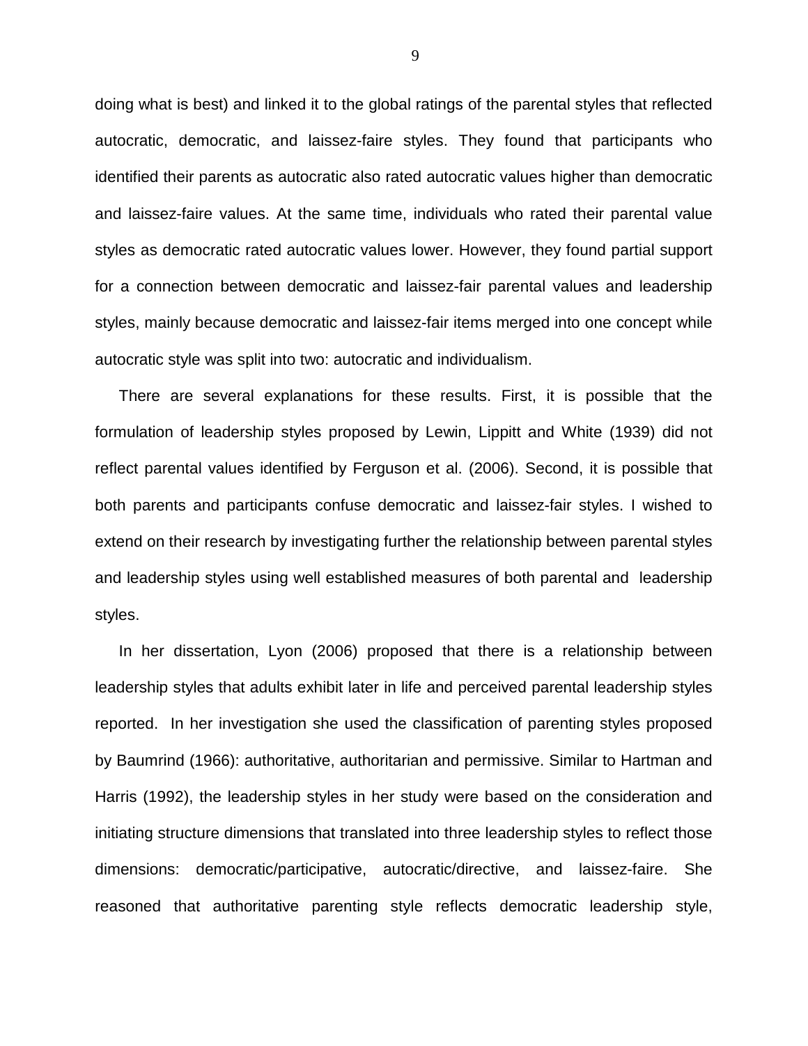doing what is best) and linked it to the global ratings of the parental styles that reflected autocratic, democratic, and laissez-faire styles. They found that participants who identified their parents as autocratic also rated autocratic values higher than democratic and laissez-faire values. At the same time, individuals who rated their parental value styles as democratic rated autocratic values lower. However, they found partial support for a connection between democratic and laissez-fair parental values and leadership styles, mainly because democratic and laissez-fair items merged into one concept while autocratic style was split into two: autocratic and individualism.

There are several explanations for these results. First, it is possible that the formulation of leadership styles proposed by Lewin, Lippitt and White (1939) did not reflect parental values identified by Ferguson et al. (2006). Second, it is possible that both parents and participants confuse democratic and laissez-fair styles. I wished to extend on their research by investigating further the relationship between parental styles and leadership styles using well established measures of both parental and leadership styles.

In her dissertation, Lyon (2006) proposed that there is a relationship between leadership styles that adults exhibit later in life and perceived parental leadership styles reported. In her investigation she used the classification of parenting styles proposed by Baumrind (1966): authoritative, authoritarian and permissive. Similar to Hartman and Harris (1992), the leadership styles in her study were based on the consideration and initiating structure dimensions that translated into three leadership styles to reflect those dimensions: democratic/participative, autocratic/directive, and laissez-faire. She reasoned that authoritative parenting style reflects democratic leadership style,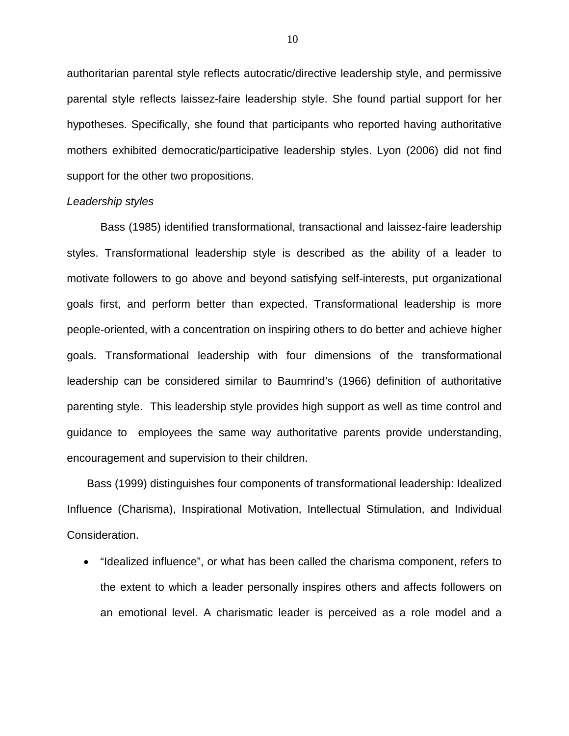authoritarian parental style reflects autocratic/directive leadership style, and permissive parental style reflects laissez-faire leadership style. She found partial support for her hypotheses. Specifically, she found that participants who reported having authoritative mothers exhibited democratic/participative leadership styles. Lyon (2006) did not find support for the other two propositions.

*Leadership styles*

Bass (1985) identified transformational, transactional and laissez-faire leadership styles. Transformational leadership style is described as the ability of a leader to motivate followers to go above and beyond satisfying self-interests, put organizational goals first, and perform better than expected. Transformational leadership is more people-oriented, with a concentration on inspiring others to do better and achieve higher goals. Transformational leadership with four dimensions of the transformational leadership can be considered similar to Baumrind's (1966) definition of authoritative parenting style. This leadership style provides high support as well as time control and guidance to employees the same way authoritative parents provide understanding, encouragement and supervision to their children.

Bass (1999) distinguishes four components of transformational leadership: Idealized Influence (Charisma), Inspirational Motivation, Intellectual Stimulation, and Individual Consideration.

- "Idealized influence", or what has been called the charisma component, refers to the extent to which a leader personally inspires others and affects followers on an emotional level. A charismatic leader is perceived as a role model and a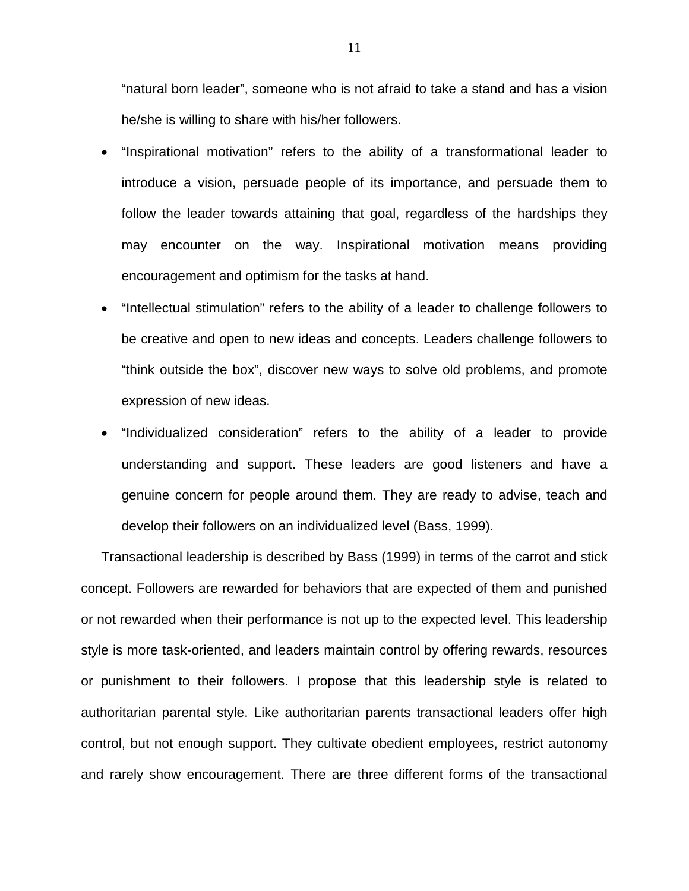"natural born leader", someone who is not afraid to take a stand and has a vision he/she is willing to share with his/her followers.

- "Inspirational motivation" refers to the ability of a transformational leader to introduce a vision, persuade people of its importance, and persuade them to follow the leader towards attaining that goal, regardless of the hardships they may encounter on the way. Inspirational motivation means providing encouragement and optimism for the tasks at hand.
- "Intellectual stimulation" refers to the ability of a leader to challenge followers to be creative and open to new ideas and concepts. Leaders challenge followers to "think outside the box", discover new ways to solve old problems, and promote expression of new ideas.
- "Individualized consideration" refers to the ability of a leader to provide understanding and support. These leaders are good listeners and have a genuine concern for people around them. They are ready to advise, teach and develop their followers on an individualized level (Bass, 1999).

Transactional leadership is described by Bass (1999) in terms of the carrot and stick concept. Followers are rewarded for behaviors that are expected of them and punished or not rewarded when their performance is not up to the expected level. This leadership style is more task-oriented, and leaders maintain control by offering rewards, resources or punishment to their followers. I propose that this leadership style is related to authoritarian parental style. Like authoritarian parents transactional leaders offer high control, but not enough support. They cultivate obedient employees, restrict autonomy and rarely show encouragement. There are three different forms of the transactional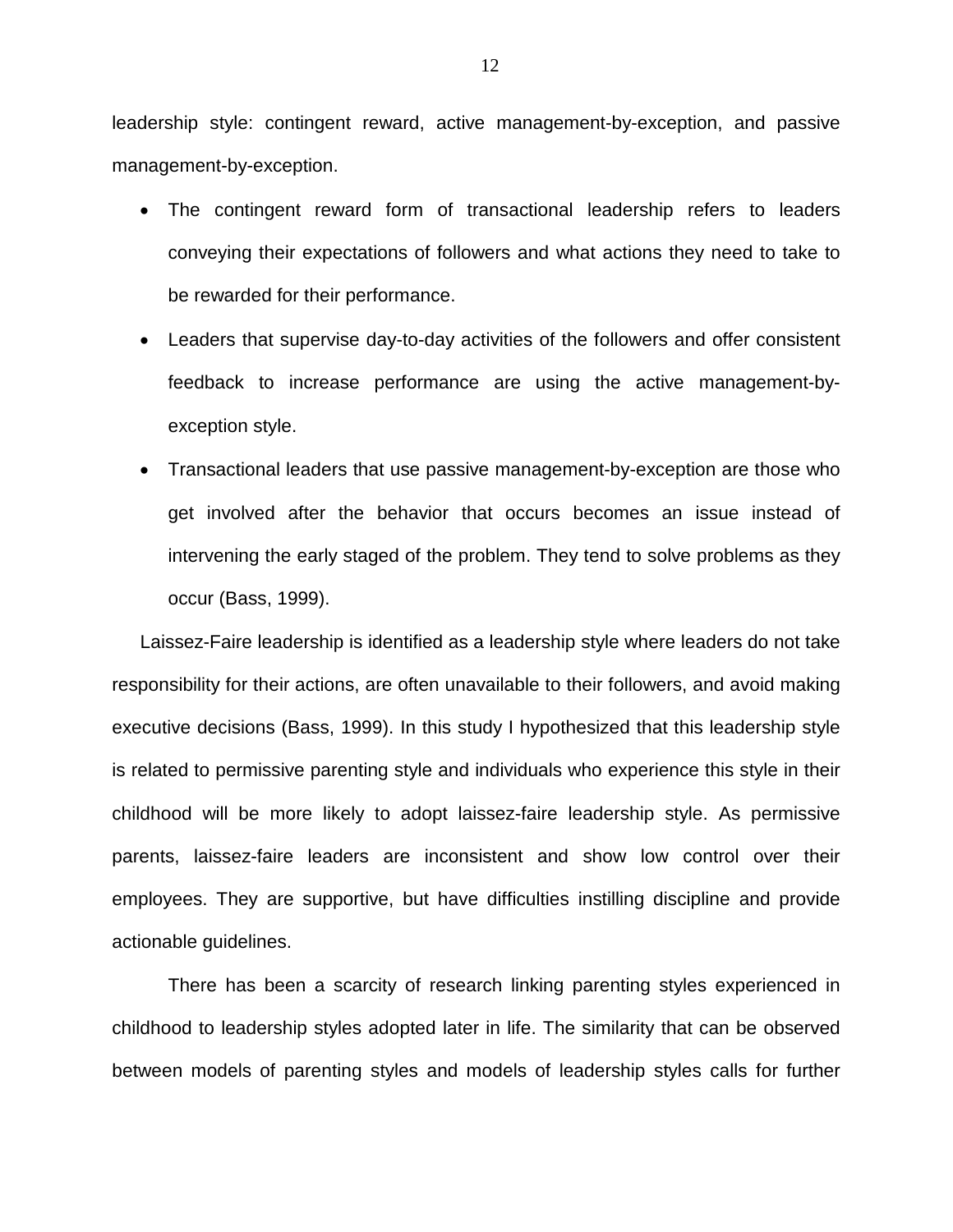leadership style: contingent reward, active management-by-exception, and passive management-by-exception.

- The contingent reward form of transactional leadership refers to leaders conveying their expectations of followers and what actions they need to take to be rewarded for their performance.
- Leaders that supervise day-to-day activities of the followers and offer consistent feedback to increase performance are using the active management-by-exception style.
- Transactional leaders that use passive management-by-exception are those who get involved after the behavior that occurs becomes an issue instead of intervening the early staged of the problem. They tend to solve problems as they occur (Bass, 1999).

Laissez-Faire leadership is identified as a leadership style where leaders do not take responsibility for their actions, are often unavailable to their followers, and avoid making executive decisions (Bass, 1999). In this study I hypothesized that this leadership style is related to permissive parenting style and individuals who experience this style in their childhood will be more likely to adopt laissez-faire leadership style. As permissive parents, laissez-faire leaders are inconsistent and show low control over their employees. They are supportive, but have difficulties instilling discipline and provide actionable guidelines.

There has been a scarcity of research linking parenting styles experienced in childhood to leadership styles adopted later in life. The similarity that can be observed between models of parenting styles and models of leadership styles calls for further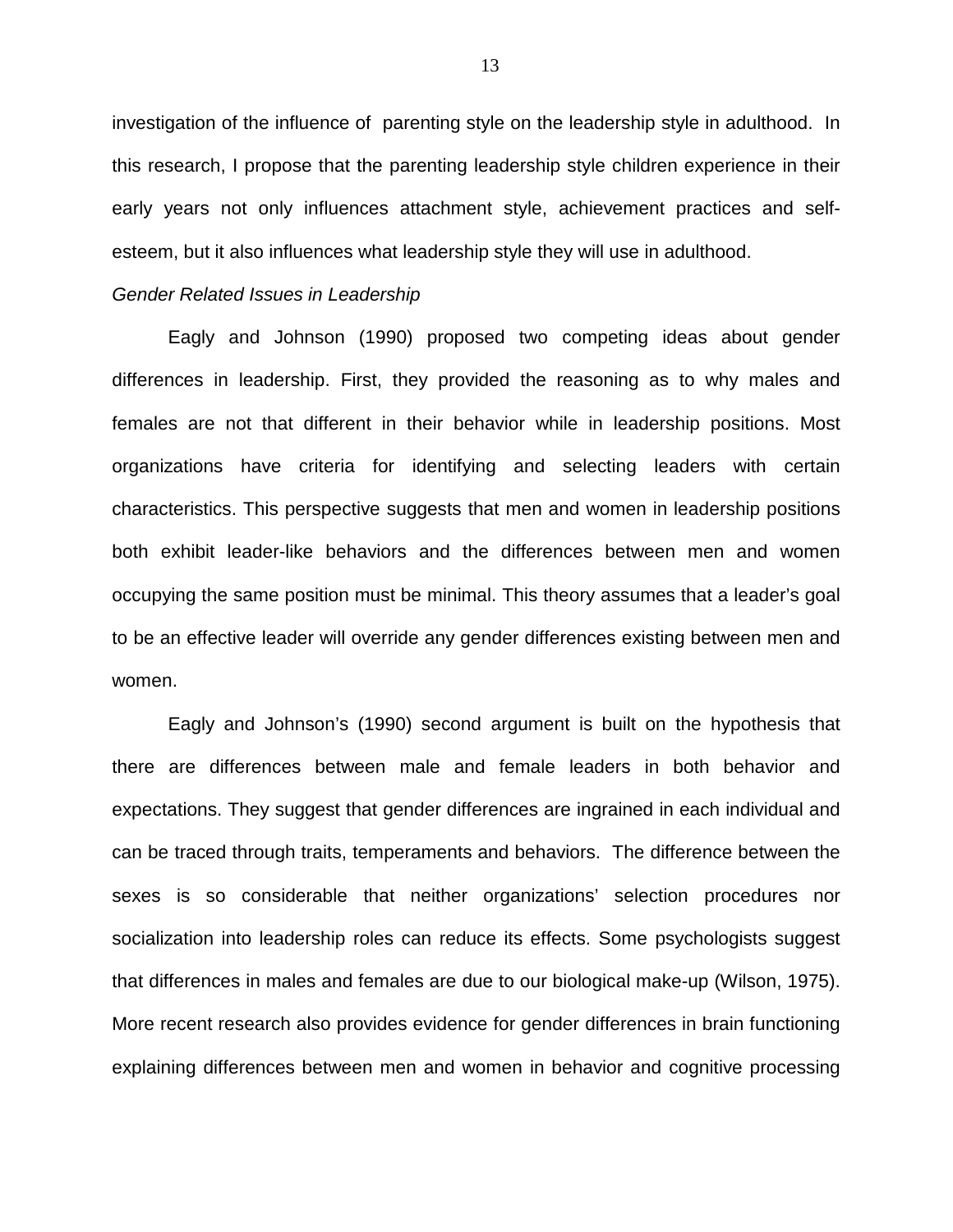investigation of the influence of  parenting style on the leadership style in adulthood.  In this research, I propose that the parenting leadership style children experience in their early years not only influences attachment style, achievement practices and self-esteem, but it also influences what leadership style they will use in adulthood.

*Gender Related Issues in Leadership*

Eagly and Johnson (1990) proposed two competing ideas about gender differences in leadership. First, they provided the reasoning as to why males and females are not that different in their behavior while in leadership positions. Most organizations have criteria for identifying and selecting leaders with certain characteristics. This perspective suggests that men and women in leadership positions both exhibit leader-like behaviors and the differences between men and women occupying the same position must be minimal. This theory assumes that a leader's goal to be an effective leader will override any gender differences existing between men and women.

Eagly and Johnson's (1990) second argument is built on the hypothesis that there are differences between male and female leaders in both behavior and expectations. They suggest that gender differences are ingrained in each individual and can be traced through traits, temperaments and behaviors.  The difference between the sexes is so considerable that neither organizations' selection procedures nor socialization into leadership roles can reduce its effects. Some psychologists suggest that differences in males and females are due to our biological make-up (Wilson, 1975). More recent research also provides evidence for gender differences in brain functioning explaining differences between men and women in behavior and cognitive processing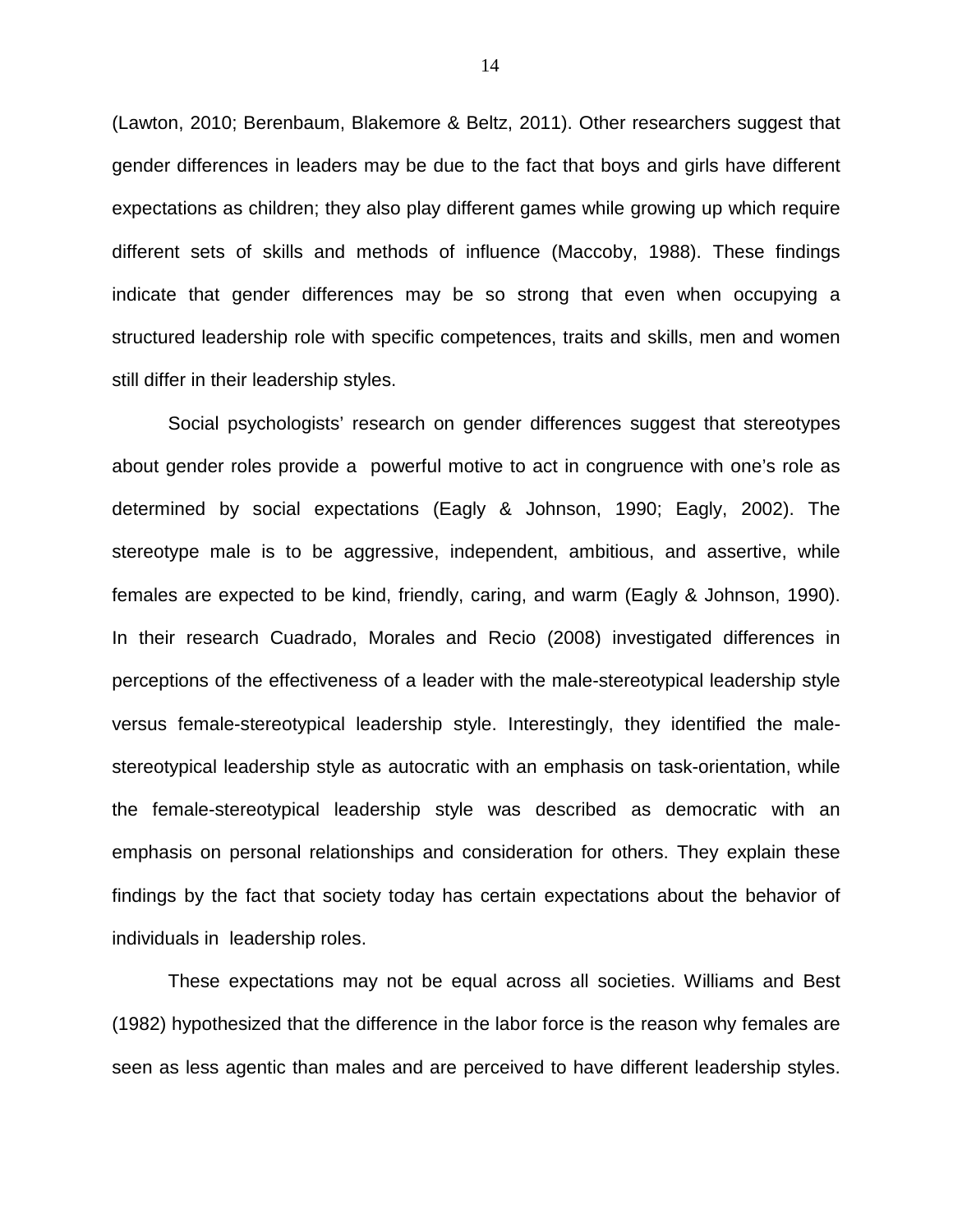(Lawton, 2010; Berenbaum, Blakemore & Beltz, 2011). Other researchers suggest that gender differences in leaders may be due to the fact that boys and girls have different expectations as children; they also play different games while growing up which require different sets of skills and methods of influence (Maccoby, 1988). These findings indicate that gender differences may be so strong that even when occupying a structured leadership role with specific competences, traits and skills, men and women still differ in their leadership styles.

Social psychologists' research on gender differences suggest that stereotypes about gender roles provide a powerful motive to act in congruence with one's role as determined by social expectations (Eagly & Johnson, 1990; Eagly, 2002). The stereotype male is to be aggressive, independent, ambitious, and assertive, while females are expected to be kind, friendly, caring, and warm (Eagly & Johnson, 1990). In their research Cuadrado, Morales and Recio (2008) investigated differences in perceptions of the effectiveness of a leader with the male-stereotypical leadership style versus female-stereotypical leadership style. Interestingly, they identified the male-stereotypical leadership style as autocratic with an emphasis on task-orientation, while the female-stereotypical leadership style was described as democratic with an emphasis on personal relationships and consideration for others. They explain these findings by the fact that society today has certain expectations about the behavior of individuals in leadership roles.

These expectations may not be equal across all societies. Williams and Best (1982) hypothesized that the difference in the labor force is the reason why females are seen as less agentic than males and are perceived to have different leadership styles.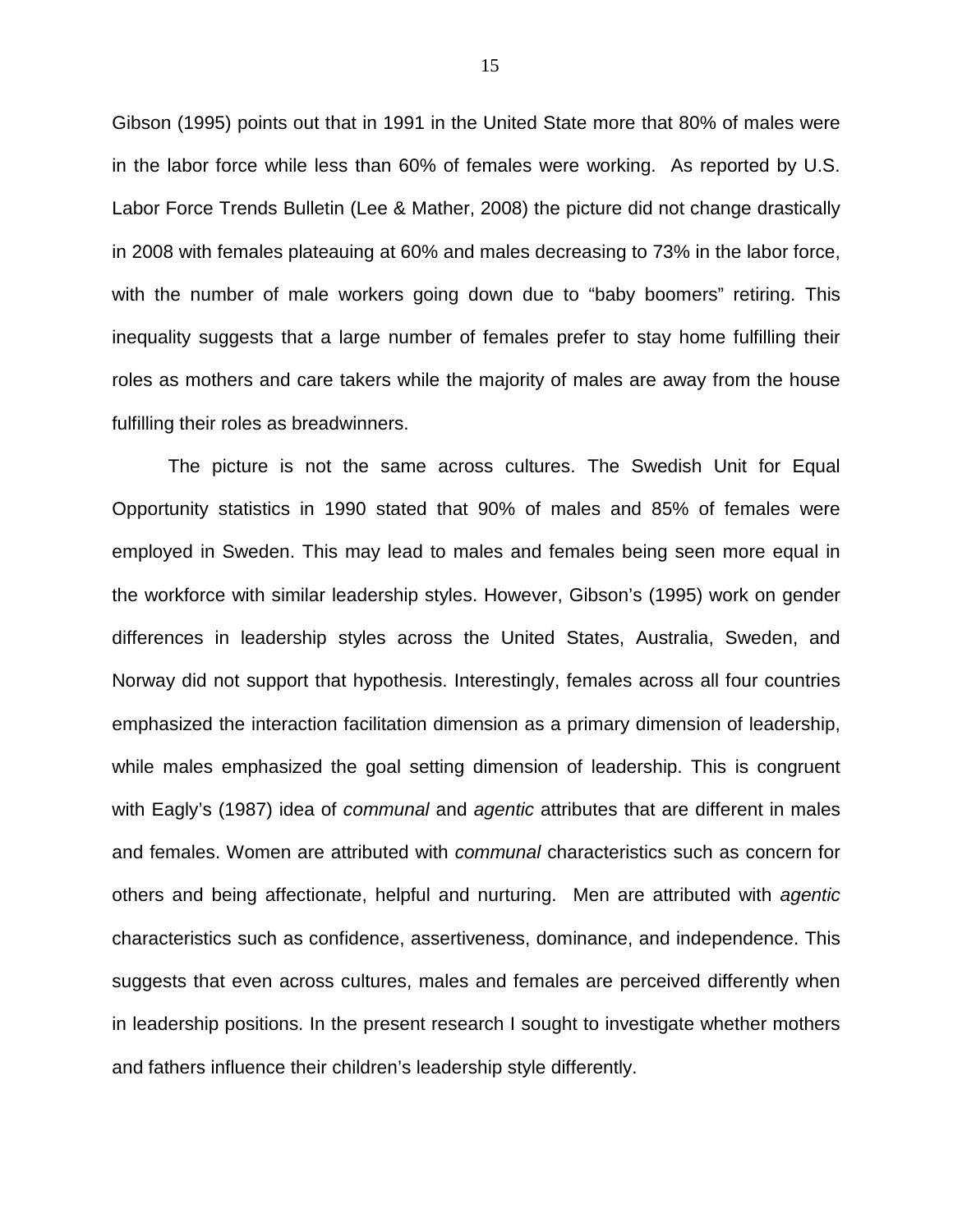Gibson (1995) points out that in 1991 in the United State more that 80% of males were in the labor force while less than 60% of females were working. As reported by U.S. Labor Force Trends Bulletin (Lee & Mather, 2008) the picture did not change drastically in 2008 with females plateauing at 60% and males decreasing to 73% in the labor force, with the number of male workers going down due to "baby boomers" retiring. This inequality suggests that a large number of females prefer to stay home fulfilling their roles as mothers and care takers while the majority of males are away from the house fulfilling their roles as breadwinners.

The picture is not the same across cultures. The Swedish Unit for Equal Opportunity statistics in 1990 stated that 90% of males and 85% of females were employed in Sweden. This may lead to males and females being seen more equal in the workforce with similar leadership styles. However, Gibson's (1995) work on gender differences in leadership styles across the United States, Australia, Sweden, and Norway did not support that hypothesis. Interestingly, females across all four countries emphasized the interaction facilitation dimension as a primary dimension of leadership, while males emphasized the goal setting dimension of leadership. This is congruent with Eagly's (1987) idea of *communal* and *agentic* attributes that are different in males and females. Women are attributed with *communal* characteristics such as concern for others and being affectionate, helpful and nurturing. Men are attributed with *agentic* characteristics such as confidence, assertiveness, dominance, and independence. This suggests that even across cultures, males and females are perceived differently when in leadership positions. In the present research I sought to investigate whether mothers and fathers influence their children's leadership style differently.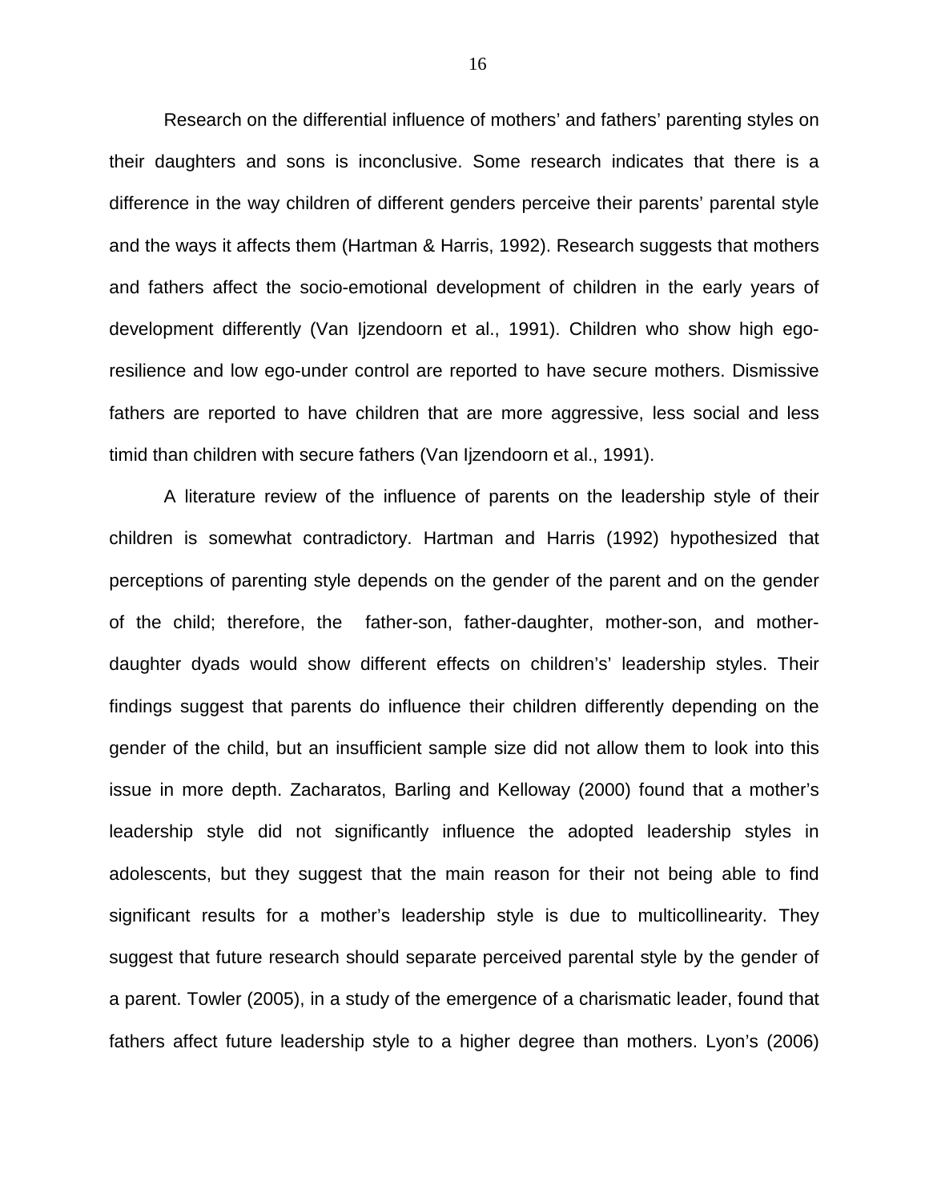Research on the differential influence of mothers' and fathers' parenting styles on their daughters and sons is inconclusive. Some research indicates that there is a difference in the way children of different genders perceive their parents' parental style and the ways it affects them (Hartman & Harris, 1992). Research suggests that mothers and fathers affect the socio-emotional development of children in the early years of development differently (Van Ijzendoorn et al., 1991). Children who show high ego-resilience and low ego-under control are reported to have secure mothers. Dismissive fathers are reported to have children that are more aggressive, less social and less timid than children with secure fathers (Van Ijzendoorn et al., 1991).

A literature review of the influence of parents on the leadership style of their children is somewhat contradictory. Hartman and Harris (1992) hypothesized that perceptions of parenting style depends on the gender of the parent and on the gender of the child; therefore, the father-son, father-daughter, mother-son, and mother-daughter dyads would show different effects on children's' leadership styles. Their findings suggest that parents do influence their children differently depending on the gender of the child, but an insufficient sample size did not allow them to look into this issue in more depth. Zacharatos, Barling and Kelloway (2000) found that a mother's leadership style did not significantly influence the adopted leadership styles in adolescents, but they suggest that the main reason for their not being able to find significant results for a mother's leadership style is due to multicollinearity. They suggest that future research should separate perceived parental style by the gender of a parent. Towler (2005), in a study of the emergence of a charismatic leader, found that fathers affect future leadership style to a higher degree than mothers. Lyon's (2006)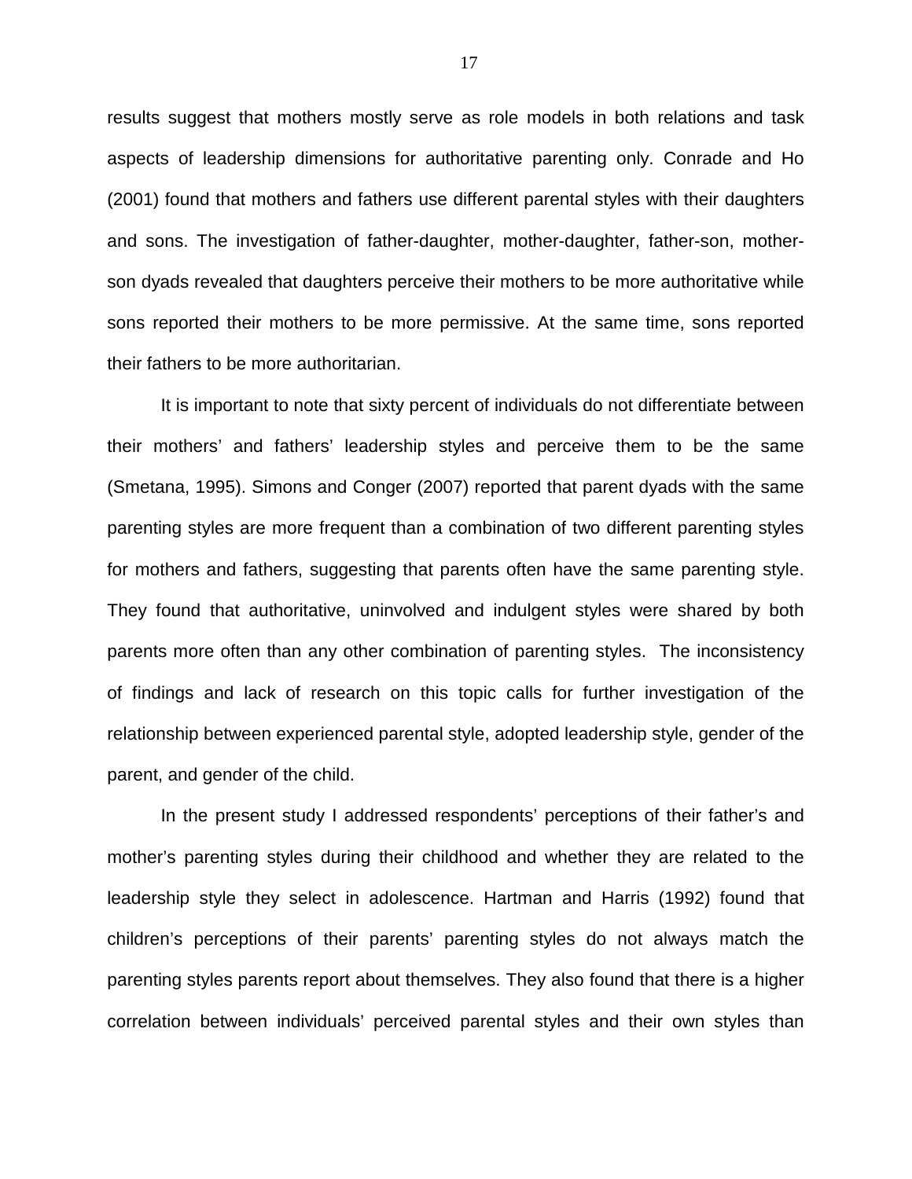results suggest that mothers mostly serve as role models in both relations and task aspects of leadership dimensions for authoritative parenting only. Conrade and Ho (2001) found that mothers and fathers use different parental styles with their daughters and sons. The investigation of father-daughter, mother-daughter, father-son, mother-son dyads revealed that daughters perceive their mothers to be more authoritative while sons reported their mothers to be more permissive. At the same time, sons reported their fathers to be more authoritarian.

It is important to note that sixty percent of individuals do not differentiate between their mothers' and fathers' leadership styles and perceive them to be the same (Smetana, 1995). Simons and Conger (2007) reported that parent dyads with the same parenting styles are more frequent than a combination of two different parenting styles for mothers and fathers, suggesting that parents often have the same parenting style. They found that authoritative, uninvolved and indulgent styles were shared by both parents more often than any other combination of parenting styles. The inconsistency of findings and lack of research on this topic calls for further investigation of the relationship between experienced parental style, adopted leadership style, gender of the parent, and gender of the child.

In the present study I addressed respondents' perceptions of their father's and mother's parenting styles during their childhood and whether they are related to the leadership style they select in adolescence. Hartman and Harris (1992) found that children's perceptions of their parents' parenting styles do not always match the parenting styles parents report about themselves. They also found that there is a higher correlation between individuals' perceived parental styles and their own styles than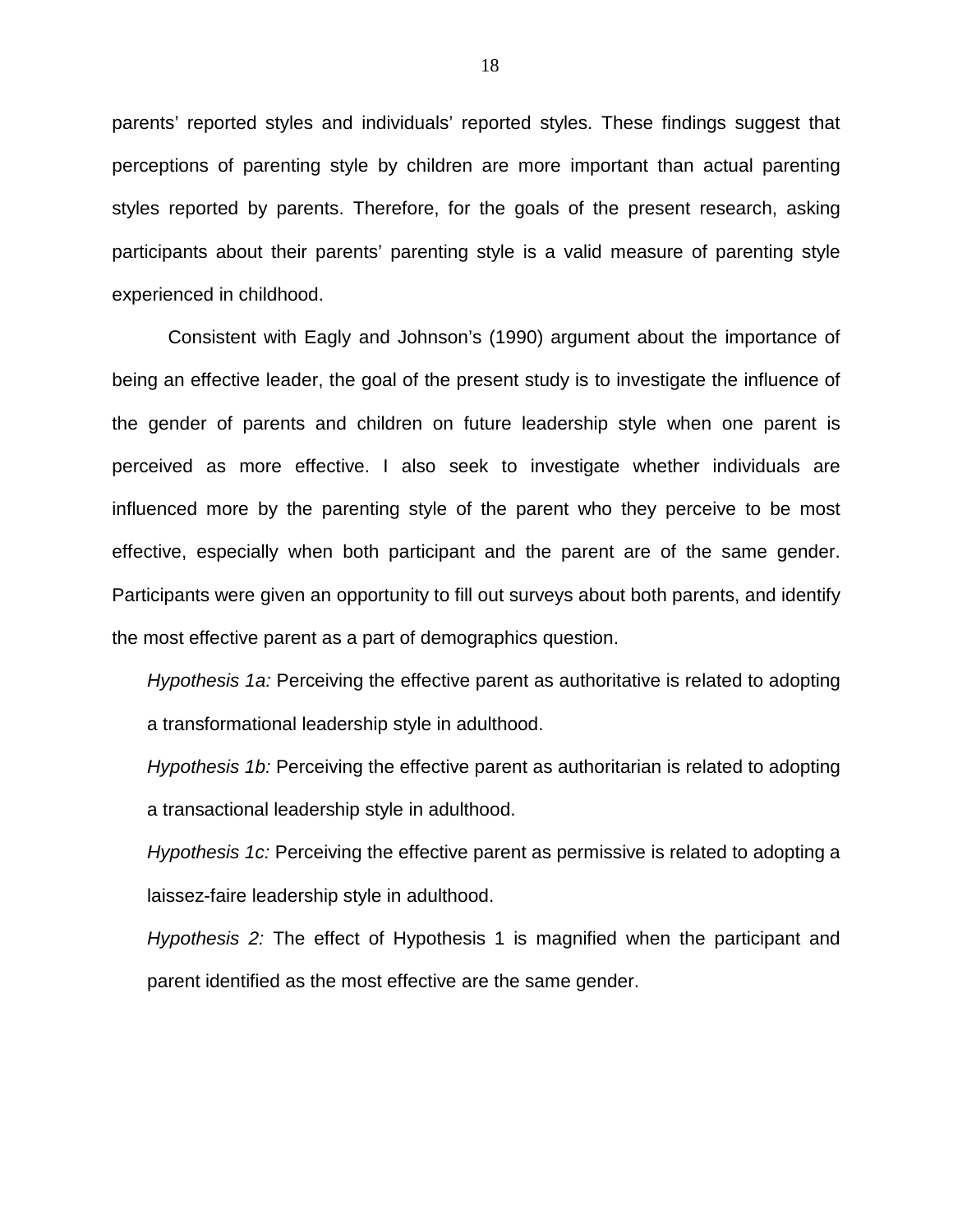parents' reported styles and individuals' reported styles. These findings suggest that perceptions of parenting style by children are more important than actual parenting styles reported by parents. Therefore, for the goals of the present research, asking participants about their parents' parenting style is a valid measure of parenting style experienced in childhood.

Consistent with Eagly and Johnson's (1990) argument about the importance of being an effective leader, the goal of the present study is to investigate the influence of the gender of parents and children on future leadership style when one parent is perceived as more effective. I also seek to investigate whether individuals are influenced more by the parenting style of the parent who they perceive to be most effective, especially when both participant and the parent are of the same gender. Participants were given an opportunity to fill out surveys about both parents, and identify the most effective parent as a part of demographics question.

*Hypothesis 1a:* Perceiving the effective parent as authoritative is related to adopting a transformational leadership style in adulthood.

*Hypothesis 1b:* Perceiving the effective parent as authoritarian is related to adopting a transactional leadership style in adulthood.

*Hypothesis 1c:* Perceiving the effective parent as permissive is related to adopting a laissez-faire leadership style in adulthood.

*Hypothesis 2:* The effect of Hypothesis 1 is magnified when the participant and parent identified as the most effective are the same gender.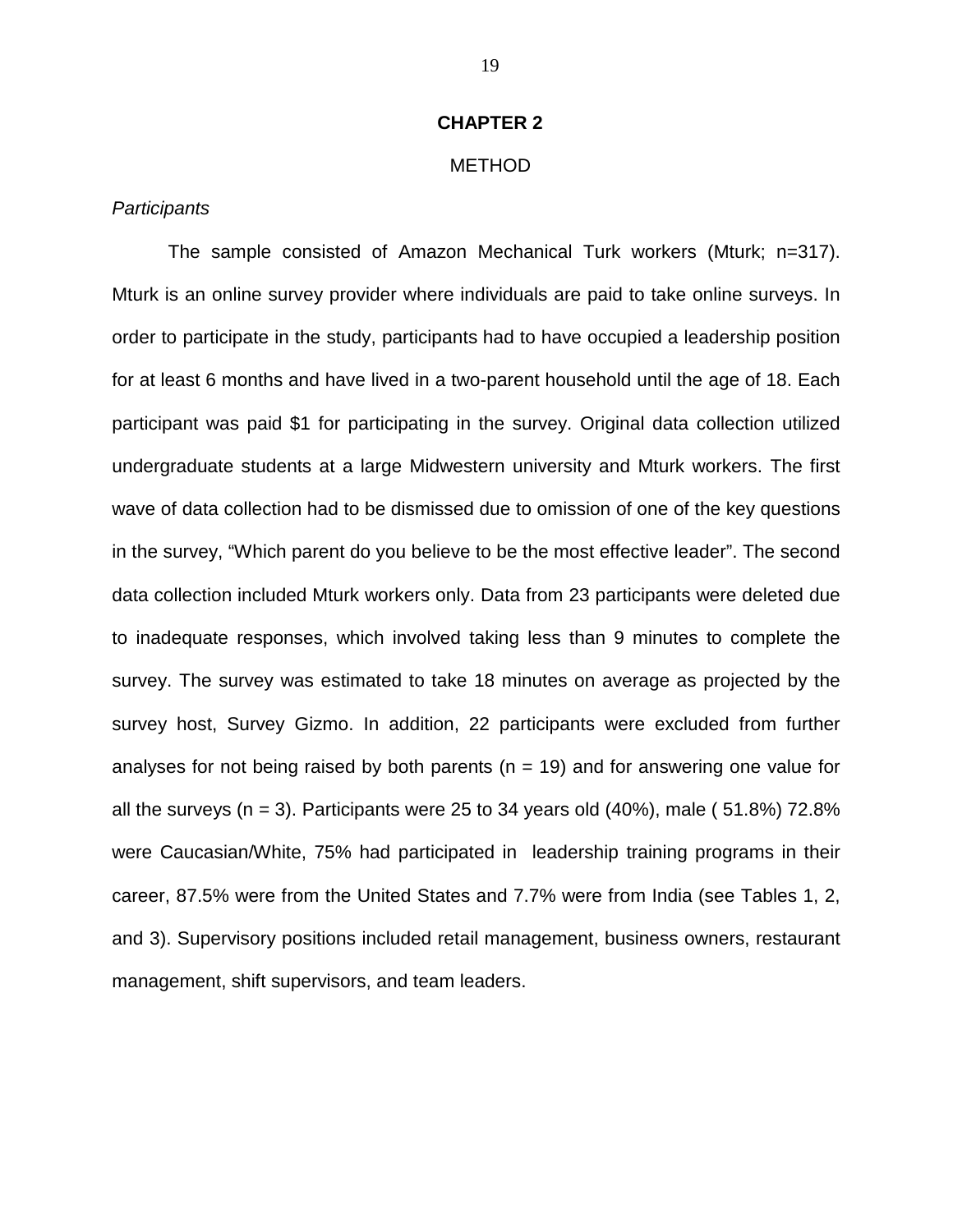# CHAPTER 2

## METHOD

*Participants*

The sample consisted of Amazon Mechanical Turk workers (Mturk; n=317). Mturk is an online survey provider where individuals are paid to take online surveys. In order to participate in the study, participants had to have occupied a leadership position for at least 6 months and have lived in a two-parent household until the age of 18. Each participant was paid $1 for participating in the survey. Original data collection utilized undergraduate students at a large Midwestern university and Mturk workers. The first wave of data collection had to be dismissed due to omission of one of the key questions in the survey, "Which parent do you believe to be the most effective leader". The second data collection included Mturk workers only. Data from 23 participants were deleted due to inadequate responses, which involved taking less than 9 minutes to complete the survey. The survey was estimated to take 18 minutes on average as projected by the survey host, Survey Gizmo. In addition, 22 participants were excluded from further analyses for not being raised by both parents (n = 19) and for answering one value for all the surveys (n = 3). Participants were 25 to 34 years old (40%), male ( 51.8%) 72.8% were Caucasian/White, 75% had participated in leadership training programs in their career, 87.5% were from the United States and 7.7% were from India (see Tables 1, 2, and 3). Supervisory positions included retail management, business owners, restaurant management, shift supervisors, and team leaders.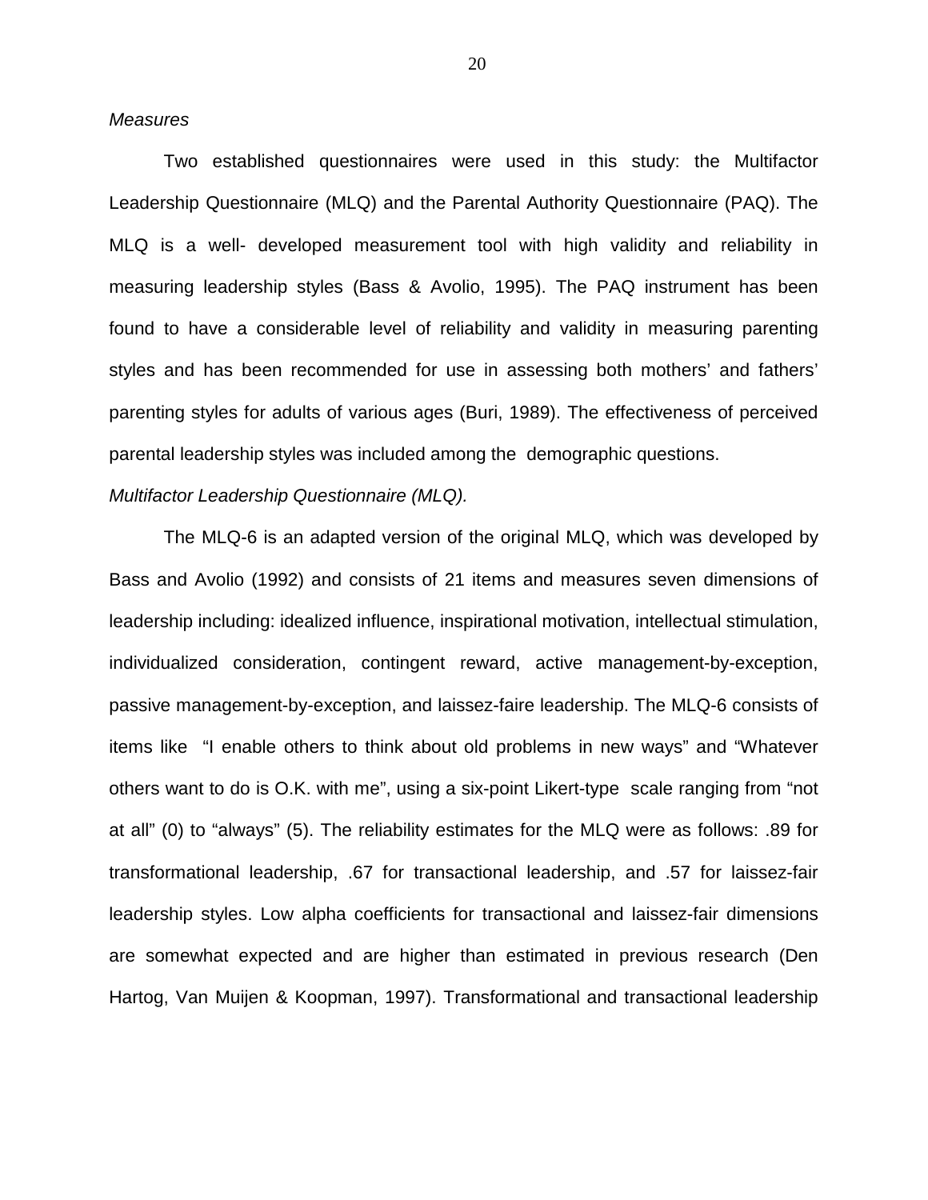*Measures*

Two established questionnaires were used in this study: the Multifactor Leadership Questionnaire (MLQ) and the Parental Authority Questionnaire (PAQ). The MLQ is a well- developed measurement tool with high validity and reliability in measuring leadership styles (Bass & Avolio, 1995). The PAQ instrument has been found to have a considerable level of reliability and validity in measuring parenting styles and has been recommended for use in assessing both mothers' and fathers' parenting styles for adults of various ages (Buri, 1989). The effectiveness of perceived parental leadership styles was included among the demographic questions.

*Multifactor Leadership Questionnaire (MLQ).*

The MLQ-6 is an adapted version of the original MLQ, which was developed by Bass and Avolio (1992) and consists of 21 items and measures seven dimensions of leadership including: idealized influence, inspirational motivation, intellectual stimulation, individualized consideration, contingent reward, active management-by-exception, passive management-by-exception, and laissez-faire leadership. The MLQ-6 consists of items like "I enable others to think about old problems in new ways" and "Whatever others want to do is O.K. with me", using a six-point Likert-type scale ranging from "not at all" (0) to "always" (5). The reliability estimates for the MLQ were as follows: .89 for transformational leadership, .67 for transactional leadership, and .57 for laissez-fair leadership styles. Low alpha coefficients for transactional and laissez-fair dimensions are somewhat expected and are higher than estimated in previous research (Den Hartog, Van Muijen & Koopman, 1997). Transformational and transactional leadership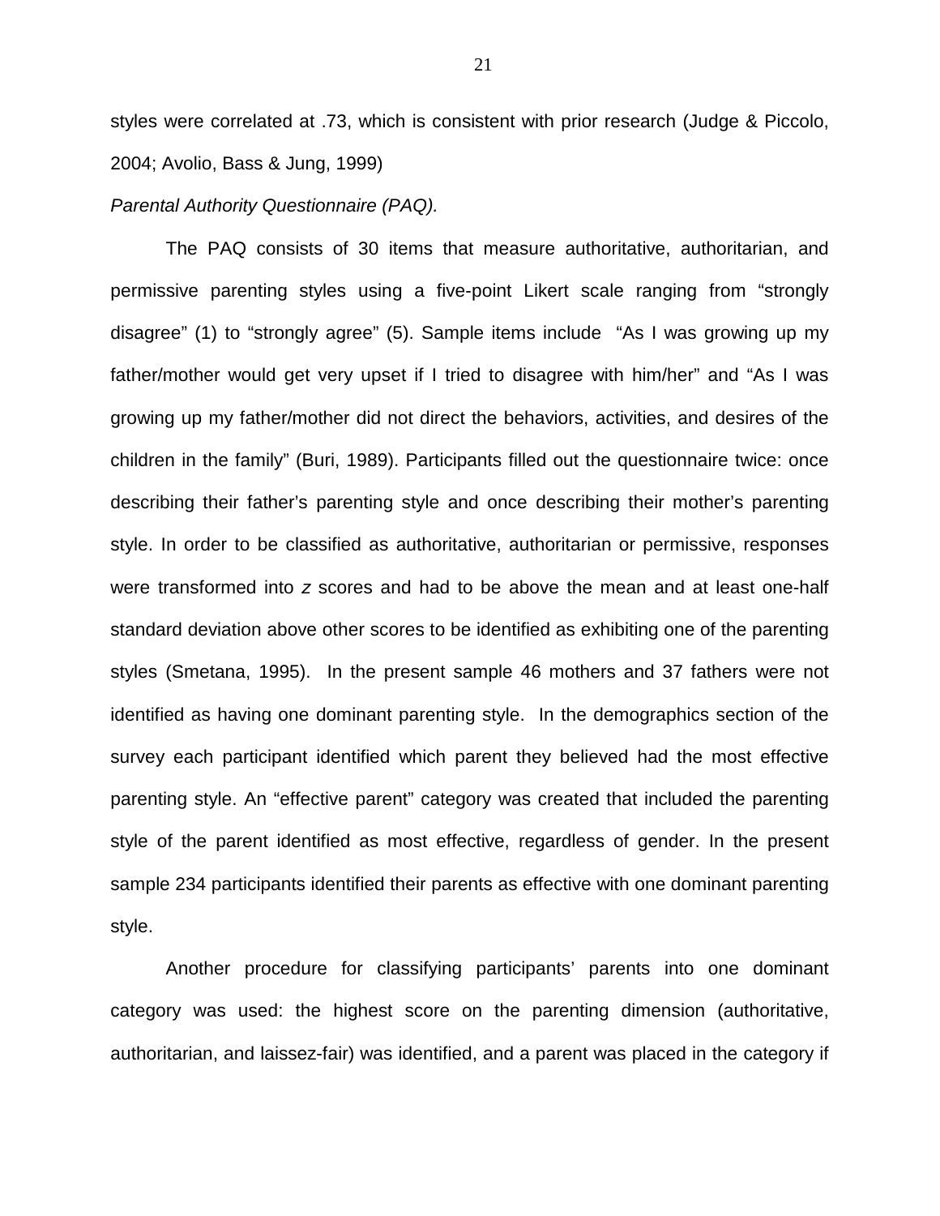styles were correlated at .73, which is consistent with prior research (Judge & Piccolo, 2004; Avolio, Bass & Jung, 1999)

*Parental Authority Questionnaire (PAQ).*

The PAQ consists of 30 items that measure authoritative, authoritarian, and permissive parenting styles using a five-point Likert scale ranging from "strongly disagree" (1) to "strongly agree" (5). Sample items include "As I was growing up my father/mother would get very upset if I tried to disagree with him/her" and "As I was growing up my father/mother did not direct the behaviors, activities, and desires of the children in the family" (Buri, 1989). Participants filled out the questionnaire twice: once describing their father's parenting style and once describing their mother's parenting style. In order to be classified as authoritative, authoritarian or permissive, responses were transformed into *z* scores and had to be above the mean and at least one-half standard deviation above other scores to be identified as exhibiting one of the parenting styles (Smetana, 1995). In the present sample 46 mothers and 37 fathers were not identified as having one dominant parenting style. In the demographics section of the survey each participant identified which parent they believed had the most effective parenting style. An "effective parent" category was created that included the parenting style of the parent identified as most effective, regardless of gender. In the present sample 234 participants identified their parents as effective with one dominant parenting style.

Another procedure for classifying participants' parents into one dominant category was used: the highest score on the parenting dimension (authoritative, authoritarian, and laissez-fair) was identified, and a parent was placed in the category if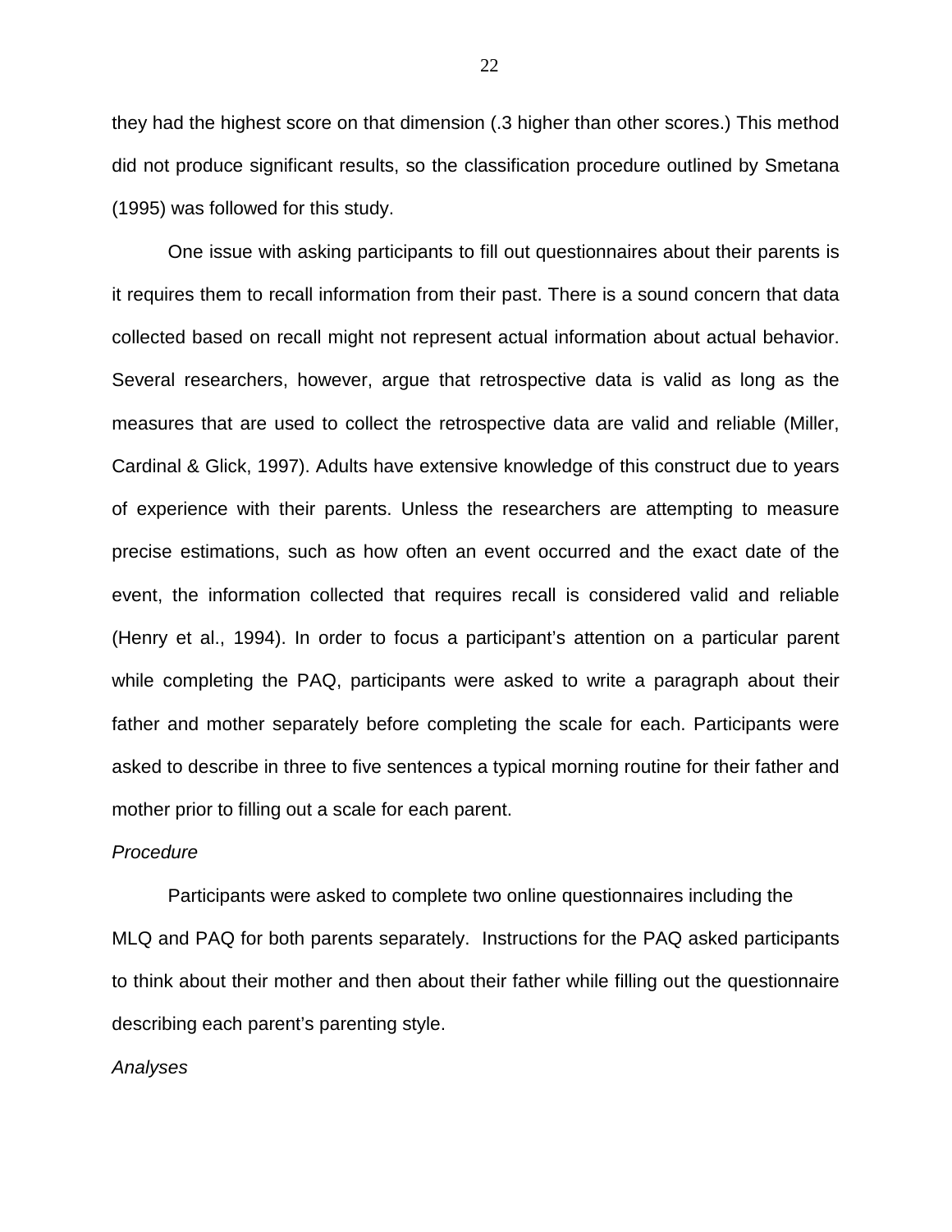they had the highest score on that dimension (.3 higher than other scores.) This method did not produce significant results, so the classification procedure outlined by Smetana (1995) was followed for this study.

One issue with asking participants to fill out questionnaires about their parents is it requires them to recall information from their past. There is a sound concern that data collected based on recall might not represent actual information about actual behavior. Several researchers, however, argue that retrospective data is valid as long as the measures that are used to collect the retrospective data are valid and reliable (Miller, Cardinal & Glick, 1997). Adults have extensive knowledge of this construct due to years of experience with their parents. Unless the researchers are attempting to measure precise estimations, such as how often an event occurred and the exact date of the event, the information collected that requires recall is considered valid and reliable (Henry et al., 1994). In order to focus a participant's attention on a particular parent while completing the PAQ, participants were asked to write a paragraph about their father and mother separately before completing the scale for each. Participants were asked to describe in three to five sentences a typical morning routine for their father and mother prior to filling out a scale for each parent.

*Procedure*

Participants were asked to complete two online questionnaires including the MLQ and PAQ for both parents separately. Instructions for the PAQ asked participants to think about their mother and then about their father while filling out the questionnaire describing each parent's parenting style.

*Analyses*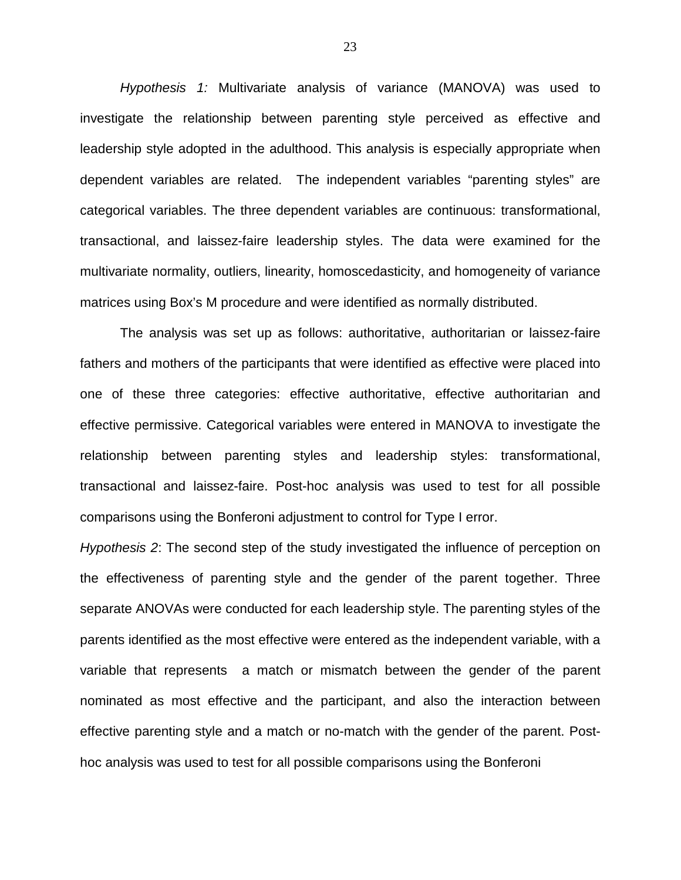*Hypothesis 1:* Multivariate analysis of variance (MANOVA) was used to investigate the relationship between parenting style perceived as effective and leadership style adopted in the adulthood. This analysis is especially appropriate when dependent variables are related. The independent variables "parenting styles" are categorical variables. The three dependent variables are continuous: transformational, transactional, and laissez-faire leadership styles. The data were examined for the multivariate normality, outliers, linearity, homoscedasticity, and homogeneity of variance matrices using Box's M procedure and were identified as normally distributed.

The analysis was set up as follows: authoritative, authoritarian or laissez-faire fathers and mothers of the participants that were identified as effective were placed into one of these three categories: effective authoritative, effective authoritarian and effective permissive. Categorical variables were entered in MANOVA to investigate the relationship between parenting styles and leadership styles: transformational, transactional and laissez-faire. Post-hoc analysis was used to test for all possible comparisons using the Bonferoni adjustment to control for Type I error.

*Hypothesis 2*: The second step of the study investigated the influence of perception on the effectiveness of parenting style and the gender of the parent together. Three separate ANOVAs were conducted for each leadership style. The parenting styles of the parents identified as the most effective were entered as the independent variable, with a variable that represents a match or mismatch between the gender of the parent nominated as most effective and the participant, and also the interaction between effective parenting style and a match or no-match with the gender of the parent. Post-hoc analysis was used to test for all possible comparisons using the Bonferoni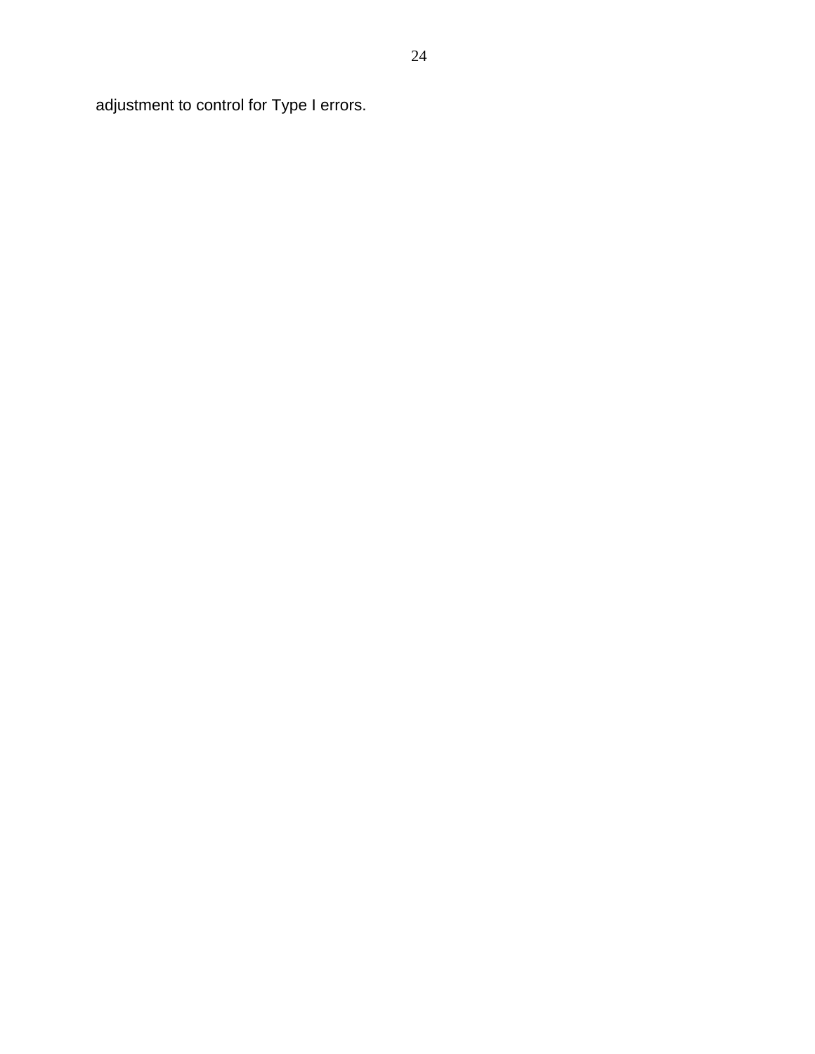adjustment to control for Type I errors.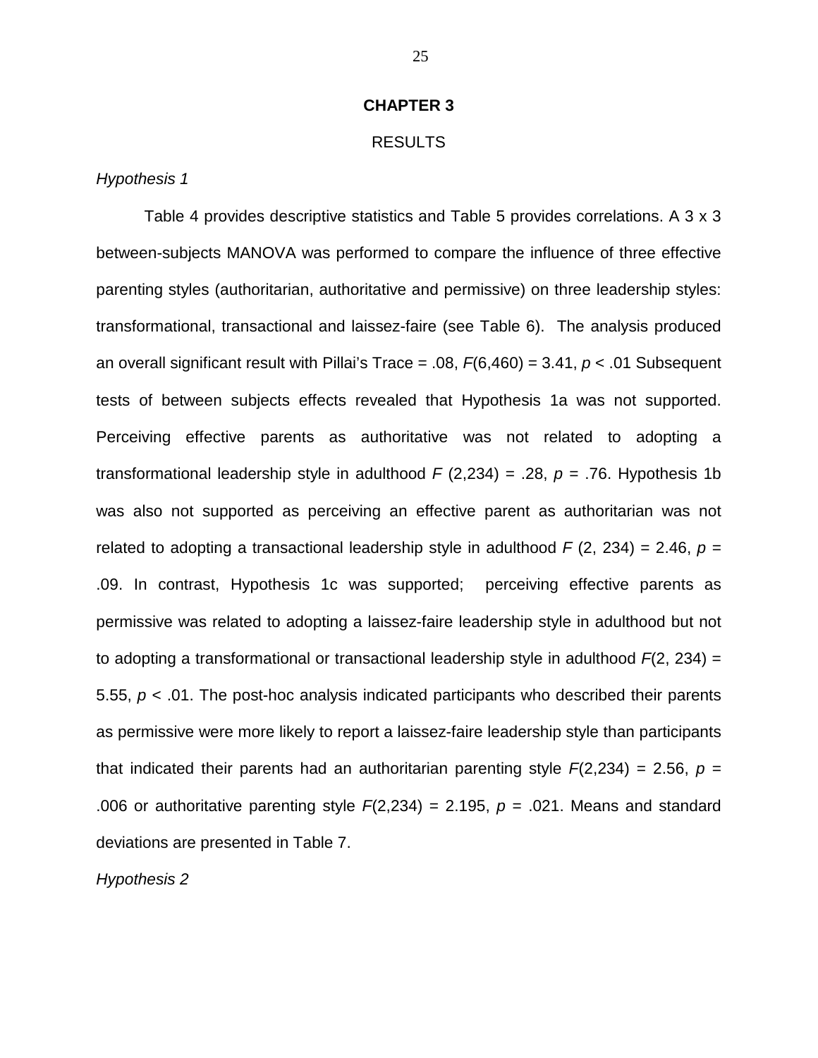# CHAPTER 3

## RESULTS

*Hypothesis 1*

Table 4 provides descriptive statistics and Table 5 provides correlations. A 3 x 3 between-subjects MANOVA was performed to compare the influence of three effective parenting styles (authoritarian, authoritative and permissive) on three leadership styles: transformational, transactional and laissez-faire (see Table 6). The analysis produced an overall significant result with Pillai's Trace = .08, $F(6,460) = 3.41$, $p < .01$ Subsequent tests of between subjects effects revealed that Hypothesis 1a was not supported. Perceiving effective parents as authoritative was not related to adopting a transformational leadership style in adulthood $F$ (2,234) = .28, $p$ = .76. Hypothesis 1b was also not supported as perceiving an effective parent as authoritarian was not related to adopting a transactional leadership style in adulthood $F$ (2, 234) = 2.46, $p$ = .09. In contrast, Hypothesis 1c was supported; perceiving effective parents as permissive was related to adopting a laissez-faire leadership style in adulthood but not to adopting a transformational or transactional leadership style in adulthood $F(2, 234) = 5.55$, $p < .01$. The post-hoc analysis indicated participants who described their parents as permissive were more likely to report a laissez-faire leadership style than participants that indicated their parents had an authoritarian parenting style $F(2,234) = 2.56$, $p = .006$ or authoritative parenting style $F(2,234) = 2.195$, $p = .021$. Means and standard deviations are presented in Table 7.

*Hypothesis 2*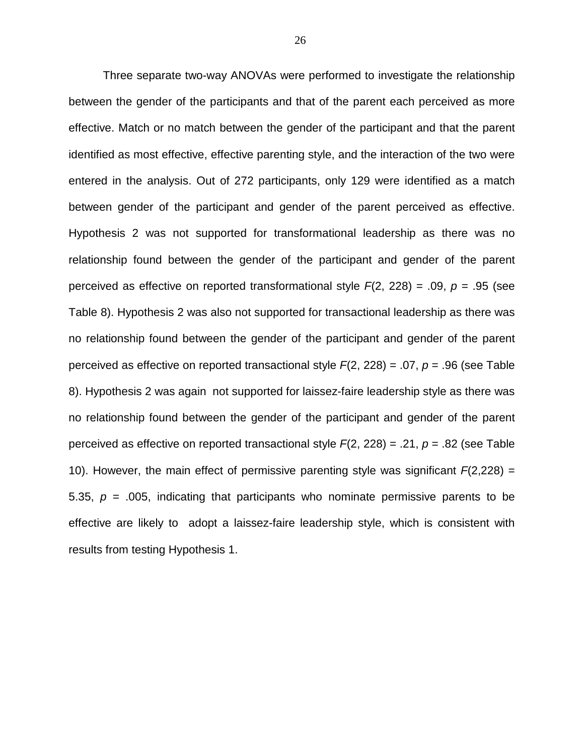Three separate two-way ANOVAs were performed to investigate the relationship between the gender of the participants and that of the parent each perceived as more effective. Match or no match between the gender of the participant and that the parent identified as most effective, effective parenting style, and the interaction of the two were entered in the analysis. Out of 272 participants, only 129 were identified as a match between gender of the participant and gender of the parent perceived as effective. Hypothesis 2 was not supported for transformational leadership as there was no relationship found between the gender of the participant and gender of the parent perceived as effective on reported transformational style $F(2, 228) = .09$, $p = .95$ (see Table 8). Hypothesis 2 was also not supported for transactional leadership as there was no relationship found between the gender of the participant and gender of the parent perceived as effective on reported transactional style $F(2, 228) = .07$, $p = .96$ (see Table 8). Hypothesis 2 was again not supported for laissez-faire leadership style as there was no relationship found between the gender of the participant and gender of the parent perceived as effective on reported transactional style $F(2, 228) = .21$, $p = .82$ (see Table 10). However, the main effect of permissive parenting style was significant $F(2,228) = 5.35$, $p = .005$, indicating that participants who nominate permissive parents to be effective are likely to adopt a laissez-faire leadership style, which is consistent with results from testing Hypothesis 1.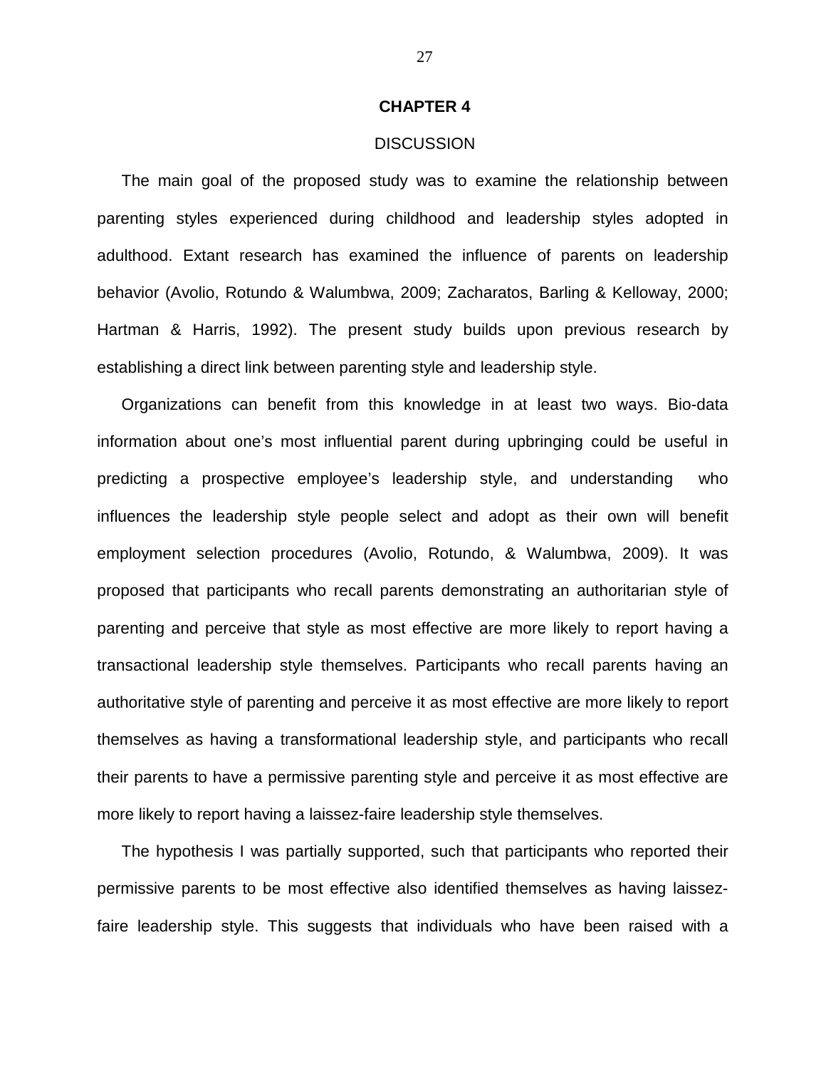# CHAPTER 4

## DISCUSSION

The main goal of the proposed study was to examine the relationship between parenting styles experienced during childhood and leadership styles adopted in adulthood. Extant research has examined the influence of parents on leadership behavior (Avolio, Rotundo & Walumbwa, 2009; Zacharatos, Barling & Kelloway, 2000; Hartman & Harris, 1992). The present study builds upon previous research by establishing a direct link between parenting style and leadership style.

Organizations can benefit from this knowledge in at least two ways. Bio-data information about one's most influential parent during upbringing could be useful in predicting a prospective employee's leadership style, and understanding who influences the leadership style people select and adopt as their own will benefit employment selection procedures (Avolio, Rotundo, & Walumbwa, 2009). It was proposed that participants who recall parents demonstrating an authoritarian style of parenting and perceive that style as most effective are more likely to report having a transactional leadership style themselves. Participants who recall parents having an authoritative style of parenting and perceive it as most effective are more likely to report themselves as having a transformational leadership style, and participants who recall their parents to have a permissive parenting style and perceive it as most effective are more likely to report having a laissez-faire leadership style themselves.

The hypothesis I was partially supported, such that participants who reported their permissive parents to be most effective also identified themselves as having laissez-faire leadership style. This suggests that individuals who have been raised with a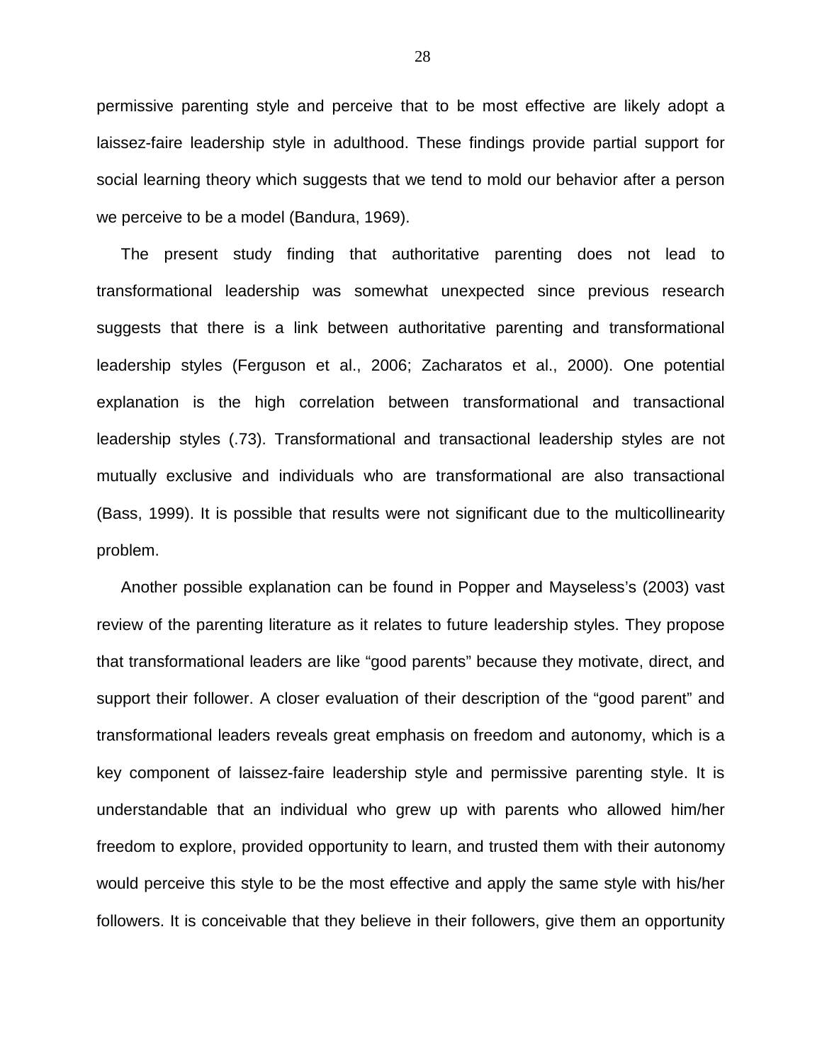permissive parenting style and perceive that to be most effective are likely adopt a laissez-faire leadership style in adulthood. These findings provide partial support for social learning theory which suggests that we tend to mold our behavior after a person we perceive to be a model (Bandura, 1969).

The present study finding that authoritative parenting does not lead to transformational leadership was somewhat unexpected since previous research suggests that there is a link between authoritative parenting and transformational leadership styles (Ferguson et al., 2006; Zacharatos et al., 2000). One potential explanation is the high correlation between transformational and transactional leadership styles (.73). Transformational and transactional leadership styles are not mutually exclusive and individuals who are transformational are also transactional (Bass, 1999). It is possible that results were not significant due to the multicollinearity problem.

Another possible explanation can be found in Popper and Mayseless's (2003) vast review of the parenting literature as it relates to future leadership styles. They propose that transformational leaders are like "good parents" because they motivate, direct, and support their follower. A closer evaluation of their description of the "good parent" and transformational leaders reveals great emphasis on freedom and autonomy, which is a key component of laissez-faire leadership style and permissive parenting style. It is understandable that an individual who grew up with parents who allowed him/her freedom to explore, provided opportunity to learn, and trusted them with their autonomy would perceive this style to be the most effective and apply the same style with his/her followers. It is conceivable that they believe in their followers, give them an opportunity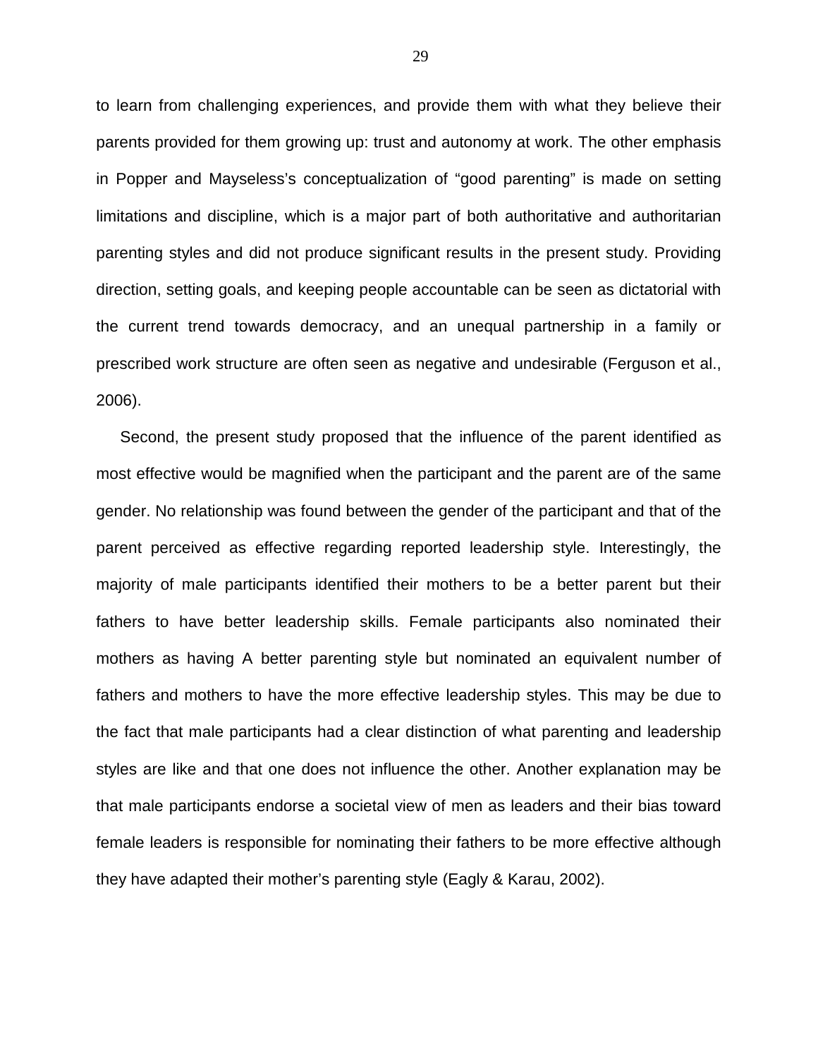to learn from challenging experiences, and provide them with what they believe their parents provided for them growing up: trust and autonomy at work. The other emphasis in Popper and Mayseless's conceptualization of "good parenting" is made on setting limitations and discipline, which is a major part of both authoritative and authoritarian parenting styles and did not produce significant results in the present study. Providing direction, setting goals, and keeping people accountable can be seen as dictatorial with the current trend towards democracy, and an unequal partnership in a family or prescribed work structure are often seen as negative and undesirable (Ferguson et al., 2006).

Second, the present study proposed that the influence of the parent identified as most effective would be magnified when the participant and the parent are of the same gender. No relationship was found between the gender of the participant and that of the parent perceived as effective regarding reported leadership style. Interestingly, the majority of male participants identified their mothers to be a better parent but their fathers to have better leadership skills. Female participants also nominated their mothers as having A better parenting style but nominated an equivalent number of fathers and mothers to have the more effective leadership styles. This may be due to the fact that male participants had a clear distinction of what parenting and leadership styles are like and that one does not influence the other. Another explanation may be that male participants endorse a societal view of men as leaders and their bias toward female leaders is responsible for nominating their fathers to be more effective although they have adapted their mother's parenting style (Eagly & Karau, 2002).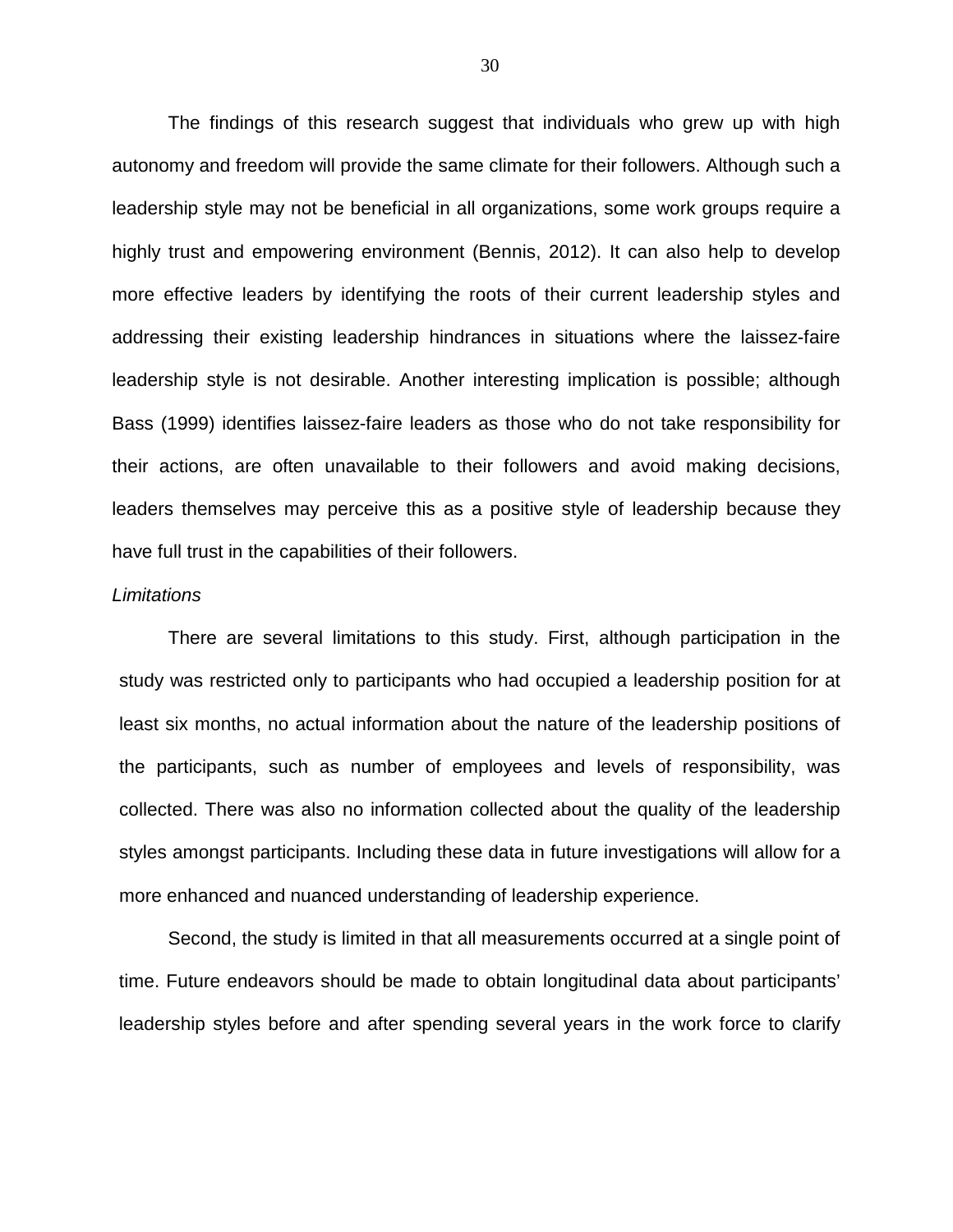The findings of this research suggest that individuals who grew up with high autonomy and freedom will provide the same climate for their followers. Although such a leadership style may not be beneficial in all organizations, some work groups require a highly trust and empowering environment (Bennis, 2012). It can also help to develop more effective leaders by identifying the roots of their current leadership styles and addressing their existing leadership hindrances in situations where the laissez-faire leadership style is not desirable. Another interesting implication is possible; although Bass (1999) identifies laissez-faire leaders as those who do not take responsibility for their actions, are often unavailable to their followers and avoid making decisions, leaders themselves may perceive this as a positive style of leadership because they have full trust in the capabilities of their followers.

*Limitations*

There are several limitations to this study. First, although participation in the study was restricted only to participants who had occupied a leadership position for at least six months, no actual information about the nature of the leadership positions of the participants, such as number of employees and levels of responsibility, was collected. There was also no information collected about the quality of the leadership styles amongst participants. Including these data in future investigations will allow for a more enhanced and nuanced understanding of leadership experience.

Second, the study is limited in that all measurements occurred at a single point of time. Future endeavors should be made to obtain longitudinal data about participants' leadership styles before and after spending several years in the work force to clarify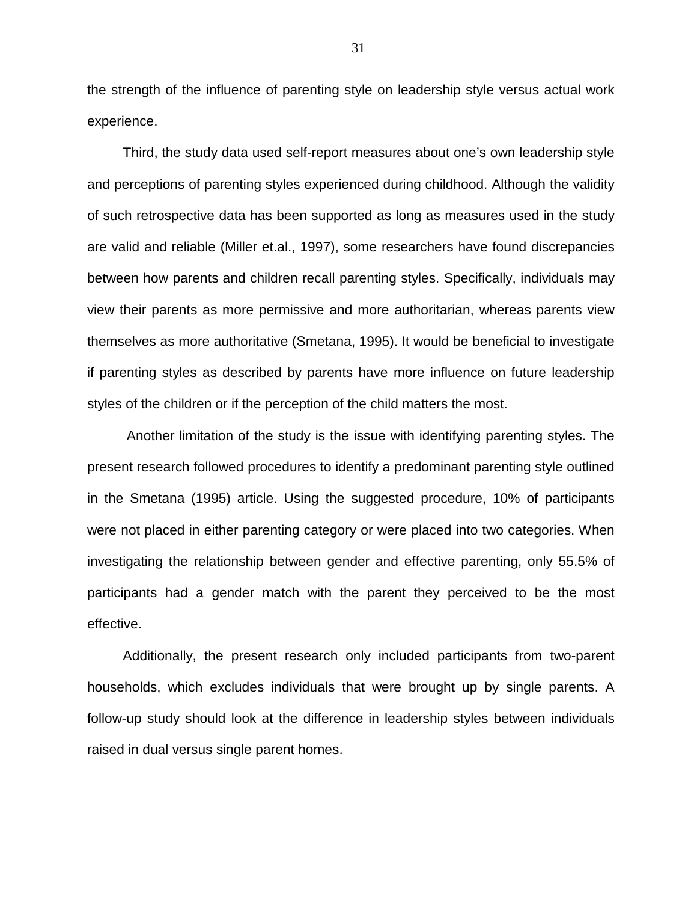the strength of the influence of parenting style on leadership style versus actual work experience.

Third, the study data used self-report measures about one's own leadership style and perceptions of parenting styles experienced during childhood. Although the validity of such retrospective data has been supported as long as measures used in the study are valid and reliable (Miller et.al., 1997), some researchers have found discrepancies between how parents and children recall parenting styles. Specifically, individuals may view their parents as more permissive and more authoritarian, whereas parents view themselves as more authoritative (Smetana, 1995). It would be beneficial to investigate if parenting styles as described by parents have more influence on future leadership styles of the children or if the perception of the child matters the most.

Another limitation of the study is the issue with identifying parenting styles. The present research followed procedures to identify a predominant parenting style outlined in the Smetana (1995) article. Using the suggested procedure, 10% of participants were not placed in either parenting category or were placed into two categories. When investigating the relationship between gender and effective parenting, only 55.5% of participants had a gender match with the parent they perceived to be the most effective.

Additionally, the present research only included participants from two-parent households, which excludes individuals that were brought up by single parents. A follow-up study should look at the difference in leadership styles between individuals raised in dual versus single parent homes.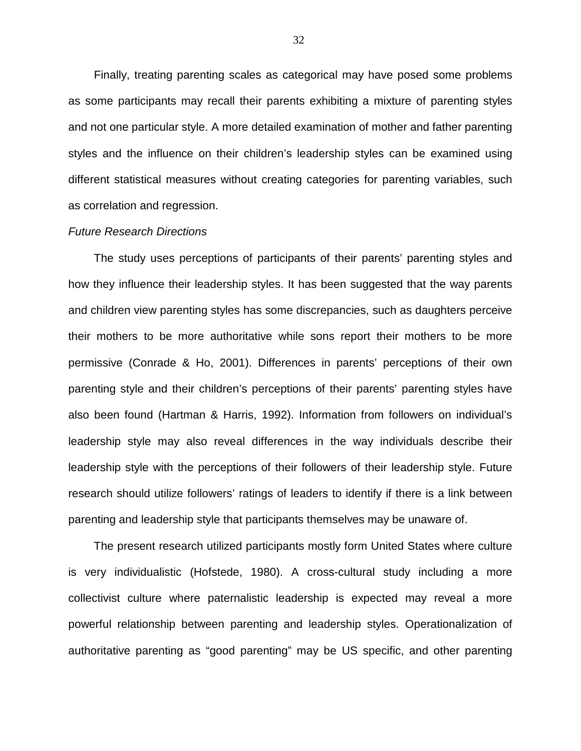Finally, treating parenting scales as categorical may have posed some problems as some participants may recall their parents exhibiting a mixture of parenting styles and not one particular style. A more detailed examination of mother and father parenting styles and the influence on their children's leadership styles can be examined using different statistical measures without creating categories for parenting variables, such as correlation and regression.

*Future Research Directions*

The study uses perceptions of participants of their parents' parenting styles and how they influence their leadership styles. It has been suggested that the way parents and children view parenting styles has some discrepancies, such as daughters perceive their mothers to be more authoritative while sons report their mothers to be more permissive (Conrade & Ho, 2001). Differences in parents' perceptions of their own parenting style and their children's perceptions of their parents' parenting styles have also been found (Hartman & Harris, 1992). Information from followers on individual's leadership style may also reveal differences in the way individuals describe their leadership style with the perceptions of their followers of their leadership style. Future research should utilize followers' ratings of leaders to identify if there is a link between parenting and leadership style that participants themselves may be unaware of.

The present research utilized participants mostly form United States where culture is very individualistic (Hofstede, 1980). A cross-cultural study including a more collectivist culture where paternalistic leadership is expected may reveal a more powerful relationship between parenting and leadership styles. Operationalization of authoritative parenting as "good parenting" may be US specific, and other parenting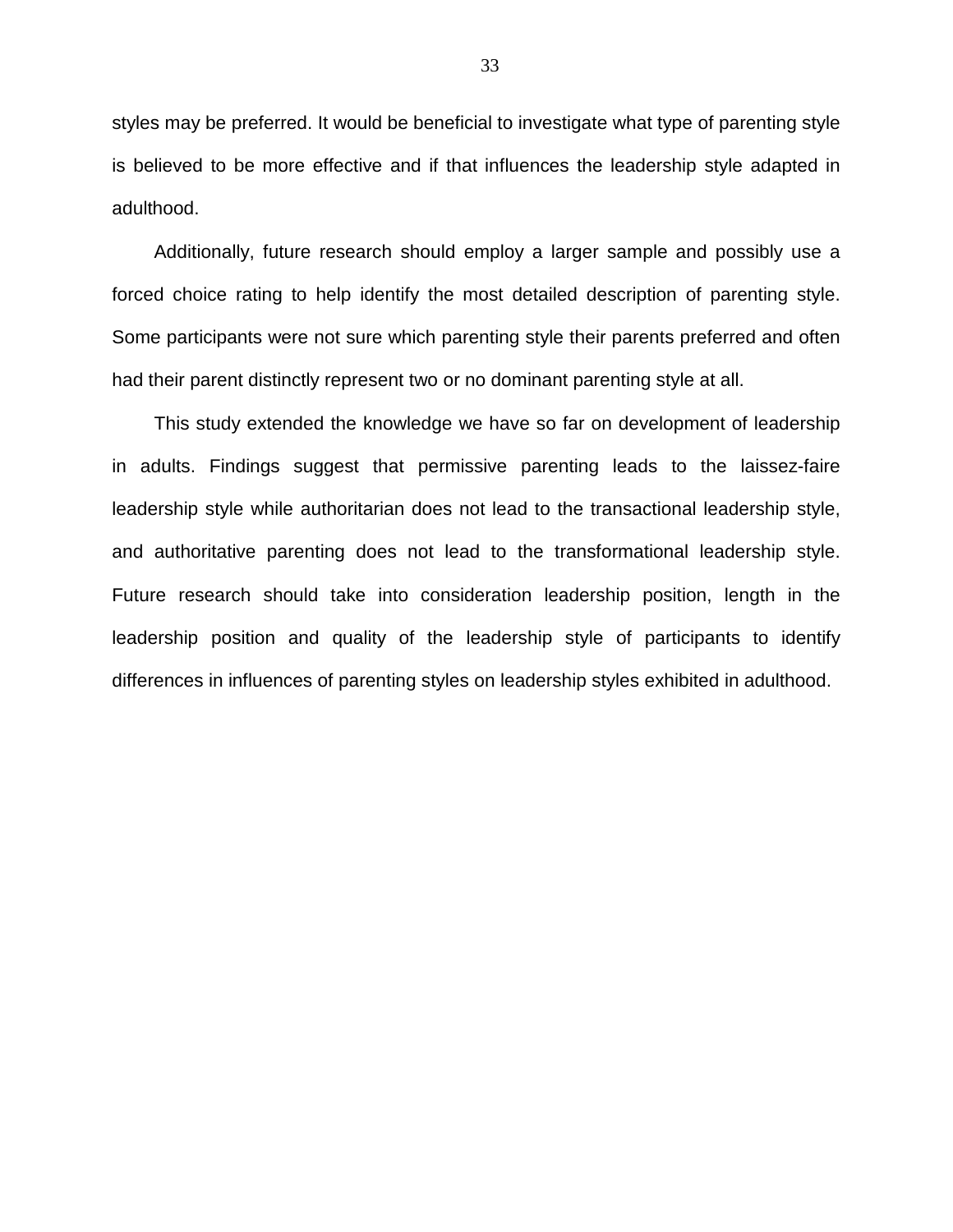styles may be preferred. It would be beneficial to investigate what type of parenting style is believed to be more effective and if that influences the leadership style adapted in adulthood.

Additionally, future research should employ a larger sample and possibly use a forced choice rating to help identify the most detailed description of parenting style. Some participants were not sure which parenting style their parents preferred and often had their parent distinctly represent two or no dominant parenting style at all.

This study extended the knowledge we have so far on development of leadership in adults. Findings suggest that permissive parenting leads to the laissez-faire leadership style while authoritarian does not lead to the transactional leadership style, and authoritative parenting does not lead to the transformational leadership style. Future research should take into consideration leadership position, length in the leadership position and quality of the leadership style of participants to identify differences in influences of parenting styles on leadership styles exhibited in adulthood.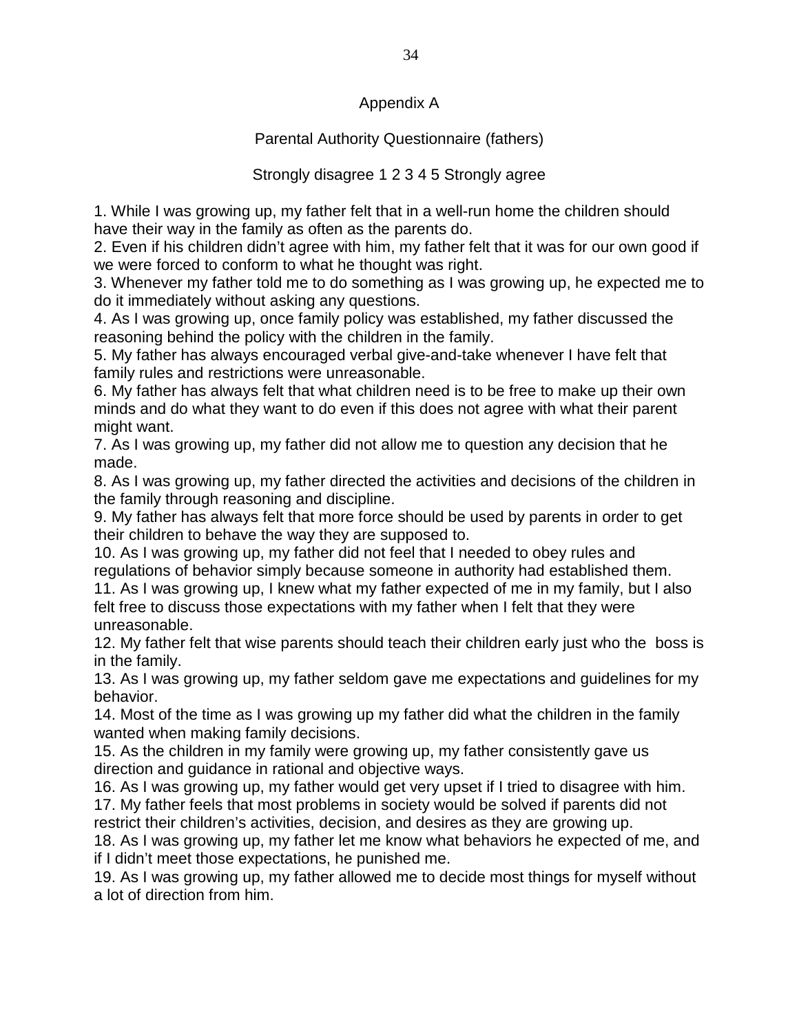## Appendix A

### Parental Authority Questionnaire (fathers)

Strongly disagree 1 2 3 4 5 Strongly agree

1. While I was growing up, my father felt that in a well-run home the children should have their way in the family as often as the parents do.
2. Even if his children didn't agree with him, my father felt that it was for our own good if we were forced to conform to what he thought was right.
3. Whenever my father told me to do something as I was growing up, he expected me to do it immediately without asking any questions.
4. As I was growing up, once family policy was established, my father discussed the reasoning behind the policy with the children in the family.
5. My father has always encouraged verbal give-and-take whenever I have felt that family rules and restrictions were unreasonable.
6. My father has always felt that what children need is to be free to make up their own minds and do what they want to do even if this does not agree with what their parent might want.
7. As I was growing up, my father did not allow me to question any decision that he made.
8. As I was growing up, my father directed the activities and decisions of the children in the family through reasoning and discipline.
9. My father has always felt that more force should be used by parents in order to get their children to behave the way they are supposed to.
10. As I was growing up, my father did not feel that I needed to obey rules and regulations of behavior simply because someone in authority had established them.
11. As I was growing up, I knew what my father expected of me in my family, but I also felt free to discuss those expectations with my father when I felt that they were unreasonable.
12. My father felt that wise parents should teach their children early just who the boss is in the family.
13. As I was growing up, my father seldom gave me expectations and guidelines for my behavior.
14. Most of the time as I was growing up my father did what the children in the family wanted when making family decisions.
15. As the children in my family were growing up, my father consistently gave us direction and guidance in rational and objective ways.
16. As I was growing up, my father would get very upset if I tried to disagree with him.
17. My father feels that most problems in society would be solved if parents did not restrict their children's activities, decision, and desires as they are growing up.
18. As I was growing up, my father let me know what behaviors he expected of me, and if I didn't meet those expectations, he punished me.
19. As I was growing up, my father allowed me to decide most things for myself without a lot of direction from him.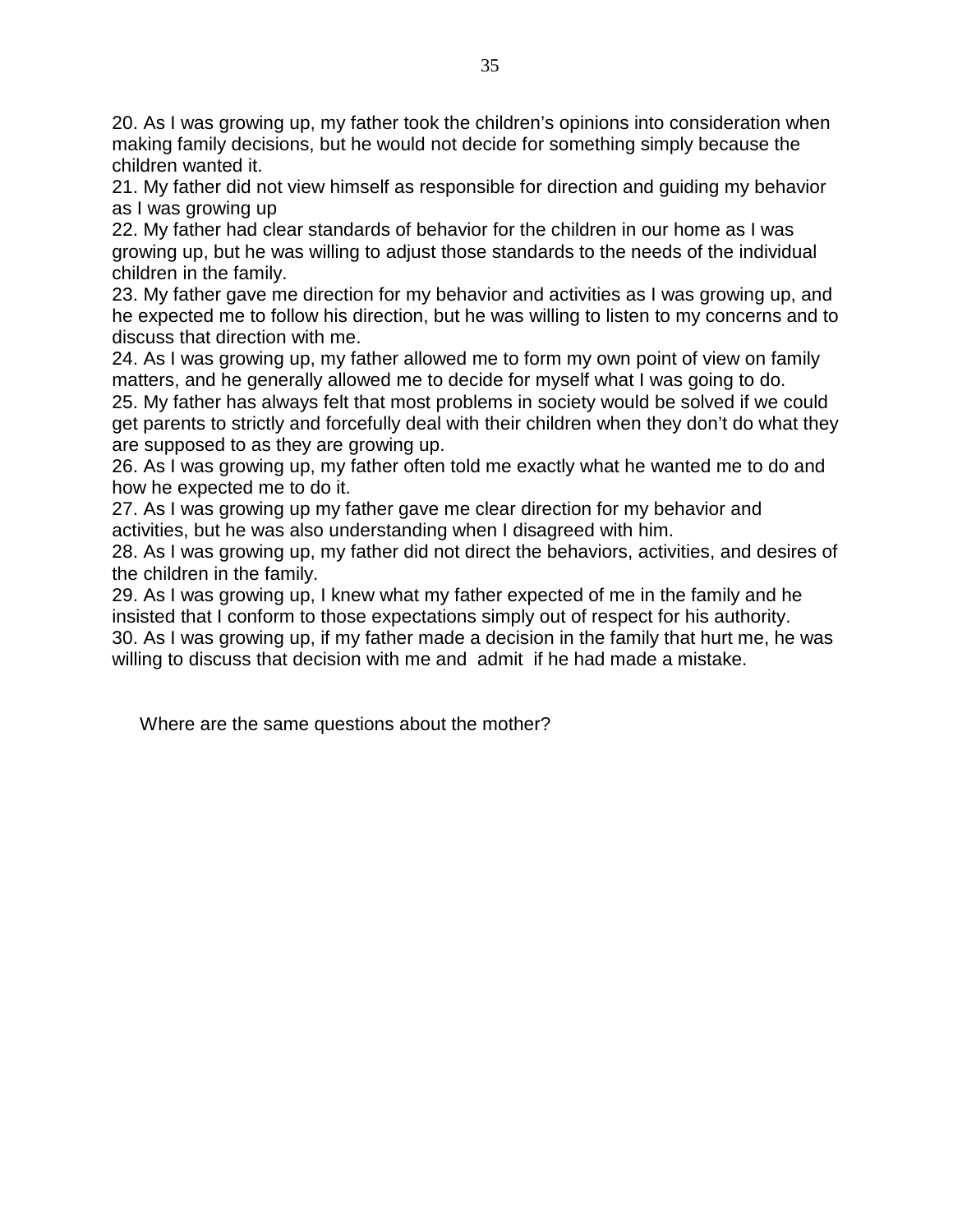20. As I was growing up, my father took the children's opinions into consideration when making family decisions, but he would not decide for something simply because the children wanted it.
21. My father did not view himself as responsible for direction and guiding my behavior as I was growing up
22. My father had clear standards of behavior for the children in our home as I was growing up, but he was willing to adjust those standards to the needs of the individual children in the family.
23. My father gave me direction for my behavior and activities as I was growing up, and he expected me to follow his direction, but he was willing to listen to my concerns and to discuss that direction with me.
24. As I was growing up, my father allowed me to form my own point of view on family matters, and he generally allowed me to decide for myself what I was going to do.
25. My father has always felt that most problems in society would be solved if we could get parents to strictly and forcefully deal with their children when they don't do what they are supposed to as they are growing up.
26. As I was growing up, my father often told me exactly what he wanted me to do and how he expected me to do it.
27. As I was growing up my father gave me clear direction for my behavior and activities, but he was also understanding when I disagreed with him.
28. As I was growing up, my father did not direct the behaviors, activities, and desires of the children in the family.
29. As I was growing up, I knew what my father expected of me in the family and he insisted that I conform to those expectations simply out of respect for his authority.
30. As I was growing up, if my father made a decision in the family that hurt me, he was willing to discuss that decision with me and admit if he had made a mistake.

Where are the same questions about the mother?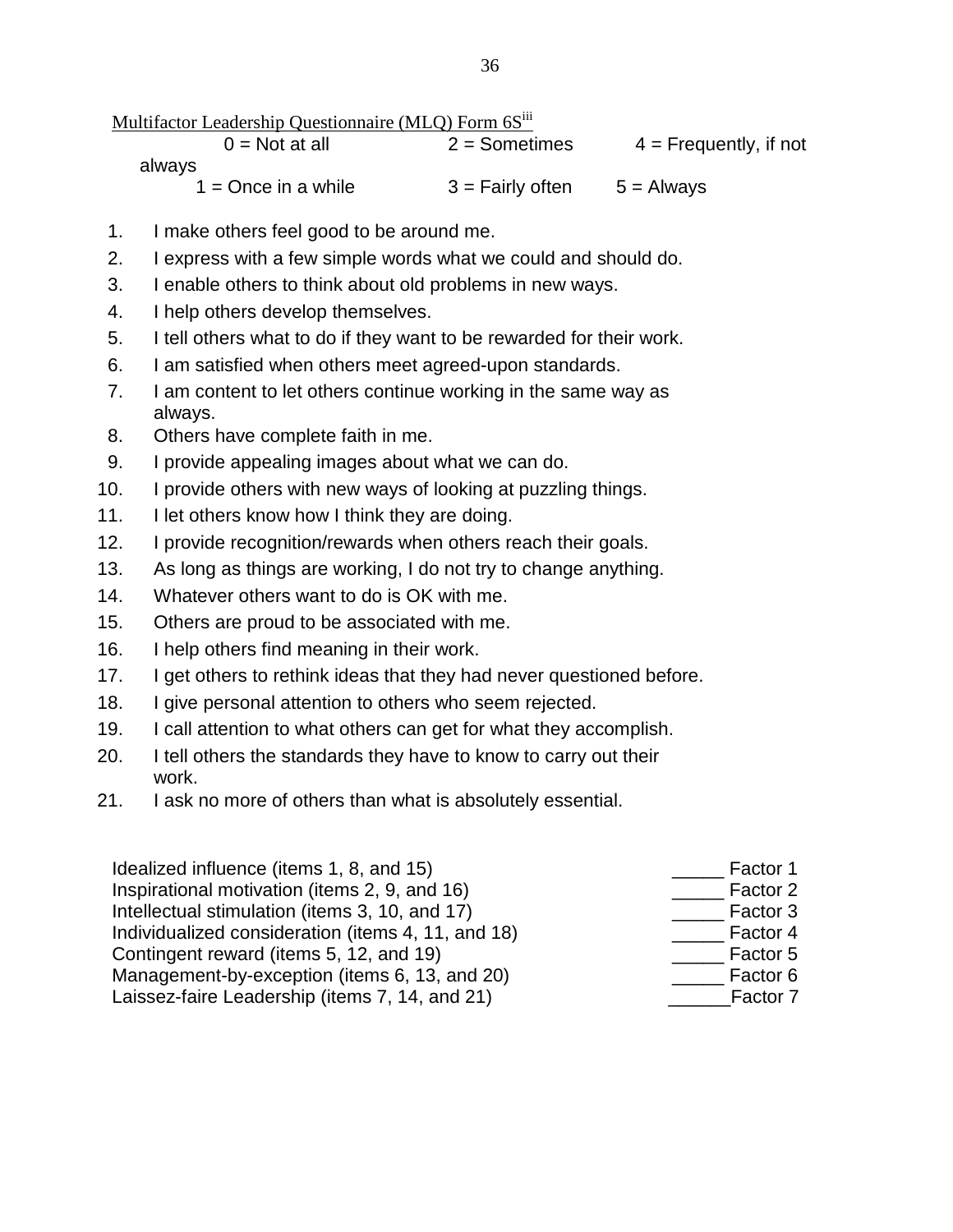Multifactor Leadership Questionnaire (MLQ) Form 6S[iii]

0 = Not at all      2 = Sometimes      4 = Frequently, if not always

1 = Once in a while      3 = Fairly often      5 = Always

1. I make others feel good to be around me.
2. I express with a few simple words what we could and should do.
3. I enable others to think about old problems in new ways.
4. I help others develop themselves.
5. I tell others what to do if they want to be rewarded for their work.
6. I am satisfied when others meet agreed-upon standards.
7. I am content to let others continue working in the same way as always.
8. Others have complete faith in me.
9. I provide appealing images about what we can do.
10. I provide others with new ways of looking at puzzling things.
11. I let others know how I think they are doing.
12. I provide recognition/rewards when others reach their goals.
13. As long as things are working, I do not try to change anything.
14. Whatever others want to do is OK with me.
15. Others are proud to be associated with me.
16. I help others find meaning in their work.
17. I get others to rethink ideas that they had never questioned before.
18. I give personal attention to others who seem rejected.
19. I call attention to what others can get for what they accomplish.
20. I tell others the standards they have to know to carry out their work.
21. I ask no more of others than what is absolutely essential.

Idealized influence (items 1, 8, and 15) _____ Factor 1
Inspirational motivation (items 2, 9, and 16) _____ Factor 2
Intellectual stimulation (items 3, 10, and 17) _____ Factor 3
Individualized consideration (items 4, 11, and 18) _____ Factor 4
Contingent reward (items 5, 12, and 19) _____ Factor 5
Management-by-exception (items 6, 13, and 20) _____ Factor 6
Laissez-faire Leadership (items 7, 14, and 21) ______Factor 7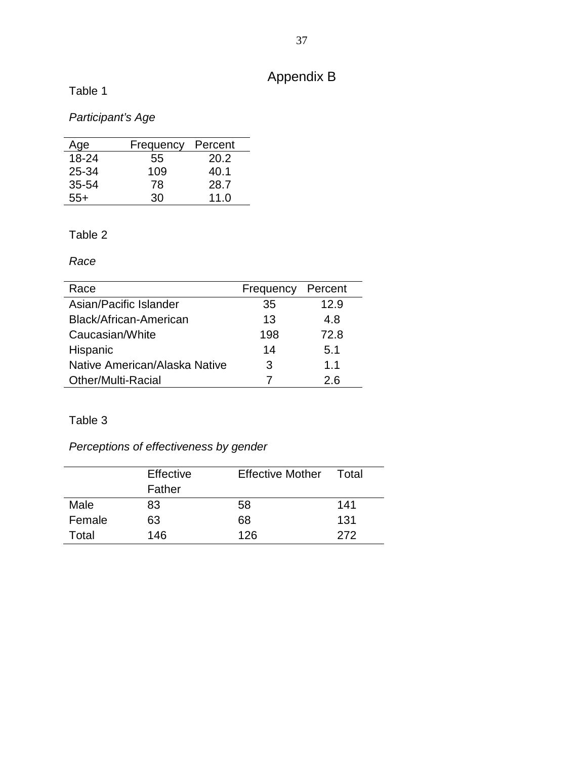# Appendix B

Table 1

*Participant's Age*

| Age | Frequency | Percent |
|---|---|---|
| 18-24 | 55 | 20.2 |
| 25-34 | 109 | 40.1 |
| 35-54 | 78 | 28.7 |
| 55+ | 30 | 11.0 |

Table 2

*Race*

| Race | Frequency | Percent |
|---|---|---|
| Asian/Pacific Islander | 35 | 12.9 |
| Black/African-American | 13 | 4.8 |
| Caucasian/White | 198 | 72.8 |
| Hispanic | 14 | 5.1 |
| Native American/Alaska Native | 3 | 1.1 |
| Other/Multi-Racial | 7 | 2.6 |

Table 3

*Perceptions of effectiveness by gender*

| | Effective Father | Effective Mother | Total |
|---|---|---|---|
| Male | 83 | 58 | 141 |
| Female | 63 | 68 | 131 |
| Total | 146 | 126 | 272 |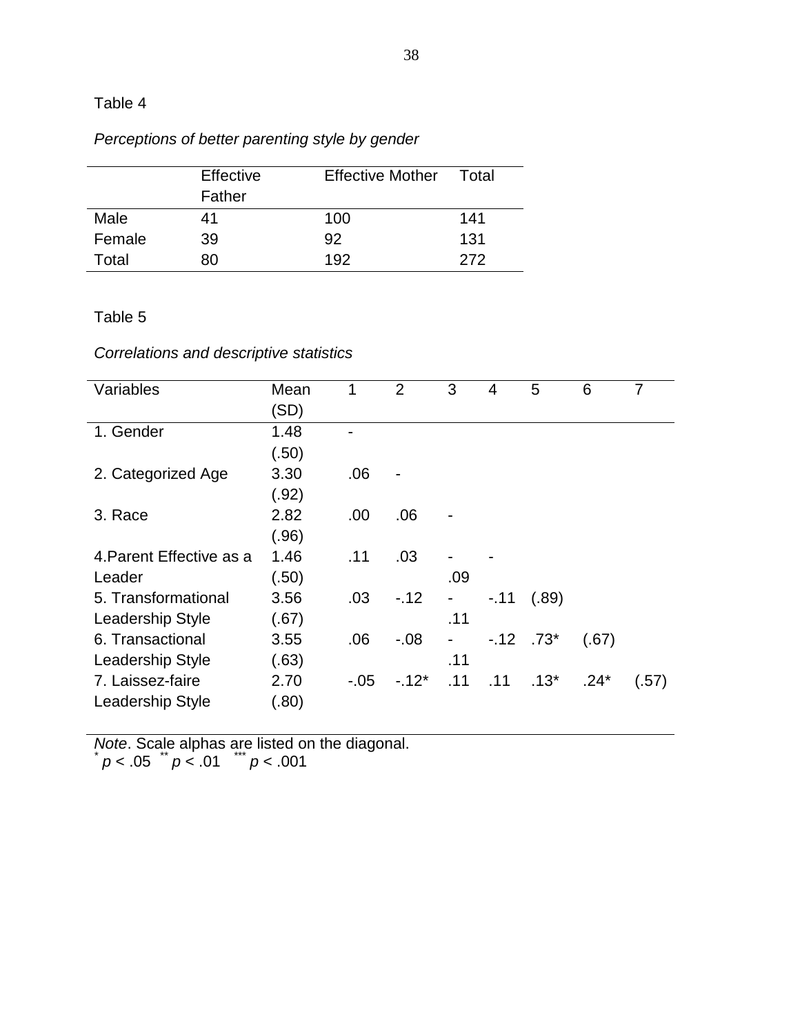Table 4

*Perceptions of better parenting style by gender*

| | Effective Father | Effective Mother | Total |
|---|---|---|---|
| Male | 41 | 100 | 141 |
| Female | 39 | 92 | 131 |
| Total | 80 | 192 | 272 |

Table 5

*Correlations and descriptive statistics*

| Variables | Mean (SD) | 1 | 2 | 3 | 4 | 5 | 6 | 7 |
|---|---|---|---|---|---|---|---|---|
| 1. Gender | 1.48 (.50) | - | | | | | | |
| 2. Categorized Age | 3.30 (.92) | .06 | - | | | | | |
| 3. Race | 2.82 (.96) | .00 | .06 | - | | | | |
| 4.Parent Effective as a Leader | 1.46 (.50) | .11 | .03 | -.09 | - | | | |
| 5. Transformational Leadership Style | 3.56 (.67) | .03 | -.12 | -.11 | -.11 | (.89) | | |
| 6. Transactional Leadership Style | 3.55 (.63) | .06 | -.08 | -.11 | -.12 | .73* | (.67) | |
| 7. Laissez-faire Leadership Style | 2.70 (.80) | -.05 | -.12* | .11 | .11 | .13* | .24* | (.57) |

*Note*. Scale alphas are listed on the diagonal.
\* $p < .05$ \*\* $p < .01$ \*\*\* $p < .001$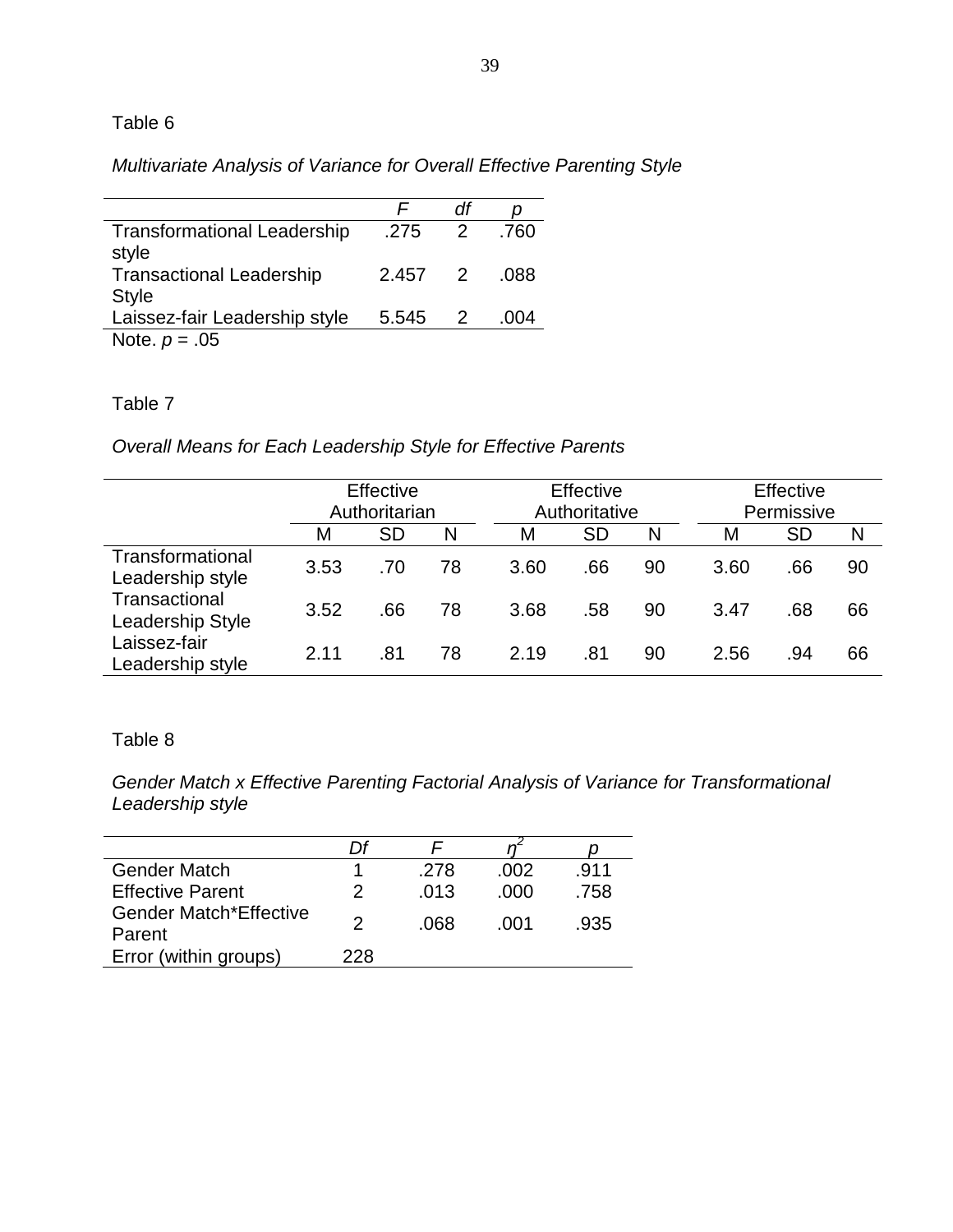Table 6

*Multivariate Analysis of Variance for Overall Effective Parenting Style*

| | *F* | *df* | *p* |
|---|---|---|---|
| Transformational Leadership style | .275 | 2 | .760 |
| Transactional Leadership Style | 2.457 | 2 | .088 |
| Laissez-fair Leadership style | 5.545 | 2 | .004 |

Note. $p = .05$

Table 7

*Overall Means for Each Leadership Style for Effective Parents*

| | Effective Authoritarian | | | Effective Authoritative | | | Effective Permissive | | |
|---|---|---|---|---|---|---|---|---|---|
| | M | SD | N | M | SD | N | M | SD | N |
| Transformational Leadership style | 3.53 | .70 | 78 | 3.60 | .66 | 90 | 3.60 | .66 | 90 |
| Transactional Leadership Style | 3.52 | .66 | 78 | 3.68 | .58 | 90 | 3.47 | .68 | 66 |
| Laissez-fair Leadership style | 2.11 | .81 | 78 | 2.19 | .81 | 90 | 2.56 | .94 | 66 |

Table 8

*Gender Match x Effective Parenting Factorial Analysis of Variance for Transformational Leadership style*

| | *Df* | *F* | $\eta^2$ | *p* |
|---|---|---|---|---|
| Gender Match | 1 | .278 | .002 | .911 |
| Effective Parent | 2 | .013 | .000 | .758 |
| Gender Match*Effective Parent | 2 | .068 | .001 | .935 |
| Error (within groups) | 228 | | | |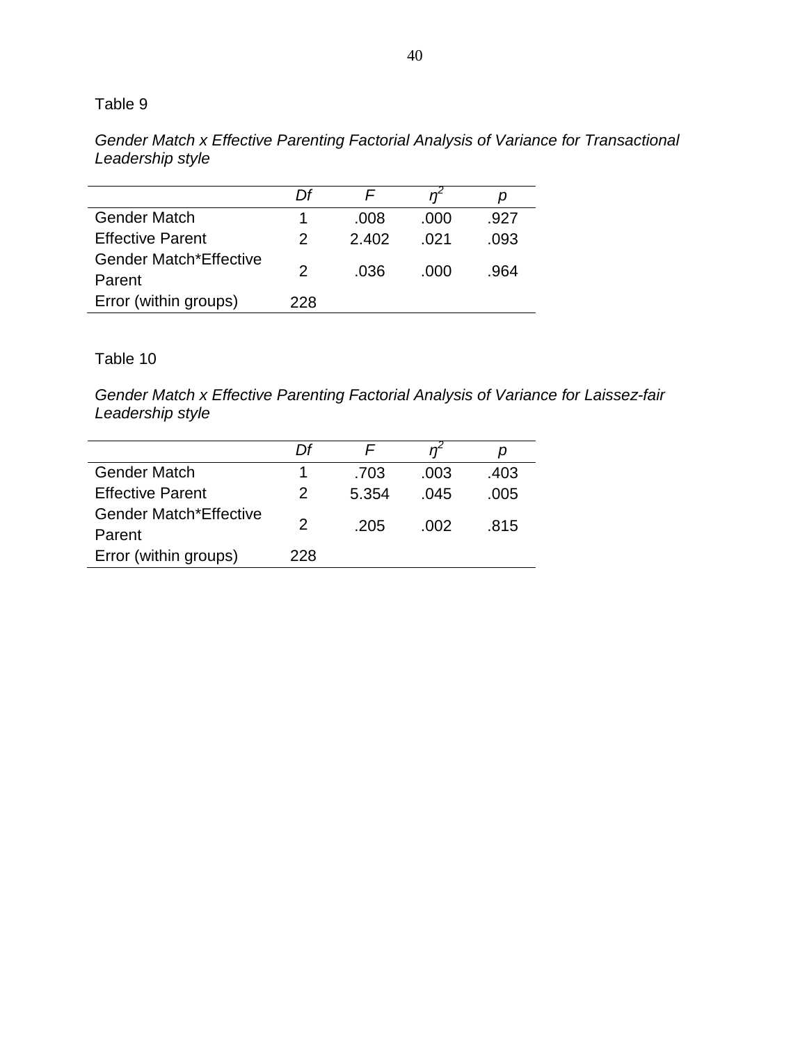Table 9

*Gender Match x Effective Parenting Factorial Analysis of Variance for Transactional Leadership style*

| | *Df* | *F* | $\eta^2$ | *p* |
|---|---|---|---|---|
| Gender Match | 1 | .008 | .000 | .927 |
| Effective Parent | 2 | 2.402 | .021 | .093 |
| Gender Match*Effective Parent | 2 | .036 | .000 | .964 |
| Error (within groups) | 228 | | | |

Table 10

*Gender Match x Effective Parenting Factorial Analysis of Variance for Laissez-fair Leadership style*

| | *Df* | *F* | $\eta^2$ | *p* |
|---|---|---|---|---|
| Gender Match | 1 | .703 | .003 | .403 |
| Effective Parent | 2 | 5.354 | .045 | .005 |
| Gender Match*Effective Parent | 2 | .205 | .002 | .815 |
| Error (within groups) | 228 | | | |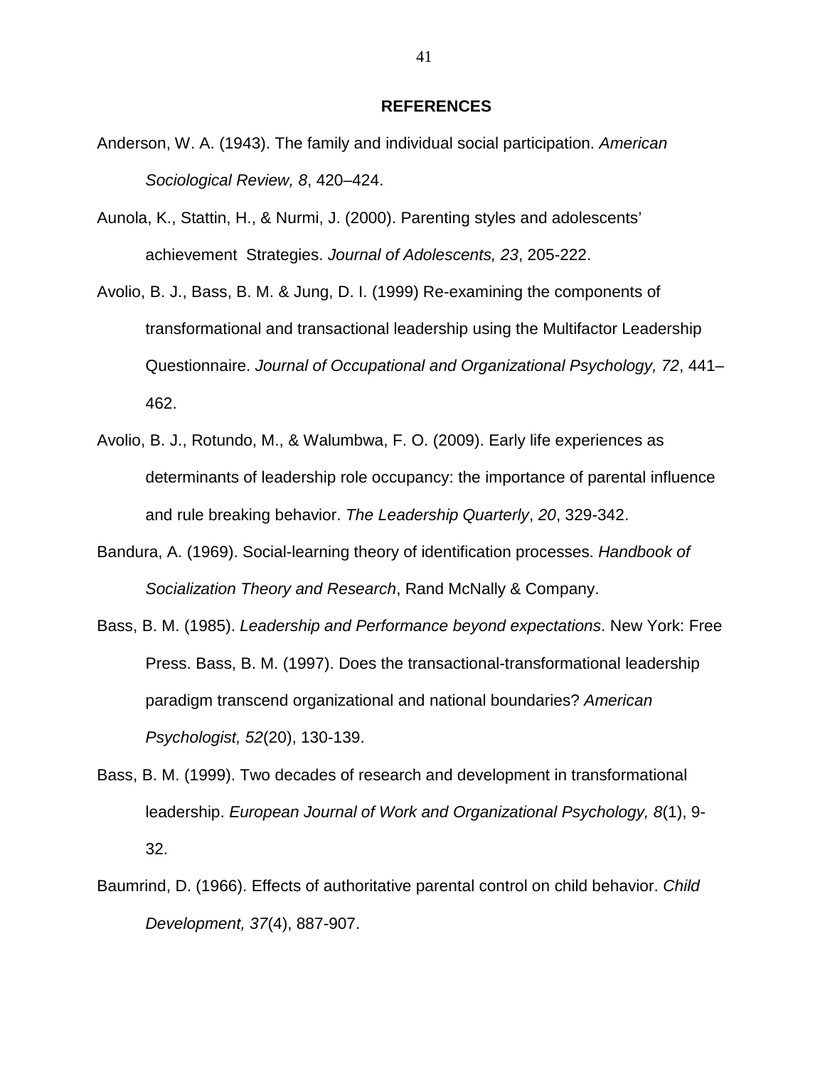# REFERENCES

Anderson, W. A. (1943). The family and individual social participation. *American Sociological Review, 8*, 420–424.

Aunola, K., Stattin, H., & Nurmi, J. (2000). Parenting styles and adolescents' achievement Strategies. *Journal of Adolescents, 23*, 205-222.

Avolio, B. J., Bass, B. M. & Jung, D. I. (1999) Re-examining the components of transformational and transactional leadership using the Multifactor Leadership Questionnaire. *Journal of Occupational and Organizational Psychology, 72*, 441–462.

Avolio, B. J., Rotundo, M., & Walumbwa, F. O. (2009). Early life experiences as determinants of leadership role occupancy: the importance of parental influence and rule breaking behavior. *The Leadership Quarterly*, *20*, 329-342.

Bandura, A. (1969). Social-learning theory of identification processes. *Handbook of Socialization Theory and Research*, Rand McNally & Company.

Bass, B. M. (1985). *Leadership and Performance beyond expectations*. New York: Free Press. Bass, B. M. (1997). Does the transactional-transformational leadership paradigm transcend organizational and national boundaries? *American Psychologist, 52*(20), 130-139.

Bass, B. M. (1999). Two decades of research and development in transformational leadership. *European Journal of Work and Organizational Psychology, 8*(1), 9-32.

Baumrind, D. (1966). Effects of authoritative parental control on child behavior. *Child Development, 37*(4), 887-907.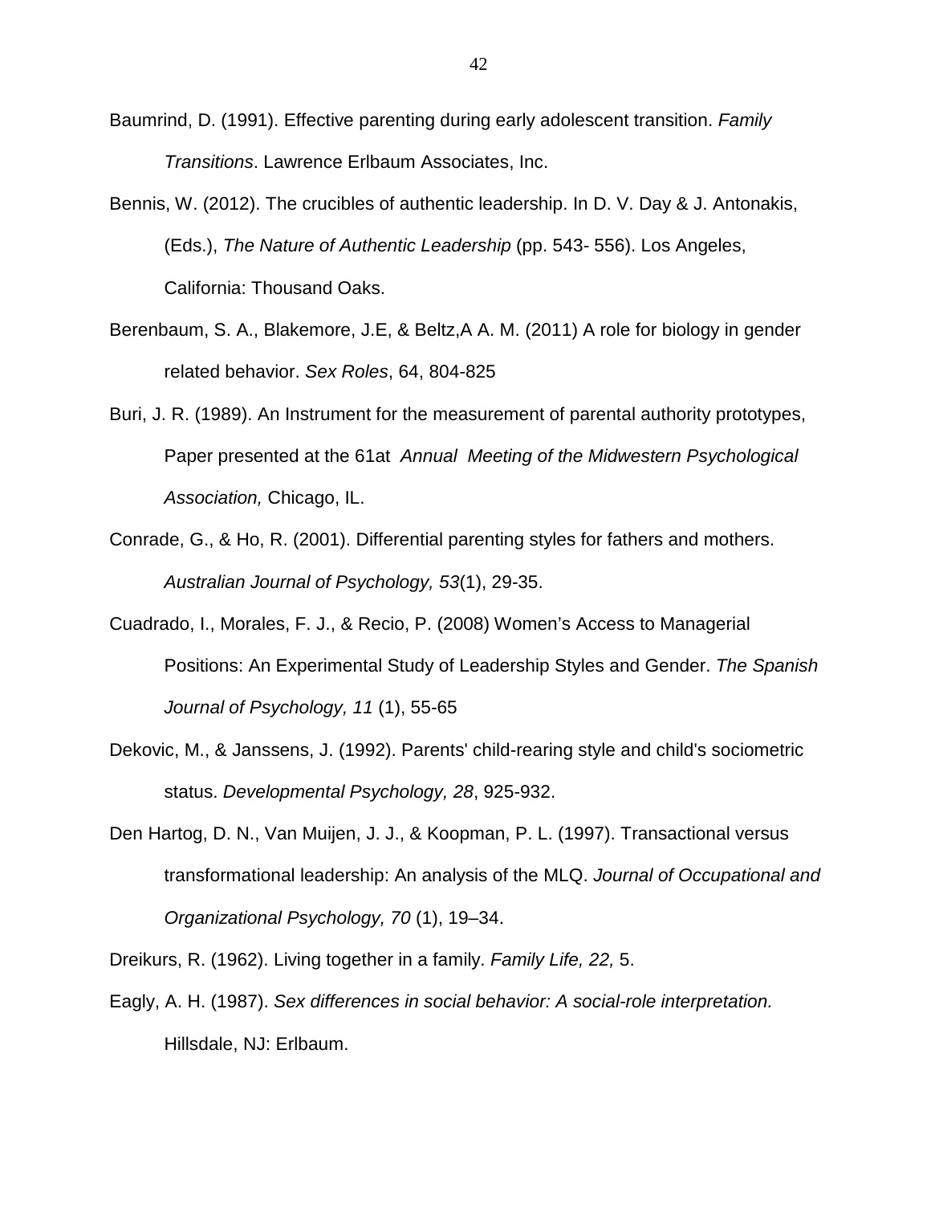Baumrind, D. (1991). Effective parenting during early adolescent transition. *Family Transitions*. Lawrence Erlbaum Associates, Inc.

Bennis, W. (2012). The crucibles of authentic leadership. In D. V. Day & J. Antonakis, (Eds.), *The Nature of Authentic Leadership* (pp. 543- 556). Los Angeles, California: Thousand Oaks.

Berenbaum, S. A., Blakemore, J.E, & Beltz,A A. M. (2011) A role for biology in gender related behavior. *Sex Roles*, 64, 804-825

Buri, J. R. (1989). An Instrument for the measurement of parental authority prototypes, Paper presented at the 61at *Annual Meeting of the Midwestern Psychological Association,* Chicago, IL.

Conrade, G., & Ho, R. (2001). Differential parenting styles for fathers and mothers. *Australian Journal of Psychology, 53*(1), 29-35.

Cuadrado, I., Morales, F. J., & Recio, P. (2008) Women's Access to Managerial Positions: An Experimental Study of Leadership Styles and Gender. *The Spanish Journal of Psychology, 11* (1), 55-65

Dekovic, M., & Janssens, J. (1992). Parents' child-rearing style and child's sociometric status. *Developmental Psychology, 28*, 925-932.

Den Hartog, D. N., Van Muijen, J. J., & Koopman, P. L. (1997). Transactional versus transformational leadership: An analysis of the MLQ. *Journal of Occupational and Organizational Psychology, 70* (1), 19–34.

Dreikurs, R. (1962). Living together in a family. *Family Life, 22,* 5.

Eagly, A. H. (1987). *Sex differences in social behavior: A social-role interpretation.* Hillsdale, NJ: Erlbaum.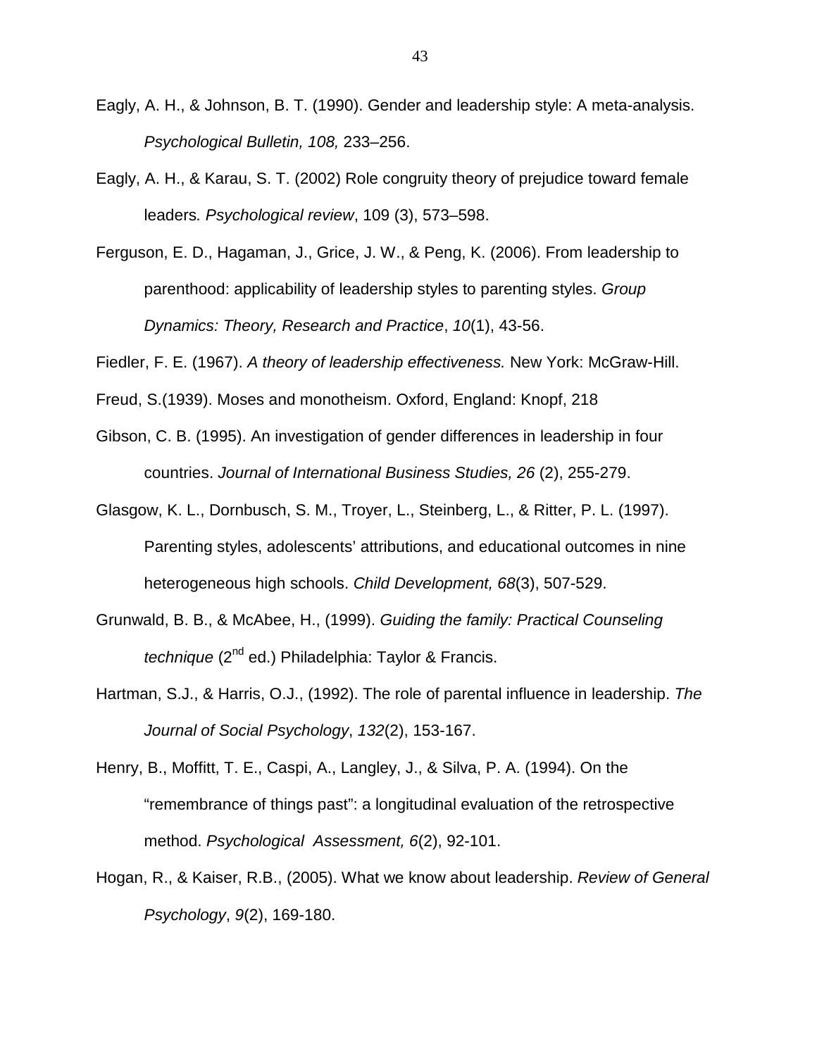Eagly, A. H., & Johnson, B. T. (1990). Gender and leadership style: A meta-analysis. *Psychological Bulletin, 108,* 233–256.

Eagly, A. H., & Karau, S. T. (2002) Role congruity theory of prejudice toward female leaders*. Psychological review*, 109 (3), 573–598.

Ferguson, E. D., Hagaman, J., Grice, J. W., & Peng, K. (2006). From leadership to parenthood: applicability of leadership styles to parenting styles. *Group Dynamics: Theory, Research and Practice*, *10*(1), 43-56.

Fiedler, F. E. (1967). *A theory of leadership effectiveness.* New York: McGraw-Hill.

Freud, S.(1939). Moses and monotheism. Oxford, England: Knopf, 218

Gibson, C. B. (1995). An investigation of gender differences in leadership in four countries. *Journal of International Business Studies, 26* (2), 255-279.

Glasgow, K. L., Dornbusch, S. M., Troyer, L., Steinberg, L., & Ritter, P. L. (1997). Parenting styles, adolescents' attributions, and educational outcomes in nine heterogeneous high schools. *Child Development, 68*(3), 507-529.

Grunwald, B. B., & McAbee, H., (1999). *Guiding the family: Practical Counseling technique* (2nd ed.) Philadelphia: Taylor & Francis.

Hartman, S.J., & Harris, O.J., (1992). The role of parental influence in leadership. *The Journal of Social Psychology*, *132*(2), 153-167.

Henry, B., Moffitt, T. E., Caspi, A., Langley, J., & Silva, P. A. (1994). On the "remembrance of things past": a longitudinal evaluation of the retrospective method. *Psychological Assessment, 6*(2), 92-101.

Hogan, R., & Kaiser, R.B., (2005). What we know about leadership. *Review of General Psychology*, *9*(2), 169-180.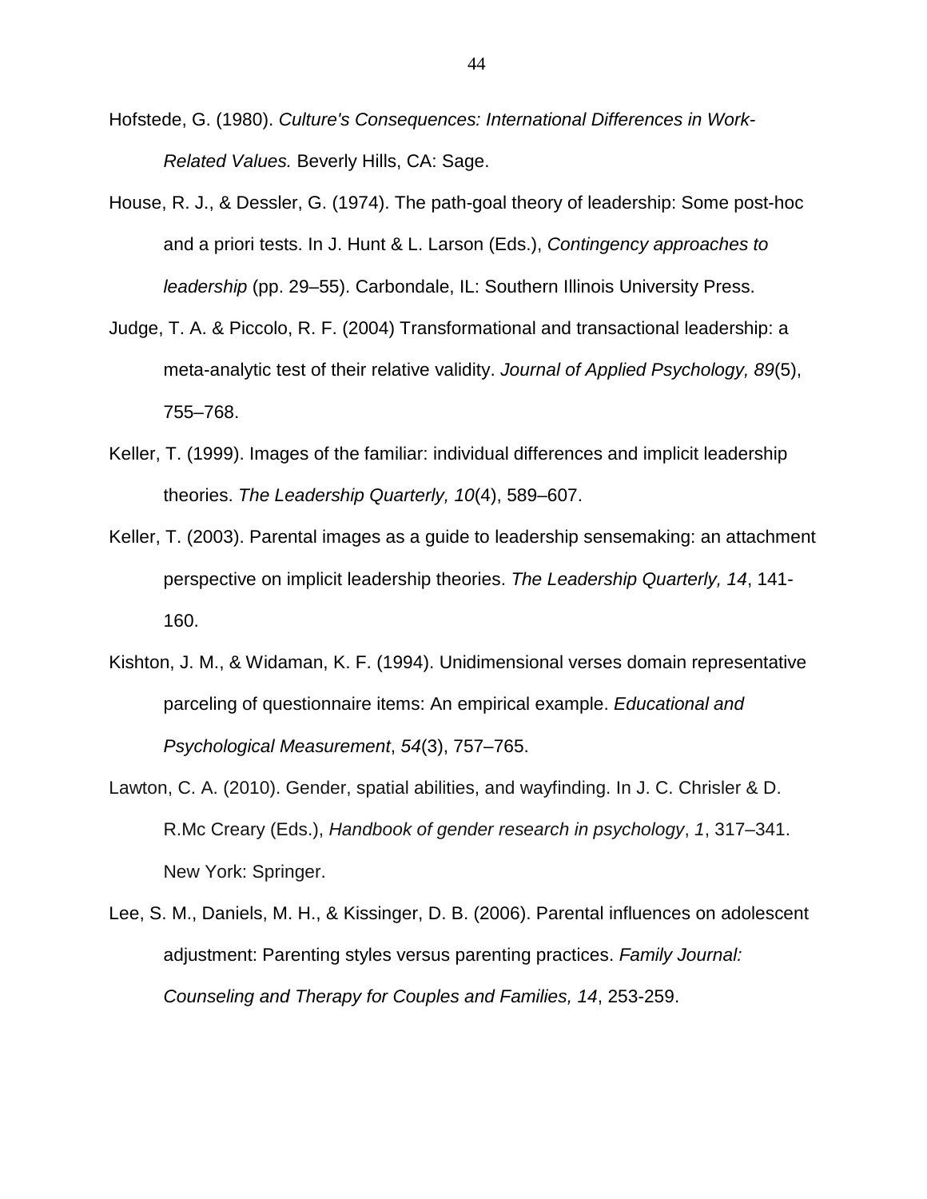Hofstede, G. (1980). *Culture's Consequences: International Differences in Work-Related Values.* Beverly Hills, CA: Sage.

House, R. J., & Dessler, G. (1974). The path-goal theory of leadership: Some post-hoc and a priori tests. In J. Hunt & L. Larson (Eds.), *Contingency approaches to leadership* (pp. 29–55). Carbondale, IL: Southern Illinois University Press.

Judge, T. A. & Piccolo, R. F. (2004) Transformational and transactional leadership: a meta-analytic test of their relative validity. *Journal of Applied Psychology, 89*(5), 755–768.

Keller, T. (1999). Images of the familiar: individual differences and implicit leadership theories. *The Leadership Quarterly, 10*(4), 589–607.

Keller, T. (2003). Parental images as a guide to leadership sensemaking: an attachment perspective on implicit leadership theories. *The Leadership Quarterly, 14*, 141-160.

Kishton, J. M., & Widaman, K. F. (1994). Unidimensional verses domain representative parceling of questionnaire items: An empirical example. *Educational and Psychological Measurement*, *54*(3), 757–765.

Lawton, C. A. (2010). Gender, spatial abilities, and wayfinding. In J. C. Chrisler & D. R.Mc Creary (Eds.), *Handbook of gender research in psychology*, *1*, 317–341. New York: Springer.

Lee, S. M., Daniels, M. H., & Kissinger, D. B. (2006). Parental influences on adolescent adjustment: Parenting styles versus parenting practices. *Family Journal: Counseling and Therapy for Couples and Families, 14*, 253-259.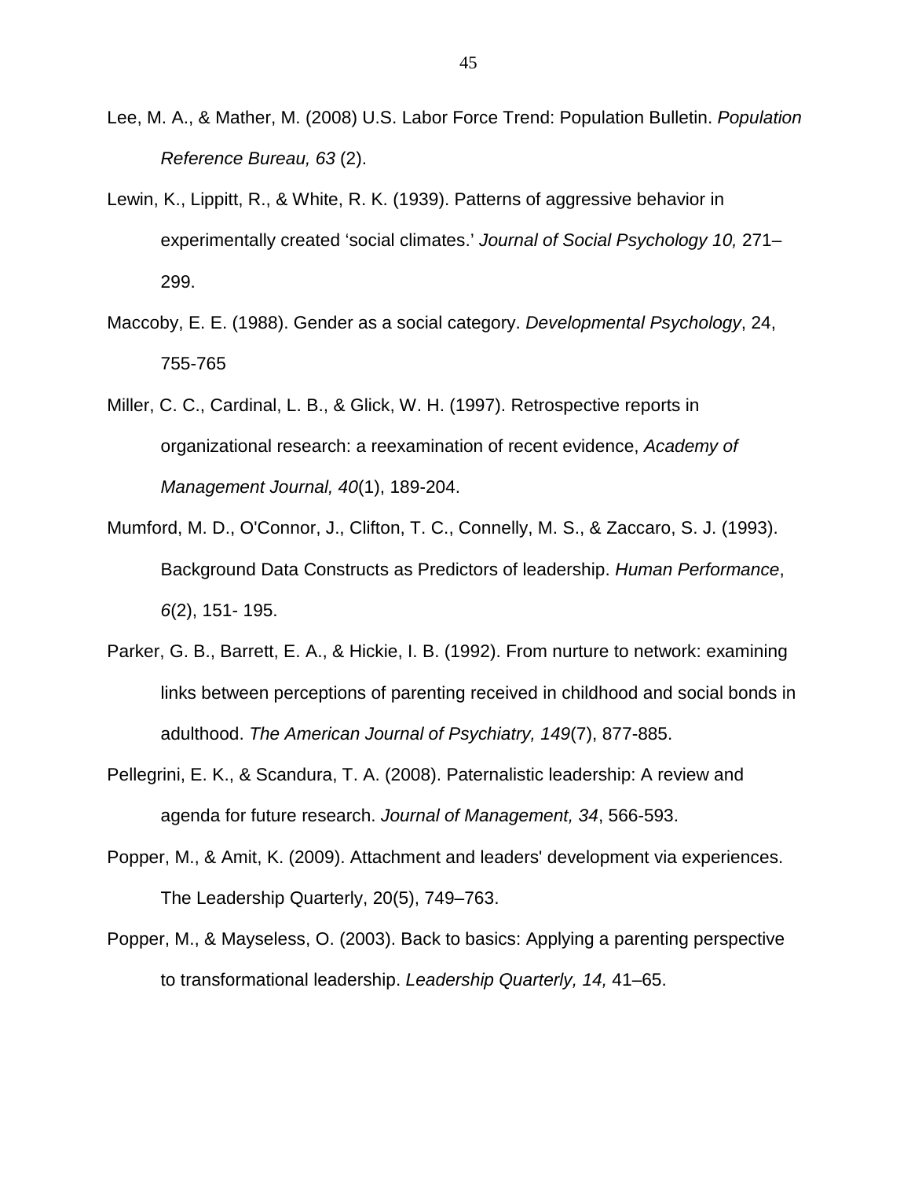Lee, M. A., & Mather, M. (2008) U.S. Labor Force Trend: Population Bulletin. *Population Reference Bureau, 63* (2).

Lewin, K., Lippitt, R., & White, R. K. (1939). Patterns of aggressive behavior in experimentally created 'social climates.' *Journal of Social Psychology 10,* 271–299.

Maccoby, E. E. (1988). Gender as a social category. *Developmental Psychology*, 24, 755-765

Miller, C. C., Cardinal, L. B., & Glick, W. H. (1997). Retrospective reports in organizational research: a reexamination of recent evidence, *Academy of Management Journal, 40*(1), 189-204.

Mumford, M. D., O'Connor, J., Clifton, T. C., Connelly, M. S., & Zaccaro, S. J. (1993). Background Data Constructs as Predictors of leadership. *Human Performance*, *6*(2), 151- 195.

Parker, G. B., Barrett, E. A., & Hickie, I. B. (1992). From nurture to network: examining links between perceptions of parenting received in childhood and social bonds in adulthood. *The American Journal of Psychiatry, 149*(7), 877-885.

Pellegrini, E. K., & Scandura, T. A. (2008). Paternalistic leadership: A review and agenda for future research. *Journal of Management, 34*, 566-593.

Popper, M., & Amit, K. (2009). Attachment and leaders' development via experiences. The Leadership Quarterly, 20(5), 749–763.

Popper, M., & Mayseless, O. (2003). Back to basics: Applying a parenting perspective to transformational leadership. *Leadership Quarterly, 14,* 41–65.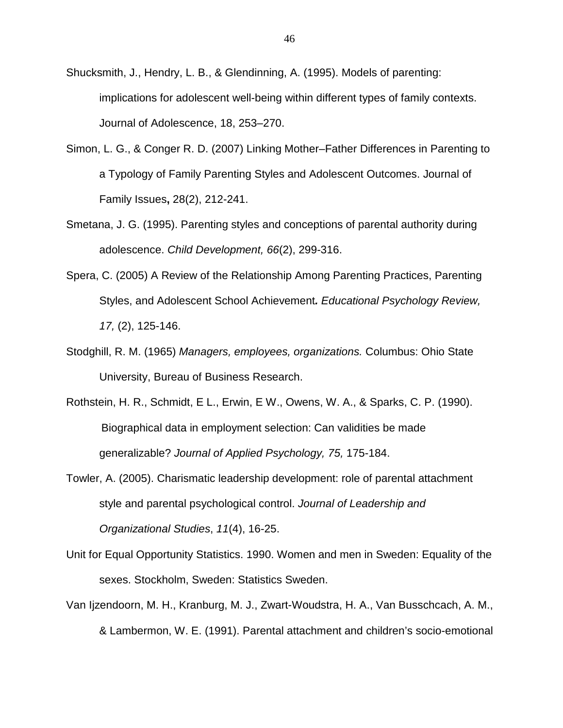Shucksmith, J., Hendry, L. B., & Glendinning, A. (1995). Models of parenting: implications for adolescent well-being within different types of family contexts. Journal of Adolescence, 18, 253–270.

Simon, L. G., & Conger R. D. (2007) Linking Mother–Father Differences in Parenting to a Typology of Family Parenting Styles and Adolescent Outcomes. Journal of Family Issues**,** 28(2), 212-241.

Smetana, J. G. (1995). Parenting styles and conceptions of parental authority during adolescence. *Child Development, 66*(2), 299-316.

Spera, C. (2005) A Review of the Relationship Among Parenting Practices, Parenting Styles, and Adolescent School Achievement***.*** *Educational Psychology Review, 17,* (2), 125-146.

Stodghill, R. M. (1965) *Managers, employees, organizations.* Columbus: Ohio State University, Bureau of Business Research.

Rothstein, H. R., Schmidt, E L., Erwin, E W., Owens, W. A., & Sparks, C. P. (1990). Biographical data in employment selection: Can validities be made generalizable? *Journal of Applied Psychology, 75,* 175-184.

Towler, A. (2005). Charismatic leadership development: role of parental attachment style and parental psychological control. *Journal of Leadership and Organizational Studies*, *11*(4), 16-25.

Unit for Equal Opportunity Statistics. 1990. Women and men in Sweden: Equality of the sexes. Stockholm, Sweden: Statistics Sweden.

Van Ijzendoorn, M. H., Kranburg, M. J., Zwart-Woudstra, H. A., Van Busschcach, A. M., & Lambermon, W. E. (1991). Parental attachment and children's socio-emotional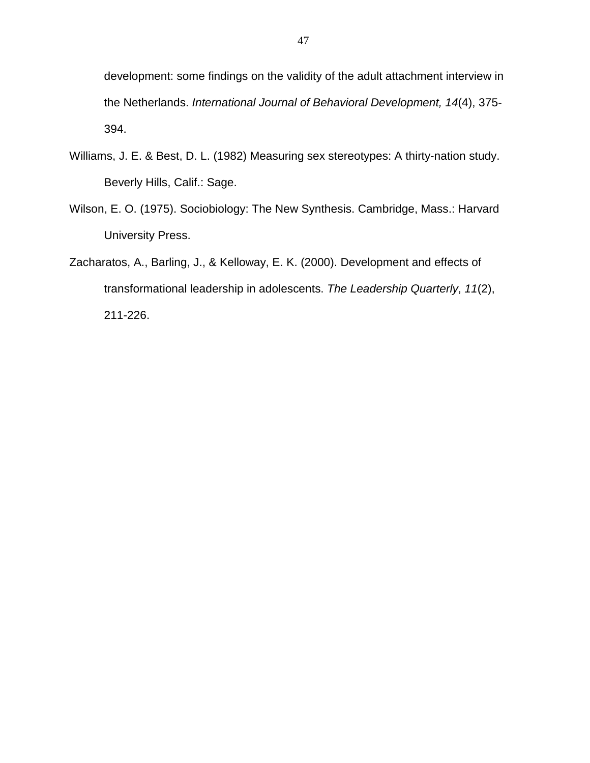development: some findings on the validity of the adult attachment interview in the Netherlands. *International Journal of Behavioral Development, 14*(4), 375-394.

Williams, J. E. & Best, D. L. (1982) Measuring sex stereotypes: A thirty-nation study. Beverly Hills, Calif.: Sage.

Wilson, E. O. (1975). Sociobiology: The New Synthesis. Cambridge, Mass.: Harvard University Press.

Zacharatos, A., Barling, J., & Kelloway, E. K. (2000). Development and effects of transformational leadership in adolescents. *The Leadership Quarterly*, *11*(2), 211-226.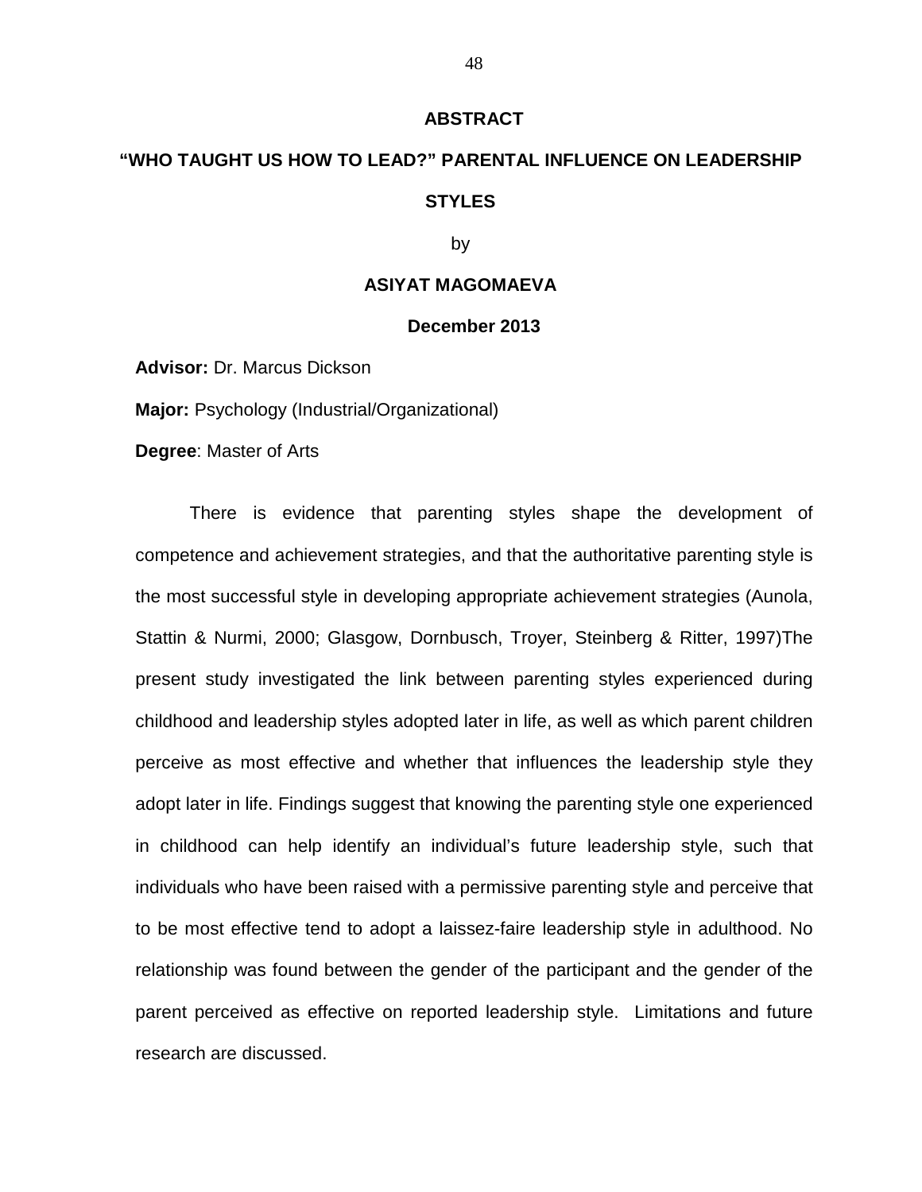# ABSTRACT

## "WHO TAUGHT US HOW TO LEAD?" PARENTAL INFLUENCE ON LEADERSHIP STYLES

by

**ASIYAT MAGOMAEVA**

**December 2013**

**Advisor:** Dr. Marcus Dickson

**Major:** Psychology (Industrial/Organizational)

**Degree**: Master of Arts

There is evidence that parenting styles shape the development of competence and achievement strategies, and that the authoritative parenting style is the most successful style in developing appropriate achievement strategies (Aunola, Stattin & Nurmi, 2000; Glasgow, Dornbusch, Troyer, Steinberg & Ritter, 1997)The present study investigated the link between parenting styles experienced during childhood and leadership styles adopted later in life, as well as which parent children perceive as most effective and whether that influences the leadership style they adopt later in life. Findings suggest that knowing the parenting style one experienced in childhood can help identify an individual's future leadership style, such that individuals who have been raised with a permissive parenting style and perceive that to be most effective tend to adopt a laissez-faire leadership style in adulthood. No relationship was found between the gender of the participant and the gender of the parent perceived as effective on reported leadership style. Limitations and future research are discussed.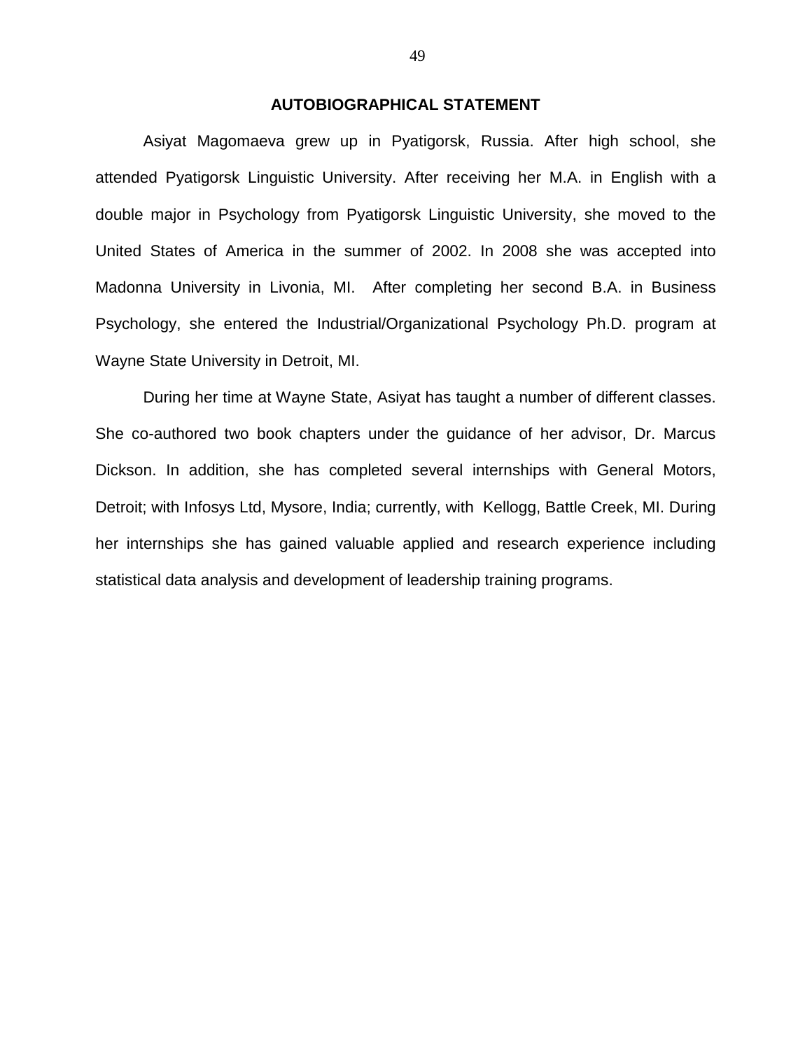## AUTOBIOGRAPHICAL STATEMENT

Asiyat Magomaeva grew up in Pyatigorsk, Russia. After high school, she attended Pyatigorsk Linguistic University. After receiving her M.A. in English with a double major in Psychology from Pyatigorsk Linguistic University, she moved to the United States of America in the summer of 2002. In 2008 she was accepted into Madonna University in Livonia, MI. After completing her second B.A. in Business Psychology, she entered the Industrial/Organizational Psychology Ph.D. program at Wayne State University in Detroit, MI.

During her time at Wayne State, Asiyat has taught a number of different classes. She co-authored two book chapters under the guidance of her advisor, Dr. Marcus Dickson. In addition, she has completed several internships with General Motors, Detroit; with Infosys Ltd, Mysore, India; currently, with Kellogg, Battle Creek, MI. During her internships she has gained valuable applied and research experience including statistical data analysis and development of leadership training programs.